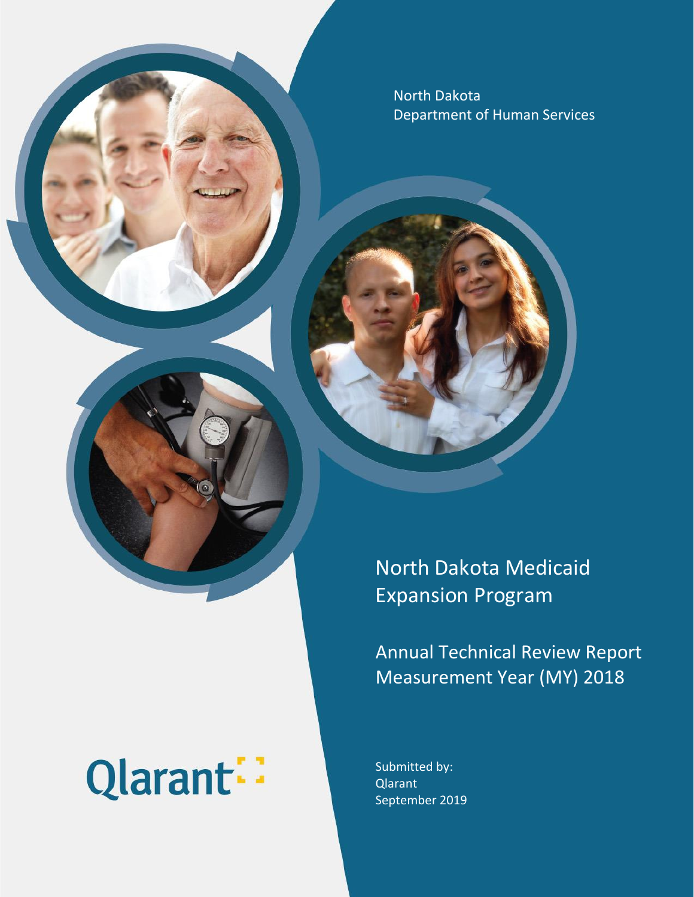North Dakota
Department of Human Services

# North Dakota Medicaid Expansion Program

## Annual Technical Review Report
## Measurement Year (MY) 2018

Qlarant

Submitted by:
Qlarant
September 2019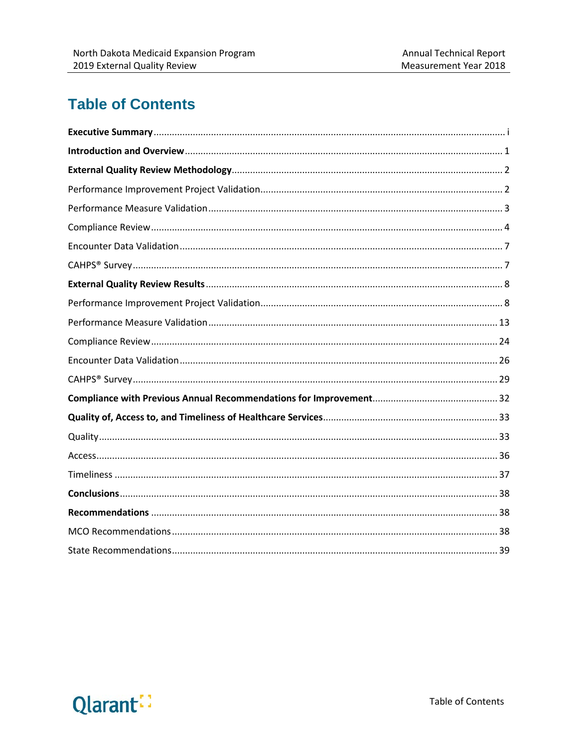# Table of Contents

**Executive Summary** ..... i

**Introduction and Overview** ..... 1

**External Quality Review Methodology** ..... 2

Performance Improvement Project Validation ..... 2

Performance Measure Validation ..... 3

Compliance Review ..... 4

Encounter Data Validation ..... 7

CAHPS® Survey ..... 7

**External Quality Review Results** ..... 8

Performance Improvement Project Validation ..... 8

Performance Measure Validation ..... 13

Compliance Review ..... 24

Encounter Data Validation ..... 26

CAHPS® Survey ..... 29

**Compliance with Previous Annual Recommendations for Improvement** ..... 32

**Quality of, Access to, and Timeliness of Healthcare Services** ..... 33

Quality ..... 33

Access ..... 36

Timeliness ..... 37

**Conclusions** ..... 38

**Recommendations** ..... 38

MCO Recommendations ..... 38

State Recommendations ..... 39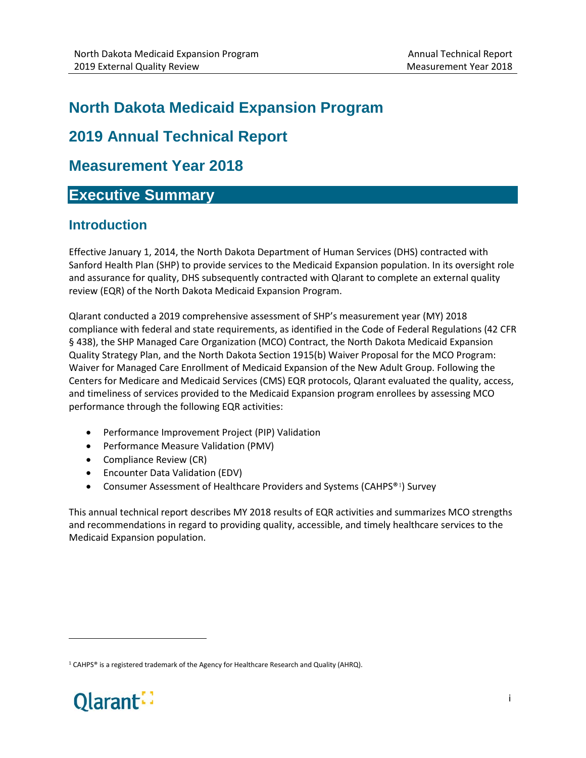# North Dakota Medicaid Expansion Program

# 2019 Annual Technical Report

# Measurement Year 2018

## Executive Summary

### Introduction

Effective January 1, 2014, the North Dakota Department of Human Services (DHS) contracted with Sanford Health Plan (SHP) to provide services to the Medicaid Expansion population. In its oversight role and assurance for quality, DHS subsequently contracted with Qlarant to complete an external quality review (EQR) of the North Dakota Medicaid Expansion Program.

Qlarant conducted a 2019 comprehensive assessment of SHP's measurement year (MY) 2018 compliance with federal and state requirements, as identified in the Code of Federal Regulations (42 CFR § 438), the SHP Managed Care Organization (MCO) Contract, the North Dakota Medicaid Expansion Quality Strategy Plan, and the North Dakota Section 1915(b) Waiver Proposal for the MCO Program: Waiver for Managed Care Enrollment of Medicaid Expansion of the New Adult Group. Following the Centers for Medicare and Medicaid Services (CMS) EQR protocols, Qlarant evaluated the quality, access, and timeliness of services provided to the Medicaid Expansion program enrollees by assessing MCO performance through the following EQR activities:

- Performance Improvement Project (PIP) Validation
- Performance Measure Validation (PMV)
- Compliance Review (CR)
- Encounter Data Validation (EDV)
- Consumer Assessment of Healthcare Providers and Systems (CAHPS®[1]) Survey

This annual technical report describes MY 2018 results of EQR activities and summarizes MCO strengths and recommendations in regard to providing quality, accessible, and timely healthcare services to the Medicaid Expansion population.

[1] CAHPS® is a registered trademark of the Agency for Healthcare Research and Quality (AHRQ).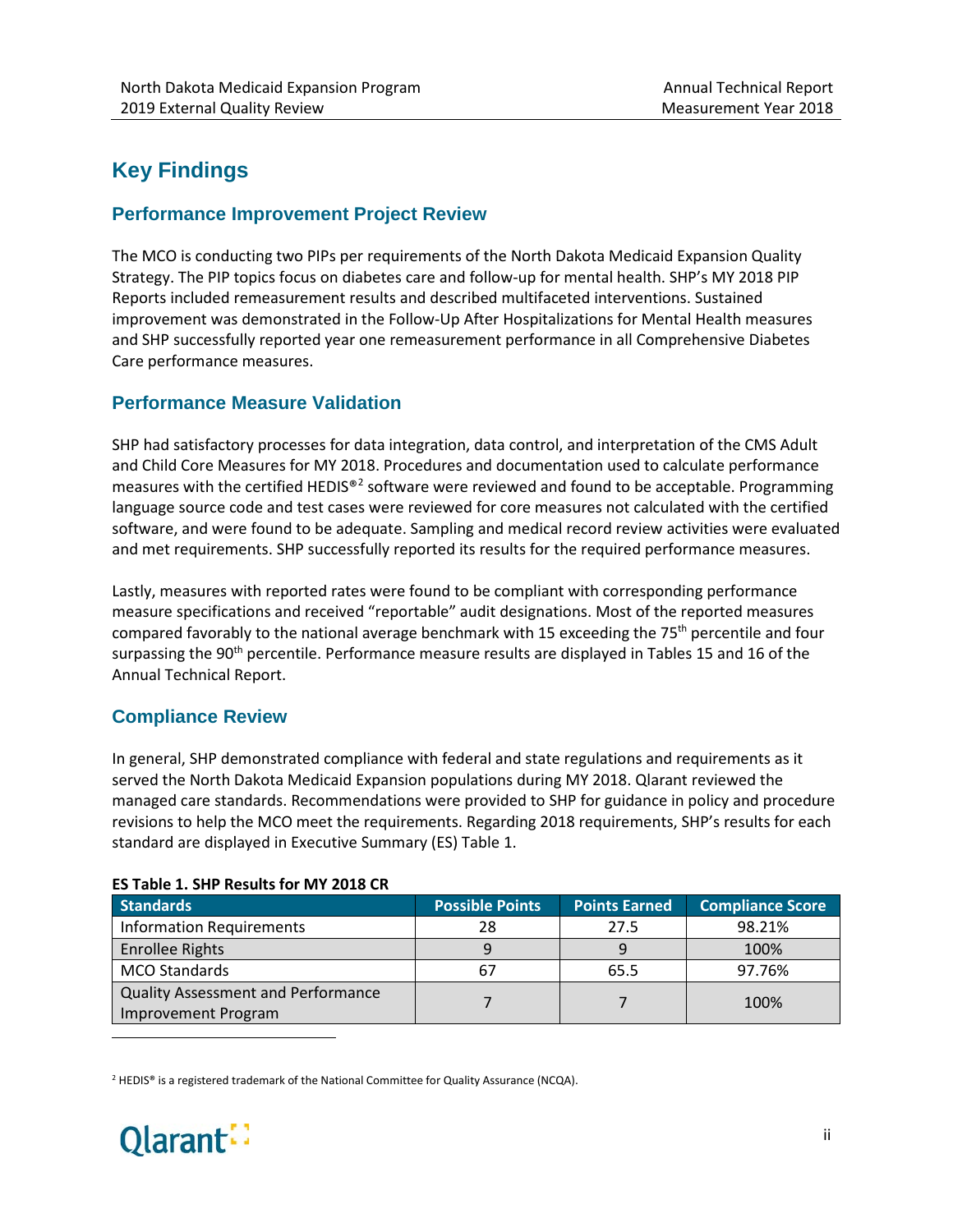## Key Findings

### Performance Improvement Project Review

The MCO is conducting two PIPs per requirements of the North Dakota Medicaid Expansion Quality Strategy. The PIP topics focus on diabetes care and follow-up for mental health. SHP's MY 2018 PIP Reports included remeasurement results and described multifaceted interventions. Sustained improvement was demonstrated in the Follow-Up After Hospitalizations for Mental Health measures and SHP successfully reported year one remeasurement performance in all Comprehensive Diabetes Care performance measures.

### Performance Measure Validation

SHP had satisfactory processes for data integration, data control, and interpretation of the CMS Adult and Child Core Measures for MY 2018. Procedures and documentation used to calculate performance measures with the certified HEDIS®[2] software were reviewed and found to be acceptable. Programming language source code and test cases were reviewed for core measures not calculated with the certified software, and were found to be adequate. Sampling and medical record review activities were evaluated and met requirements. SHP successfully reported its results for the required performance measures.

Lastly, measures with reported rates were found to be compliant with corresponding performance measure specifications and received "reportable" audit designations. Most of the reported measures compared favorably to the national average benchmark with 15 exceeding the 75th percentile and four surpassing the 90th percentile. Performance measure results are displayed in Tables 15 and 16 of the Annual Technical Report.

### Compliance Review

In general, SHP demonstrated compliance with federal and state regulations and requirements as it served the North Dakota Medicaid Expansion populations during MY 2018. Qlarant reviewed the managed care standards. Recommendations were provided to SHP for guidance in policy and procedure revisions to help the MCO meet the requirements. Regarding 2018 requirements, SHP's results for each standard are displayed in Executive Summary (ES) Table 1.

**ES Table 1. SHP Results for MY 2018 CR**

| Standards | Possible Points | Points Earned | Compliance Score |
|---|---|---|---|
| Information Requirements | 28 | 27.5 | 98.21% |
| Enrollee Rights | 9 | 9 | 100% |
| MCO Standards | 67 | 65.5 | 97.76% |
| Quality Assessment and Performance Improvement Program | 7 | 7 | 100% |

[2] HEDIS® is a registered trademark of the National Committee for Quality Assurance (NCQA).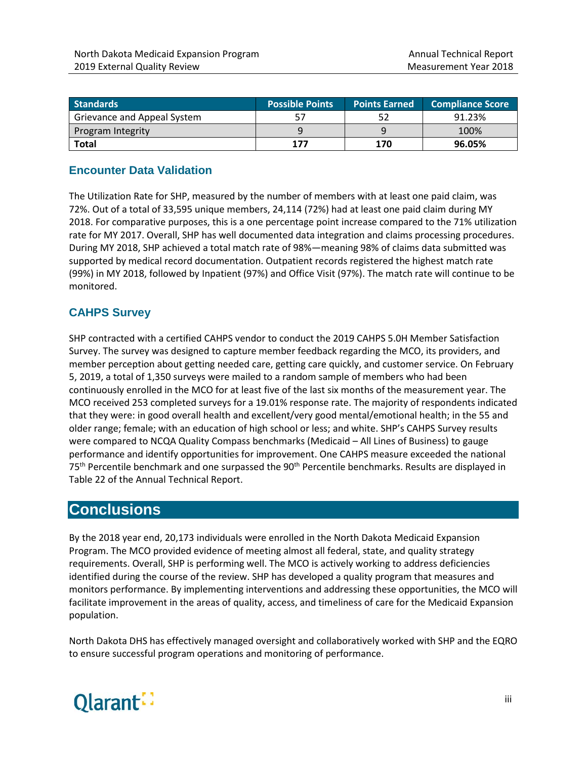| Standards | Possible Points | Points Earned | Compliance Score |
|---|---|---|---|
| Grievance and Appeal System | 57 | 52 | 91.23% |
| Program Integrity | 9 | 9 | 100% |
| **Total** | **177** | **170** | **96.05%** |

### Encounter Data Validation

The Utilization Rate for SHP, measured by the number of members with at least one paid claim, was 72%. Out of a total of 33,595 unique members, 24,114 (72%) had at least one paid claim during MY 2018. For comparative purposes, this is a one percentage point increase compared to the 71% utilization rate for MY 2017. Overall, SHP has well documented data integration and claims processing procedures. During MY 2018, SHP achieved a total match rate of 98%—meaning 98% of claims data submitted was supported by medical record documentation. Outpatient records registered the highest match rate (99%) in MY 2018, followed by Inpatient (97%) and Office Visit (97%). The match rate will continue to be monitored.

### CAHPS Survey

SHP contracted with a certified CAHPS vendor to conduct the 2019 CAHPS 5.0H Member Satisfaction Survey. The survey was designed to capture member feedback regarding the MCO, its providers, and member perception about getting needed care, getting care quickly, and customer service. On February 5, 2019, a total of 1,350 surveys were mailed to a random sample of members who had been continuously enrolled in the MCO for at least five of the last six months of the measurement year. The MCO received 253 completed surveys for a 19.01% response rate. The majority of respondents indicated that they were: in good overall health and excellent/very good mental/emotional health; in the 55 and older range; female; with an education of high school or less; and white. SHP's CAHPS Survey results were compared to NCQA Quality Compass benchmarks (Medicaid – All Lines of Business) to gauge performance and identify opportunities for improvement. One CAHPS measure exceeded the national 75th Percentile benchmark and one surpassed the 90th Percentile benchmarks. Results are displayed in Table 22 of the Annual Technical Report.

## Conclusions

By the 2018 year end, 20,173 individuals were enrolled in the North Dakota Medicaid Expansion Program. The MCO provided evidence of meeting almost all federal, state, and quality strategy requirements. Overall, SHP is performing well. The MCO is actively working to address deficiencies identified during the course of the review. SHP has developed a quality program that measures and monitors performance. By implementing interventions and addressing these opportunities, the MCO will facilitate improvement in the areas of quality, access, and timeliness of care for the Medicaid Expansion population.

North Dakota DHS has effectively managed oversight and collaboratively worked with SHP and the EQRO to ensure successful program operations and monitoring of performance.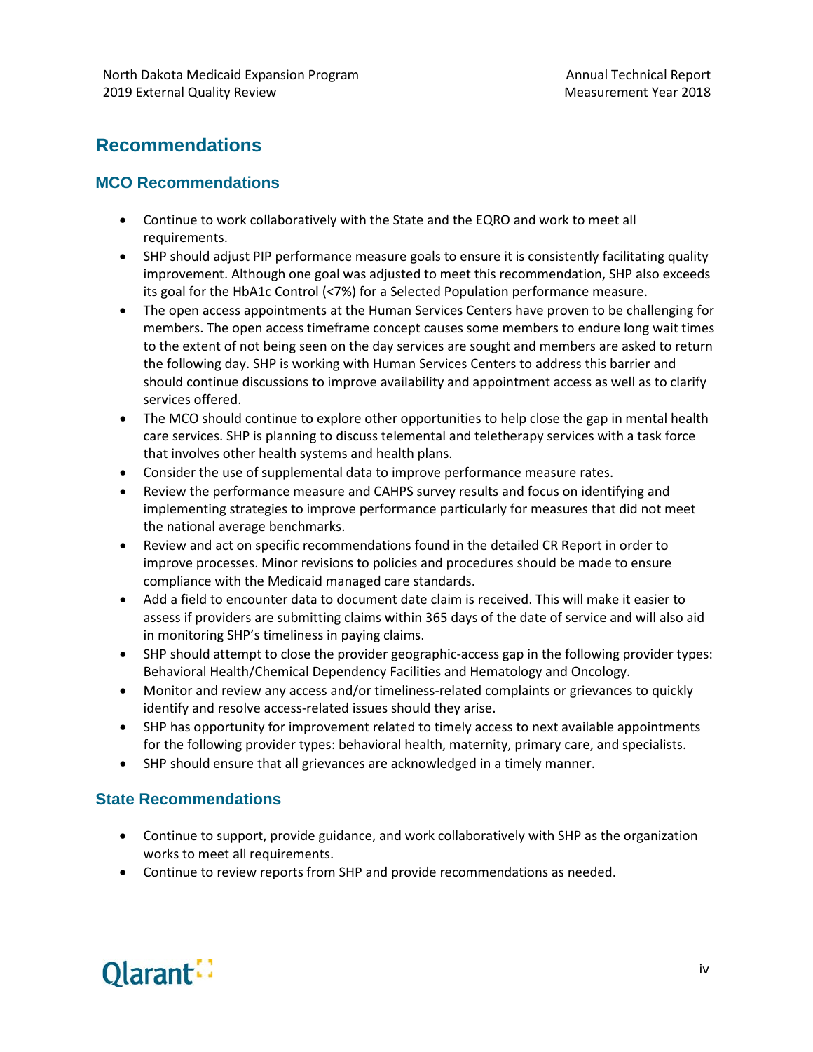## Recommendations

### MCO Recommendations

- Continue to work collaboratively with the State and the EQRO and work to meet all requirements.
- SHP should adjust PIP performance measure goals to ensure it is consistently facilitating quality improvement. Although one goal was adjusted to meet this recommendation, SHP also exceeds its goal for the HbA1c Control (<7%) for a Selected Population performance measure.
- The open access appointments at the Human Services Centers have proven to be challenging for members. The open access timeframe concept causes some members to endure long wait times to the extent of not being seen on the day services are sought and members are asked to return the following day. SHP is working with Human Services Centers to address this barrier and should continue discussions to improve availability and appointment access as well as to clarify services offered.
- The MCO should continue to explore other opportunities to help close the gap in mental health care services. SHP is planning to discuss telemental and teletherapy services with a task force that involves other health systems and health plans.
- Consider the use of supplemental data to improve performance measure rates.
- Review the performance measure and CAHPS survey results and focus on identifying and implementing strategies to improve performance particularly for measures that did not meet the national average benchmarks.
- Review and act on specific recommendations found in the detailed CR Report in order to improve processes. Minor revisions to policies and procedures should be made to ensure compliance with the Medicaid managed care standards.
- Add a field to encounter data to document date claim is received. This will make it easier to assess if providers are submitting claims within 365 days of the date of service and will also aid in monitoring SHP's timeliness in paying claims.
- SHP should attempt to close the provider geographic-access gap in the following provider types: Behavioral Health/Chemical Dependency Facilities and Hematology and Oncology.
- Monitor and review any access and/or timeliness-related complaints or grievances to quickly identify and resolve access-related issues should they arise.
- SHP has opportunity for improvement related to timely access to next available appointments for the following provider types: behavioral health, maternity, primary care, and specialists.
- SHP should ensure that all grievances are acknowledged in a timely manner.

### State Recommendations

- Continue to support, provide guidance, and work collaboratively with SHP as the organization works to meet all requirements.
- Continue to review reports from SHP and provide recommendations as needed.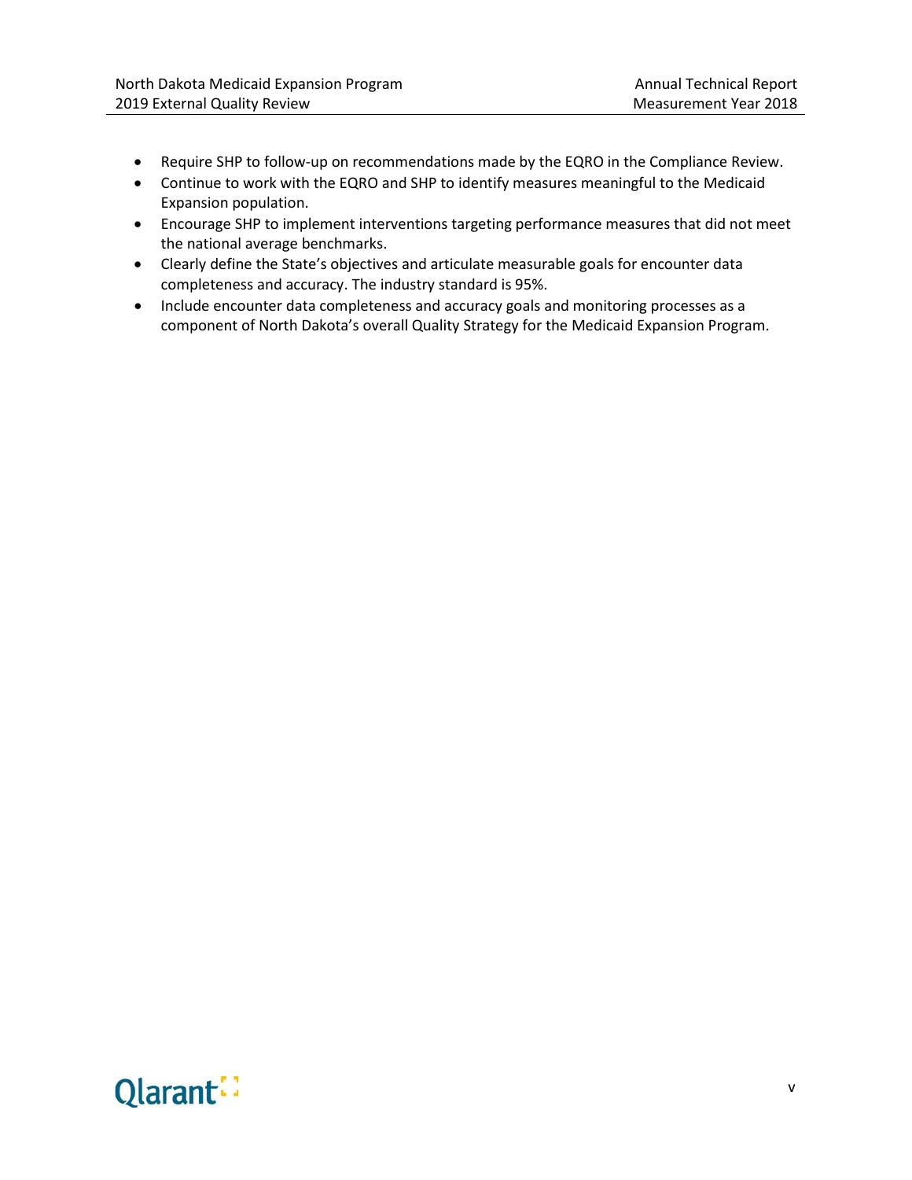- Require SHP to follow-up on recommendations made by the EQRO in the Compliance Review.
- Continue to work with the EQRO and SHP to identify measures meaningful to the Medicaid Expansion population.
- Encourage SHP to implement interventions targeting performance measures that did not meet the national average benchmarks.
- Clearly define the State's objectives and articulate measurable goals for encounter data completeness and accuracy. The industry standard is 95%.
- Include encounter data completeness and accuracy goals and monitoring processes as a component of North Dakota's overall Quality Strategy for the Medicaid Expansion Program.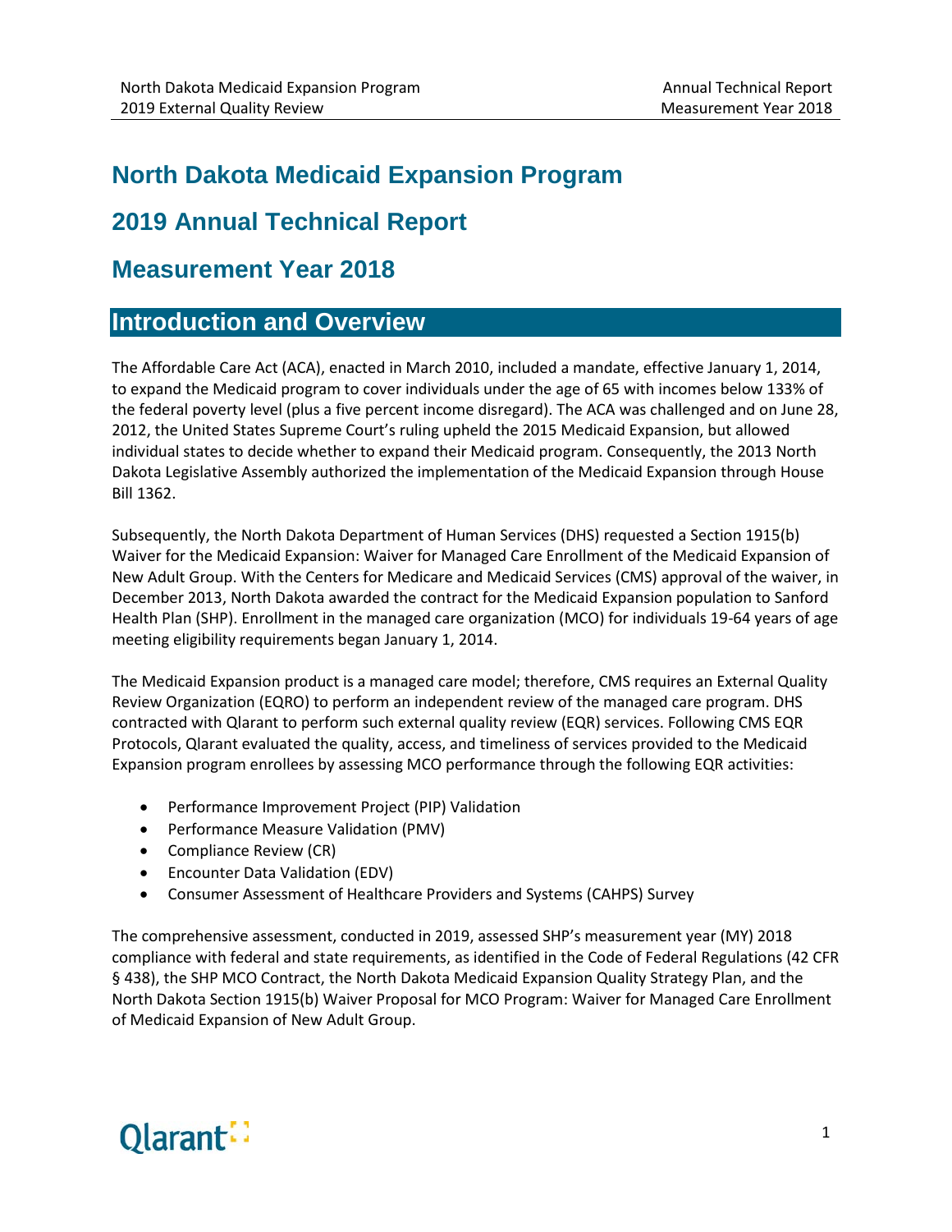# North Dakota Medicaid Expansion Program

# 2019 Annual Technical Report

# Measurement Year 2018

## Introduction and Overview

The Affordable Care Act (ACA), enacted in March 2010, included a mandate, effective January 1, 2014, to expand the Medicaid program to cover individuals under the age of 65 with incomes below 133% of the federal poverty level (plus a five percent income disregard). The ACA was challenged and on June 28, 2012, the United States Supreme Court's ruling upheld the 2015 Medicaid Expansion, but allowed individual states to decide whether to expand their Medicaid program. Consequently, the 2013 North Dakota Legislative Assembly authorized the implementation of the Medicaid Expansion through House Bill 1362.

Subsequently, the North Dakota Department of Human Services (DHS) requested a Section 1915(b) Waiver for the Medicaid Expansion: Waiver for Managed Care Enrollment of the Medicaid Expansion of New Adult Group. With the Centers for Medicare and Medicaid Services (CMS) approval of the waiver, in December 2013, North Dakota awarded the contract for the Medicaid Expansion population to Sanford Health Plan (SHP). Enrollment in the managed care organization (MCO) for individuals 19-64 years of age meeting eligibility requirements began January 1, 2014.

The Medicaid Expansion product is a managed care model; therefore, CMS requires an External Quality Review Organization (EQRO) to perform an independent review of the managed care program. DHS contracted with Qlarant to perform such external quality review (EQR) services. Following CMS EQR Protocols, Qlarant evaluated the quality, access, and timeliness of services provided to the Medicaid Expansion program enrollees by assessing MCO performance through the following EQR activities:

- Performance Improvement Project (PIP) Validation
- Performance Measure Validation (PMV)
- Compliance Review (CR)
- Encounter Data Validation (EDV)
- Consumer Assessment of Healthcare Providers and Systems (CAHPS) Survey

The comprehensive assessment, conducted in 2019, assessed SHP's measurement year (MY) 2018 compliance with federal and state requirements, as identified in the Code of Federal Regulations (42 CFR § 438), the SHP MCO Contract, the North Dakota Medicaid Expansion Quality Strategy Plan, and the North Dakota Section 1915(b) Waiver Proposal for MCO Program: Waiver for Managed Care Enrollment of Medicaid Expansion of New Adult Group.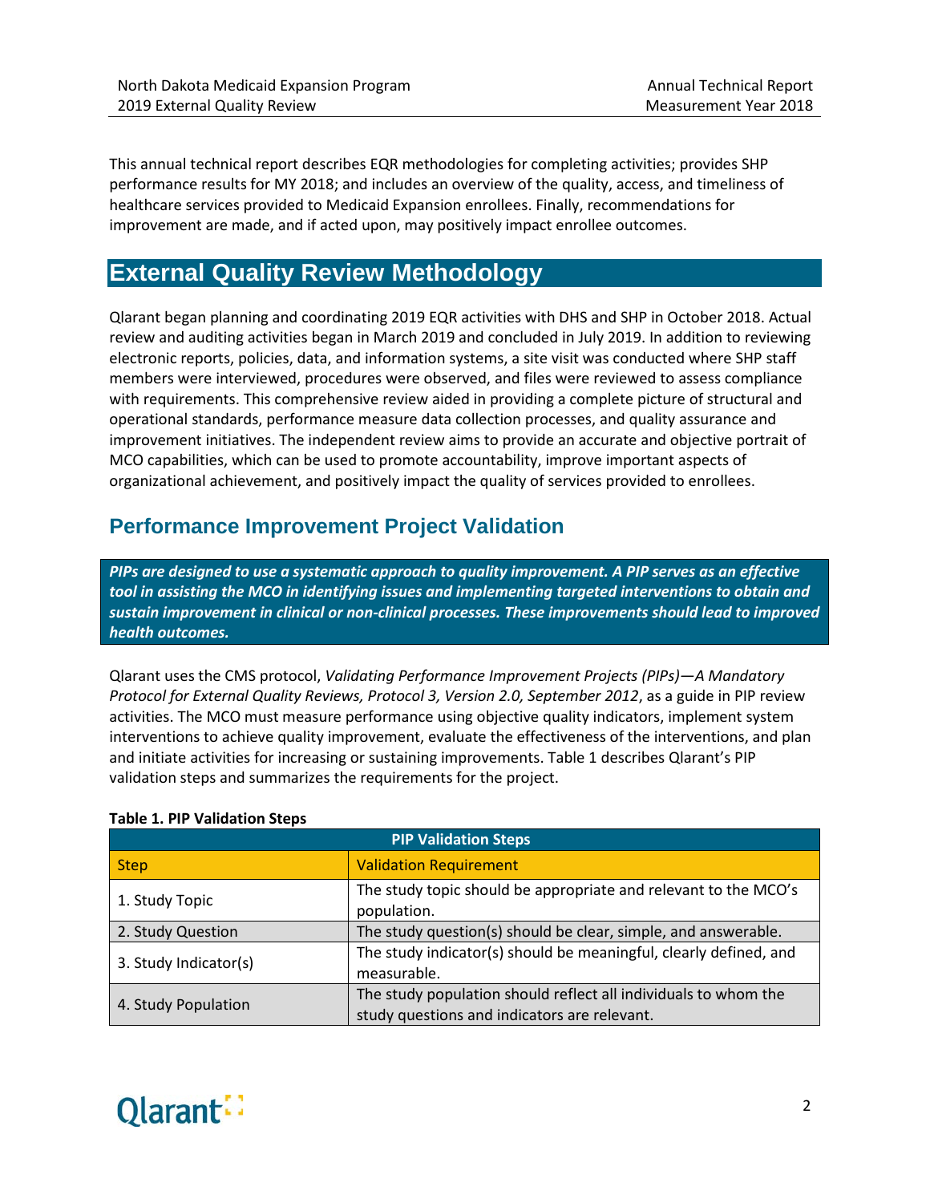This annual technical report describes EQR methodologies for completing activities; provides SHP performance results for MY 2018; and includes an overview of the quality, access, and timeliness of healthcare services provided to Medicaid Expansion enrollees. Finally, recommendations for improvement are made, and if acted upon, may positively impact enrollee outcomes.

# External Quality Review Methodology

Qlarant began planning and coordinating 2019 EQR activities with DHS and SHP in October 2018. Actual review and auditing activities began in March 2019 and concluded in July 2019. In addition to reviewing electronic reports, policies, data, and information systems, a site visit was conducted where SHP staff members were interviewed, procedures were observed, and files were reviewed to assess compliance with requirements. This comprehensive review aided in providing a complete picture of structural and operational standards, performance measure data collection processes, and quality assurance and improvement initiatives. The independent review aims to provide an accurate and objective portrait of MCO capabilities, which can be used to promote accountability, improve important aspects of organizational achievement, and positively impact the quality of services provided to enrollees.

## Performance Improvement Project Validation

***PIPs are designed to use a systematic approach to quality improvement. A PIP serves as an effective tool in assisting the MCO in identifying issues and implementing targeted interventions to obtain and sustain improvement in clinical or non-clinical processes. These improvements should lead to improved health outcomes.***

Qlarant uses the CMS protocol, *Validating Performance Improvement Projects (PIPs)—A Mandatory Protocol for External Quality Reviews, Protocol 3, Version 2.0, September 2012*, as a guide in PIP review activities. The MCO must measure performance using objective quality indicators, implement system interventions to achieve quality improvement, evaluate the effectiveness of the interventions, and plan and initiate activities for increasing or sustaining improvements. Table 1 describes Qlarant's PIP validation steps and summarizes the requirements for the project.

**Table 1. PIP Validation Steps**

| PIP Validation Steps | |
|---|---|
| Step | Validation Requirement |
| 1. Study Topic | The study topic should be appropriate and relevant to the MCO's population. |
| 2. Study Question | The study question(s) should be clear, simple, and answerable. |
| 3. Study Indicator(s) | The study indicator(s) should be meaningful, clearly defined, and measurable. |
| 4. Study Population | The study population should reflect all individuals to whom the study questions and indicators are relevant. |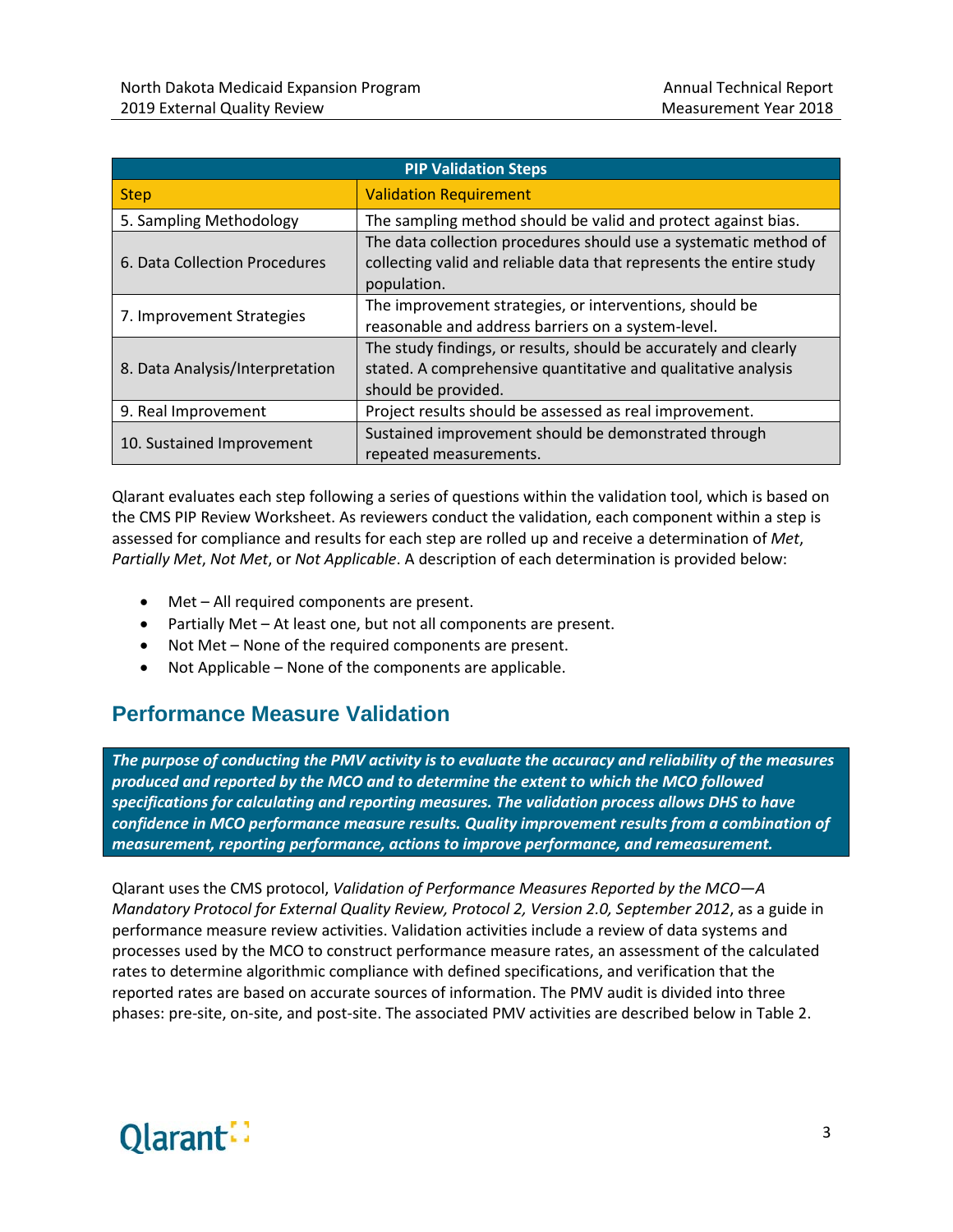| PIP Validation Steps | |
|---|---|
| Step | Validation Requirement |
| 5. Sampling Methodology | The sampling method should be valid and protect against bias. |
| 6. Data Collection Procedures | The data collection procedures should use a systematic method of collecting valid and reliable data that represents the entire study population. |
| 7. Improvement Strategies | The improvement strategies, or interventions, should be reasonable and address barriers on a system-level. |
| 8. Data Analysis/Interpretation | The study findings, or results, should be accurately and clearly stated. A comprehensive quantitative and qualitative analysis should be provided. |
| 9. Real Improvement | Project results should be assessed as real improvement. |
| 10. Sustained Improvement | Sustained improvement should be demonstrated through repeated measurements. |

Qlarant evaluates each step following a series of questions within the validation tool, which is based on the CMS PIP Review Worksheet. As reviewers conduct the validation, each component within a step is assessed for compliance and results for each step are rolled up and receive a determination of *Met*, *Partially Met*, *Not Met*, or *Not Applicable*. A description of each determination is provided below:

- Met – All required components are present.
- Partially Met – At least one, but not all components are present.
- Not Met – None of the required components are present.
- Not Applicable – None of the components are applicable.

## Performance Measure Validation

***The purpose of conducting the PMV activity is to evaluate the accuracy and reliability of the measures produced and reported by the MCO and to determine the extent to which the MCO followed specifications for calculating and reporting measures. The validation process allows DHS to have confidence in MCO performance measure results. Quality improvement results from a combination of measurement, reporting performance, actions to improve performance, and remeasurement.***

Qlarant uses the CMS protocol, *Validation of Performance Measures Reported by the MCO—A Mandatory Protocol for External Quality Review, Protocol 2, Version 2.0, September 2012*, as a guide in performance measure review activities. Validation activities include a review of data systems and processes used by the MCO to construct performance measure rates, an assessment of the calculated rates to determine algorithmic compliance with defined specifications, and verification that the reported rates are based on accurate sources of information. The PMV audit is divided into three phases: pre-site, on-site, and post-site. The associated PMV activities are described below in Table 2.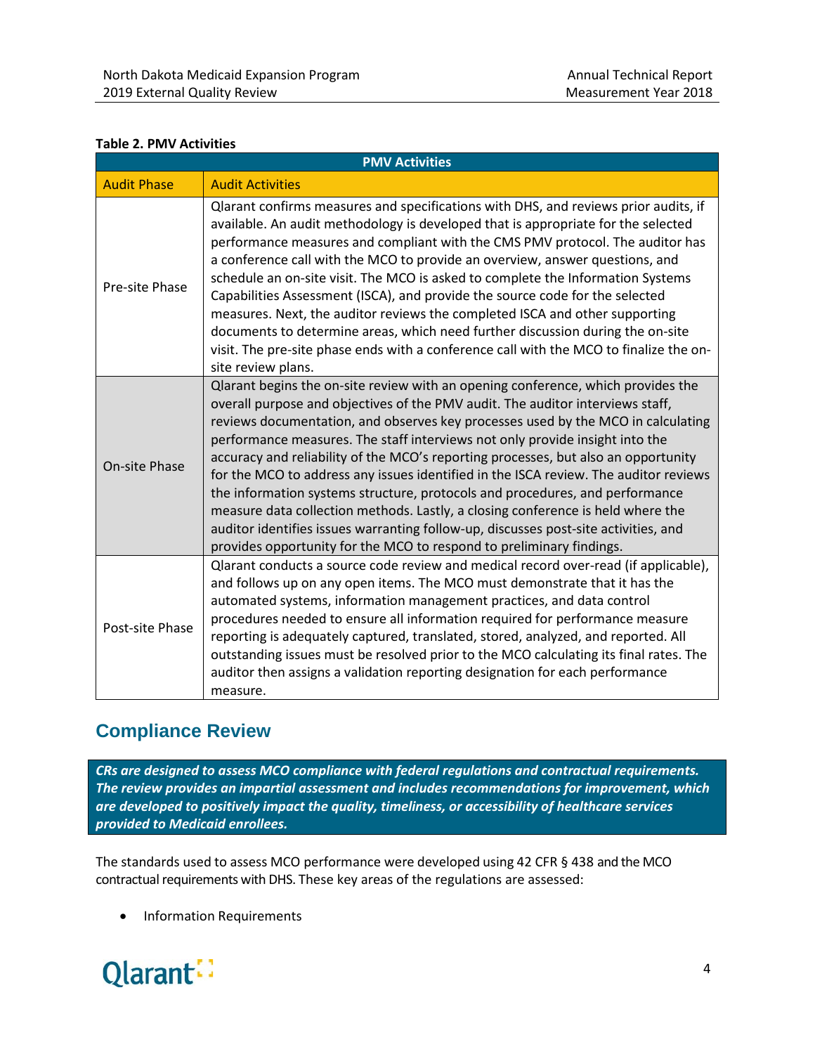**Table 2. PMV Activities**

| PMV Activities | |
|---|---|
| Audit Phase | Audit Activities |
| Pre-site Phase | Qlarant confirms measures and specifications with DHS, and reviews prior audits, if available. An audit methodology is developed that is appropriate for the selected performance measures and compliant with the CMS PMV protocol. The auditor has a conference call with the MCO to provide an overview, answer questions, and schedule an on-site visit. The MCO is asked to complete the Information Systems Capabilities Assessment (ISCA), and provide the source code for the selected measures. Next, the auditor reviews the completed ISCA and other supporting documents to determine areas, which need further discussion during the on-site visit. The pre-site phase ends with a conference call with the MCO to finalize the on-site review plans. |
| On-site Phase | Qlarant begins the on-site review with an opening conference, which provides the overall purpose and objectives of the PMV audit. The auditor interviews staff, reviews documentation, and observes key processes used by the MCO in calculating performance measures. The staff interviews not only provide insight into the accuracy and reliability of the MCO's reporting processes, but also an opportunity for the MCO to address any issues identified in the ISCA review. The auditor reviews the information systems structure, protocols and procedures, and performance measure data collection methods. Lastly, a closing conference is held where the auditor identifies issues warranting follow-up, discusses post-site activities, and provides opportunity for the MCO to respond to preliminary findings. |
| Post-site Phase | Qlarant conducts a source code review and medical record over-read (if applicable), and follows up on any open items. The MCO must demonstrate that it has the automated systems, information management practices, and data control procedures needed to ensure all information required for performance measure reporting is adequately captured, translated, stored, analyzed, and reported. All outstanding issues must be resolved prior to the MCO calculating its final rates. The auditor then assigns a validation reporting designation for each performance measure. |

## Compliance Review

***CRs are designed to assess MCO compliance with federal regulations and contractual requirements. The review provides an impartial assessment and includes recommendations for improvement, which are developed to positively impact the quality, timeliness, or accessibility of healthcare services provided to Medicaid enrollees.***

The standards used to assess MCO performance were developed using 42 CFR § 438 and the MCO contractual requirements with DHS. These key areas of the regulations are assessed:

- Information Requirements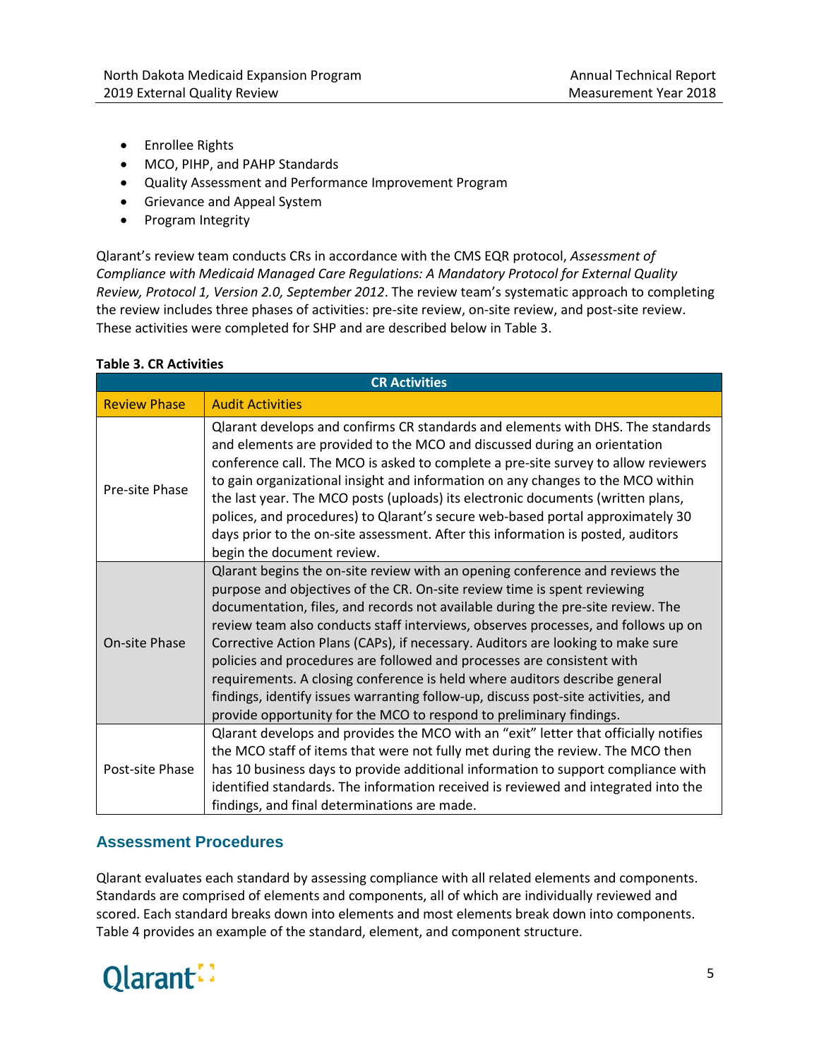- Enrollee Rights
- MCO, PIHP, and PAHP Standards
- Quality Assessment and Performance Improvement Program
- Grievance and Appeal System
- Program Integrity

Qlarant's review team conducts CRs in accordance with the CMS EQR protocol, *Assessment of Compliance with Medicaid Managed Care Regulations: A Mandatory Protocol for External Quality Review, Protocol 1, Version 2.0, September 2012*. The review team's systematic approach to completing the review includes three phases of activities: pre-site review, on-site review, and post-site review. These activities were completed for SHP and are described below in Table 3.

**Table 3. CR Activities**

| CR Activities | |
|---|---|
| Review Phase | Audit Activities |
| Pre-site Phase | Qlarant develops and confirms CR standards and elements with DHS. The standards and elements are provided to the MCO and discussed during an orientation conference call. The MCO is asked to complete a pre-site survey to allow reviewers to gain organizational insight and information on any changes to the MCO within the last year. The MCO posts (uploads) its electronic documents (written plans, polices, and procedures) to Qlarant's secure web-based portal approximately 30 days prior to the on-site assessment. After this information is posted, auditors begin the document review. |
| On-site Phase | Qlarant begins the on-site review with an opening conference and reviews the purpose and objectives of the CR. On-site review time is spent reviewing documentation, files, and records not available during the pre-site review. The review team also conducts staff interviews, observes processes, and follows up on Corrective Action Plans (CAPs), if necessary. Auditors are looking to make sure policies and procedures are followed and processes are consistent with requirements. A closing conference is held where auditors describe general findings, identify issues warranting follow-up, discuss post-site activities, and provide opportunity for the MCO to respond to preliminary findings. |
| Post-site Phase | Qlarant develops and provides the MCO with an "exit" letter that officially notifies the MCO staff of items that were not fully met during the review. The MCO then has 10 business days to provide additional information to support compliance with identified standards. The information received is reviewed and integrated into the findings, and final determinations are made. |

## Assessment Procedures

Qlarant evaluates each standard by assessing compliance with all related elements and components. Standards are comprised of elements and components, all of which are individually reviewed and scored. Each standard breaks down into elements and most elements break down into components. Table 4 provides an example of the standard, element, and component structure.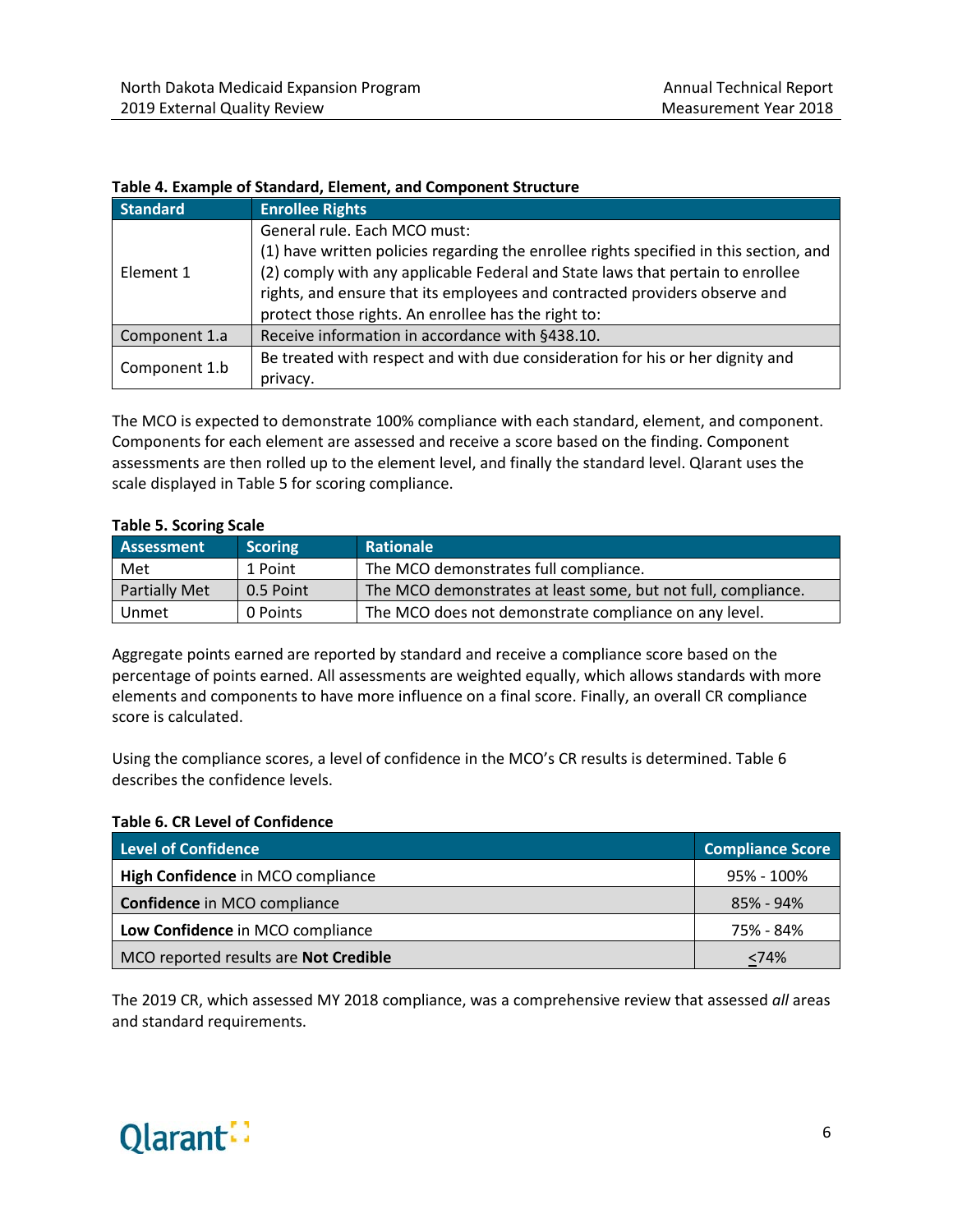**Table 4. Example of Standard, Element, and Component Structure**

| Standard | Enrollee Rights |
|---|---|
| Element 1 | General rule. Each MCO must: (1) have written policies regarding the enrollee rights specified in this section, and (2) comply with any applicable Federal and State laws that pertain to enrollee rights, and ensure that its employees and contracted providers observe and protect those rights. An enrollee has the right to: |
| Component 1.a | Receive information in accordance with §438.10. |
| Component 1.b | Be treated with respect and with due consideration for his or her dignity and privacy. |

The MCO is expected to demonstrate 100% compliance with each standard, element, and component. Components for each element are assessed and receive a score based on the finding. Component assessments are then rolled up to the element level, and finally the standard level. Qlarant uses the scale displayed in Table 5 for scoring compliance.

**Table 5. Scoring Scale**

| Assessment | Scoring | Rationale |
|---|---|---|
| Met | 1 Point | The MCO demonstrates full compliance. |
| Partially Met | 0.5 Point | The MCO demonstrates at least some, but not full, compliance. |
| Unmet | 0 Points | The MCO does not demonstrate compliance on any level. |

Aggregate points earned are reported by standard and receive a compliance score based on the percentage of points earned. All assessments are weighted equally, which allows standards with more elements and components to have more influence on a final score. Finally, an overall CR compliance score is calculated.

Using the compliance scores, a level of confidence in the MCO's CR results is determined. Table 6 describes the confidence levels.

**Table 6. CR Level of Confidence**

| Level of Confidence | Compliance Score |
|---|---|
| **High Confidence** in MCO compliance | 95% - 100% |
| **Confidence** in MCO compliance | 85% - 94% |
| **Low Confidence** in MCO compliance | 75% - 84% |
| MCO reported results are **Not Credible** | ≤74% |

The 2019 CR, which assessed MY 2018 compliance, was a comprehensive review that assessed *all* areas and standard requirements.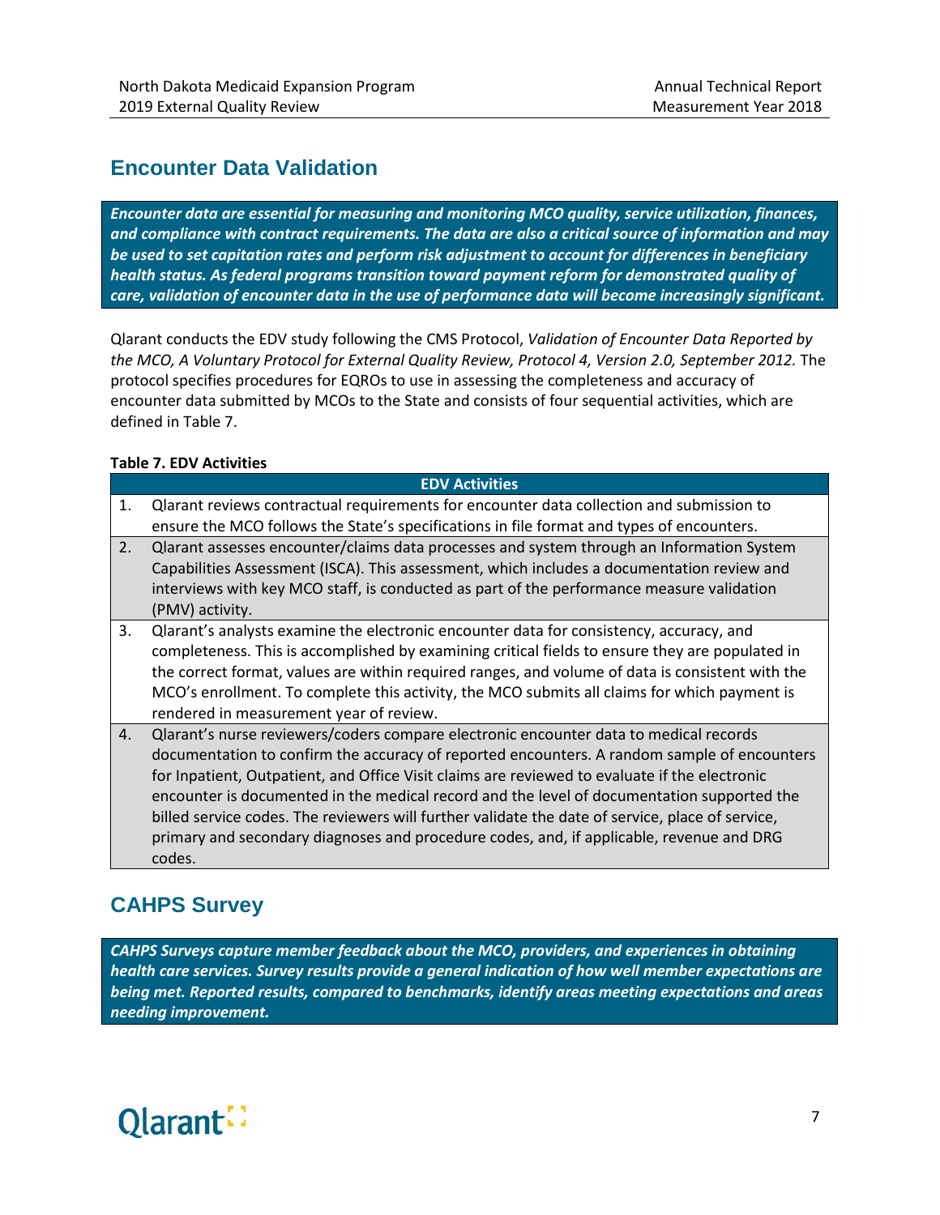## Encounter Data Validation

***Encounter data are essential for measuring and monitoring MCO quality, service utilization, finances, and compliance with contract requirements. The data are also a critical source of information and may be used to set capitation rates and perform risk adjustment to account for differences in beneficiary health status. As federal programs transition toward payment reform for demonstrated quality of care, validation of encounter data in the use of performance data will become increasingly significant.***

Qlarant conducts the EDV study following the CMS Protocol, *Validation of Encounter Data Reported by the MCO, A Voluntary Protocol for External Quality Review, Protocol 4, Version 2.0, September 2012.* The protocol specifies procedures for EQROs to use in assessing the completeness and accuracy of encounter data submitted by MCOs to the State and consists of four sequential activities, which are defined in Table 7.

**Table 7. EDV Activities**

| | EDV Activities |
|---|---|
| 1. | Qlarant reviews contractual requirements for encounter data collection and submission to ensure the MCO follows the State's specifications in file format and types of encounters. |
| 2. | Qlarant assesses encounter/claims data processes and system through an Information System Capabilities Assessment (ISCA). This assessment, which includes a documentation review and interviews with key MCO staff, is conducted as part of the performance measure validation (PMV) activity. |
| 3. | Qlarant's analysts examine the electronic encounter data for consistency, accuracy, and completeness. This is accomplished by examining critical fields to ensure they are populated in the correct format, values are within required ranges, and volume of data is consistent with the MCO's enrollment. To complete this activity, the MCO submits all claims for which payment is rendered in measurement year of review. |
| 4. | Qlarant's nurse reviewers/coders compare electronic encounter data to medical records documentation to confirm the accuracy of reported encounters. A random sample of encounters for Inpatient, Outpatient, and Office Visit claims are reviewed to evaluate if the electronic encounter is documented in the medical record and the level of documentation supported the billed service codes. The reviewers will further validate the date of service, place of service, primary and secondary diagnoses and procedure codes, and, if applicable, revenue and DRG codes. |

## CAHPS Survey

***CAHPS Surveys capture member feedback about the MCO, providers, and experiences in obtaining health care services. Survey results provide a general indication of how well member expectations are being met. Reported results, compared to benchmarks, identify areas meeting expectations and areas needing improvement.***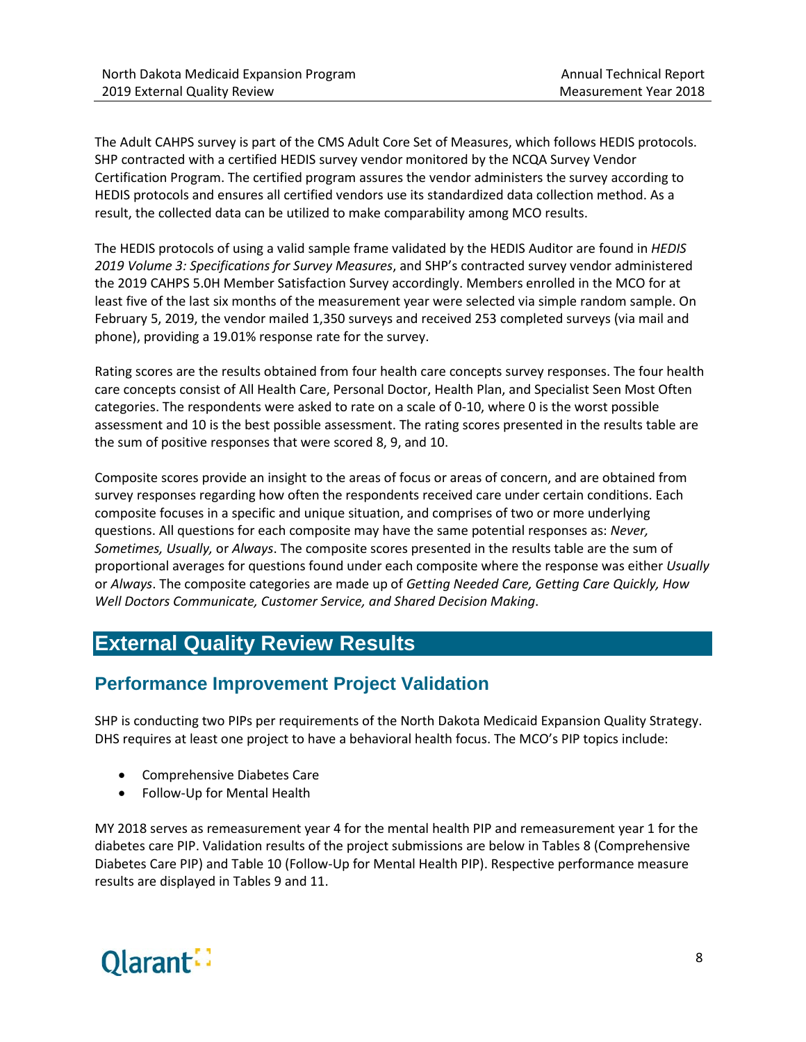The Adult CAHPS survey is part of the CMS Adult Core Set of Measures, which follows HEDIS protocols. SHP contracted with a certified HEDIS survey vendor monitored by the NCQA Survey Vendor Certification Program. The certified program assures the vendor administers the survey according to HEDIS protocols and ensures all certified vendors use its standardized data collection method. As a result, the collected data can be utilized to make comparability among MCO results.

The HEDIS protocols of using a valid sample frame validated by the HEDIS Auditor are found in *HEDIS 2019 Volume 3: Specifications for Survey Measures*, and SHP's contracted survey vendor administered the 2019 CAHPS 5.0H Member Satisfaction Survey accordingly. Members enrolled in the MCO for at least five of the last six months of the measurement year were selected via simple random sample. On February 5, 2019, the vendor mailed 1,350 surveys and received 253 completed surveys (via mail and phone), providing a 19.01% response rate for the survey.

Rating scores are the results obtained from four health care concepts survey responses. The four health care concepts consist of All Health Care, Personal Doctor, Health Plan, and Specialist Seen Most Often categories. The respondents were asked to rate on a scale of 0-10, where 0 is the worst possible assessment and 10 is the best possible assessment. The rating scores presented in the results table are the sum of positive responses that were scored 8, 9, and 10.

Composite scores provide an insight to the areas of focus or areas of concern, and are obtained from survey responses regarding how often the respondents received care under certain conditions. Each composite focuses in a specific and unique situation, and comprises of two or more underlying questions. All questions for each composite may have the same potential responses as: *Never, Sometimes, Usually,* or *Always*. The composite scores presented in the results table are the sum of proportional averages for questions found under each composite where the response was either *Usually* or *Always*. The composite categories are made up of *Getting Needed Care, Getting Care Quickly, How Well Doctors Communicate, Customer Service, and Shared Decision Making*.

# External Quality Review Results

## Performance Improvement Project Validation

SHP is conducting two PIPs per requirements of the North Dakota Medicaid Expansion Quality Strategy. DHS requires at least one project to have a behavioral health focus. The MCO's PIP topics include:

- Comprehensive Diabetes Care
- Follow-Up for Mental Health

MY 2018 serves as remeasurement year 4 for the mental health PIP and remeasurement year 1 for the diabetes care PIP. Validation results of the project submissions are below in Tables 8 (Comprehensive Diabetes Care PIP) and Table 10 (Follow-Up for Mental Health PIP). Respective performance measure results are displayed in Tables 9 and 11.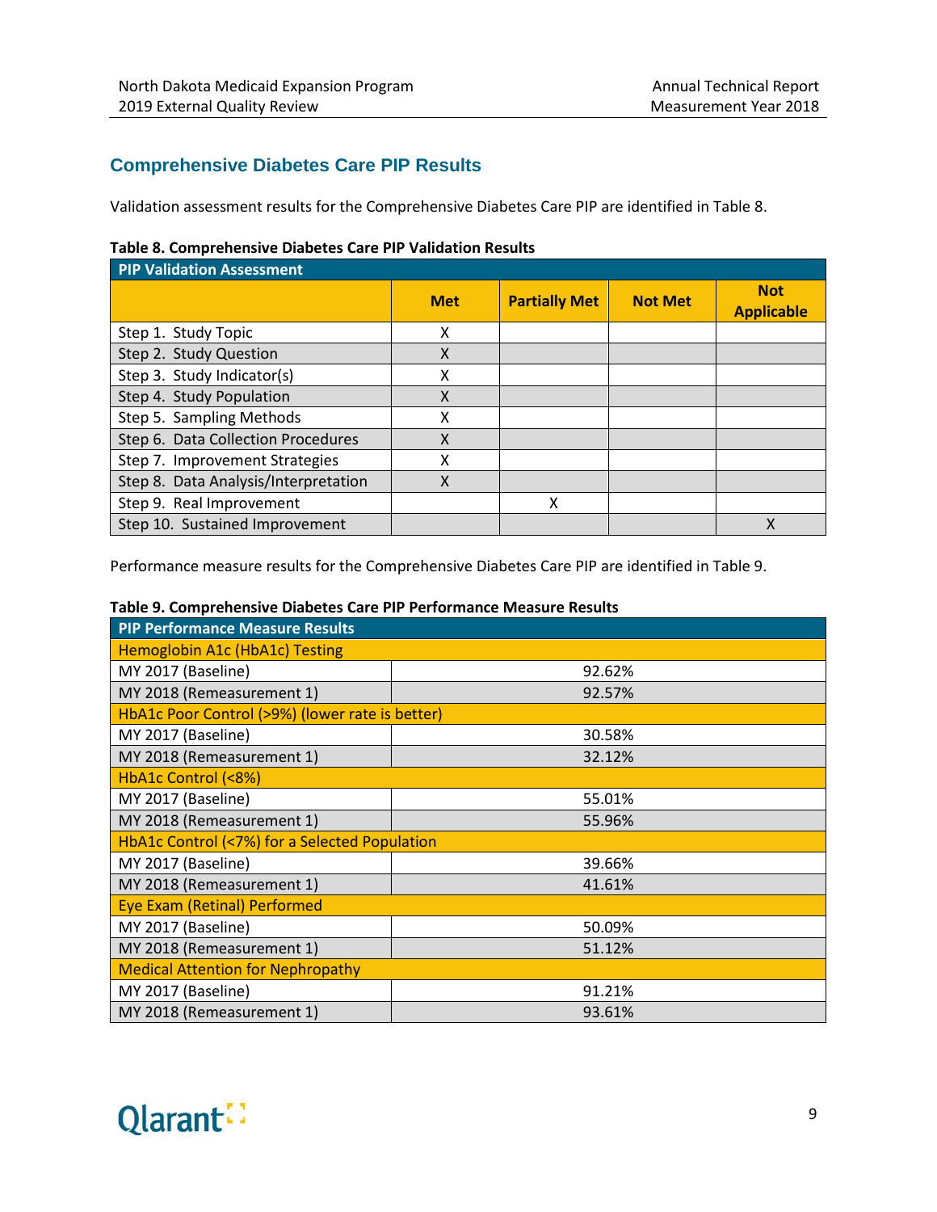## Comprehensive Diabetes Care PIP Results

Validation assessment results for the Comprehensive Diabetes Care PIP are identified in Table 8.

**Table 8. Comprehensive Diabetes Care PIP Validation Results**

| PIP Validation Assessment | | | | |
|---|---|---|---|---|
| | **Met** | **Partially Met** | **Not Met** | **Not Applicable** |
| Step 1. Study Topic | X | | | |
| Step 2. Study Question | X | | | |
| Step 3. Study Indicator(s) | X | | | |
| Step 4. Study Population | X | | | |
| Step 5. Sampling Methods | X | | | |
| Step 6. Data Collection Procedures | X | | | |
| Step 7. Improvement Strategies | X | | | |
| Step 8. Data Analysis/Interpretation | X | | | |
| Step 9. Real Improvement | | X | | |
| Step 10. Sustained Improvement | | | | X |

Performance measure results for the Comprehensive Diabetes Care PIP are identified in Table 9.

**Table 9. Comprehensive Diabetes Care PIP Performance Measure Results**

| PIP Performance Measure Results | |
|---|---|
| **Hemoglobin A1c (HbA1c) Testing** | |
| MY 2017 (Baseline) | 92.62% |
| MY 2018 (Remeasurement 1) | 92.57% |
| **HbA1c Poor Control (>9%) (lower rate is better)** | |
| MY 2017 (Baseline) | 30.58% |
| MY 2018 (Remeasurement 1) | 32.12% |
| **HbA1c Control (<8%)** | |
| MY 2017 (Baseline) | 55.01% |
| MY 2018 (Remeasurement 1) | 55.96% |
| **HbA1c Control (<7%) for a Selected Population** | |
| MY 2017 (Baseline) | 39.66% |
| MY 2018 (Remeasurement 1) | 41.61% |
| **Eye Exam (Retinal) Performed** | |
| MY 2017 (Baseline) | 50.09% |
| MY 2018 (Remeasurement 1) | 51.12% |
| **Medical Attention for Nephropathy** | |
| MY 2017 (Baseline) | 91.21% |
| MY 2018 (Remeasurement 1) | 93.61% |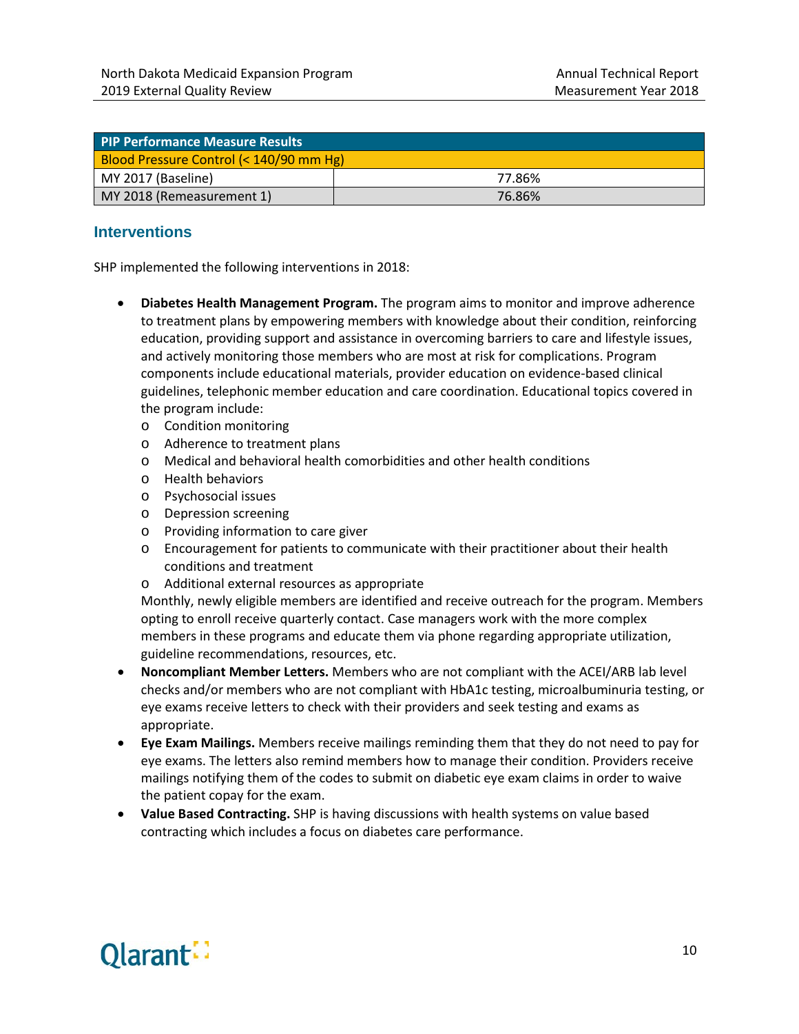| PIP Performance Measure Results | |
|---|---|
| Blood Pressure Control (< 140/90 mm Hg) | |
| MY 2017 (Baseline) | 77.86% |
| MY 2018 (Remeasurement 1) | 76.86% |

## Interventions

SHP implemented the following interventions in 2018:

- **Diabetes Health Management Program.** The program aims to monitor and improve adherence to treatment plans by empowering members with knowledge about their condition, reinforcing education, providing support and assistance in overcoming barriers to care and lifestyle issues, and actively monitoring those members who are most at risk for complications. Program components include educational materials, provider education on evidence-based clinical guidelines, telephonic member education and care coordination. Educational topics covered in the program include:
  - Condition monitoring
  - Adherence to treatment plans
  - Medical and behavioral health comorbidities and other health conditions
  - Health behaviors
  - Psychosocial issues
  - Depression screening
  - Providing information to care giver
  - Encouragement for patients to communicate with their practitioner about their health conditions and treatment
  - Additional external resources as appropriate

  Monthly, newly eligible members are identified and receive outreach for the program. Members opting to enroll receive quarterly contact. Case managers work with the more complex members in these programs and educate them via phone regarding appropriate utilization, guideline recommendations, resources, etc.
- **Noncompliant Member Letters.** Members who are not compliant with the ACEI/ARB lab level checks and/or members who are not compliant with HbA1c testing, microalbuminuria testing, or eye exams receive letters to check with their providers and seek testing and exams as appropriate.
- **Eye Exam Mailings.** Members receive mailings reminding them that they do not need to pay for eye exams. The letters also remind members how to manage their condition. Providers receive mailings notifying them of the codes to submit on diabetic eye exam claims in order to waive the patient copay for the exam.
- **Value Based Contracting.** SHP is having discussions with health systems on value based contracting which includes a focus on diabetes care performance.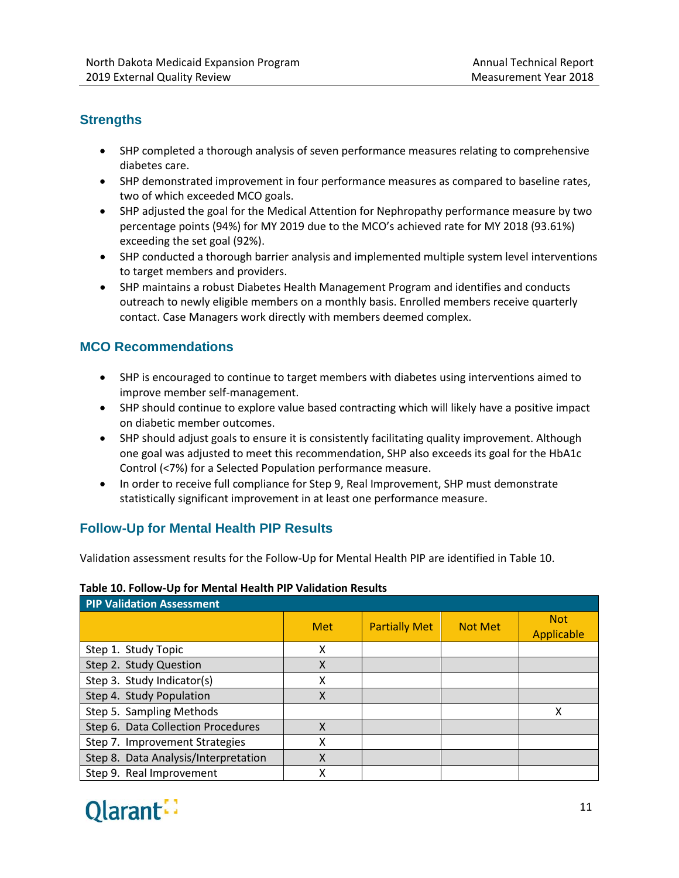## Strengths

- SHP completed a thorough analysis of seven performance measures relating to comprehensive diabetes care.
- SHP demonstrated improvement in four performance measures as compared to baseline rates, two of which exceeded MCO goals.
- SHP adjusted the goal for the Medical Attention for Nephropathy performance measure by two percentage points (94%) for MY 2019 due to the MCO's achieved rate for MY 2018 (93.61%) exceeding the set goal (92%).
- SHP conducted a thorough barrier analysis and implemented multiple system level interventions to target members and providers.
- SHP maintains a robust Diabetes Health Management Program and identifies and conducts outreach to newly eligible members on a monthly basis. Enrolled members receive quarterly contact. Case Managers work directly with members deemed complex.

## MCO Recommendations

- SHP is encouraged to continue to target members with diabetes using interventions aimed to improve member self-management.
- SHP should continue to explore value based contracting which will likely have a positive impact on diabetic member outcomes.
- SHP should adjust goals to ensure it is consistently facilitating quality improvement. Although one goal was adjusted to meet this recommendation, SHP also exceeds its goal for the HbA1c Control (<7%) for a Selected Population performance measure.
- In order to receive full compliance for Step 9, Real Improvement, SHP must demonstrate statistically significant improvement in at least one performance measure.

## Follow-Up for Mental Health PIP Results

Validation assessment results for the Follow-Up for Mental Health PIP are identified in Table 10.

**Table 10. Follow-Up for Mental Health PIP Validation Results**

| PIP Validation Assessment | | | | |
|---|---|---|---|---|
| | Met | Partially Met | Not Met | Not Applicable |
| Step 1. Study Topic | X | | | |
| Step 2. Study Question | X | | | |
| Step 3. Study Indicator(s) | X | | | |
| Step 4. Study Population | X | | | |
| Step 5. Sampling Methods | | | | X |
| Step 6. Data Collection Procedures | X | | | |
| Step 7. Improvement Strategies | X | | | |
| Step 8. Data Analysis/Interpretation | X | | | |
| Step 9. Real Improvement | X | | | |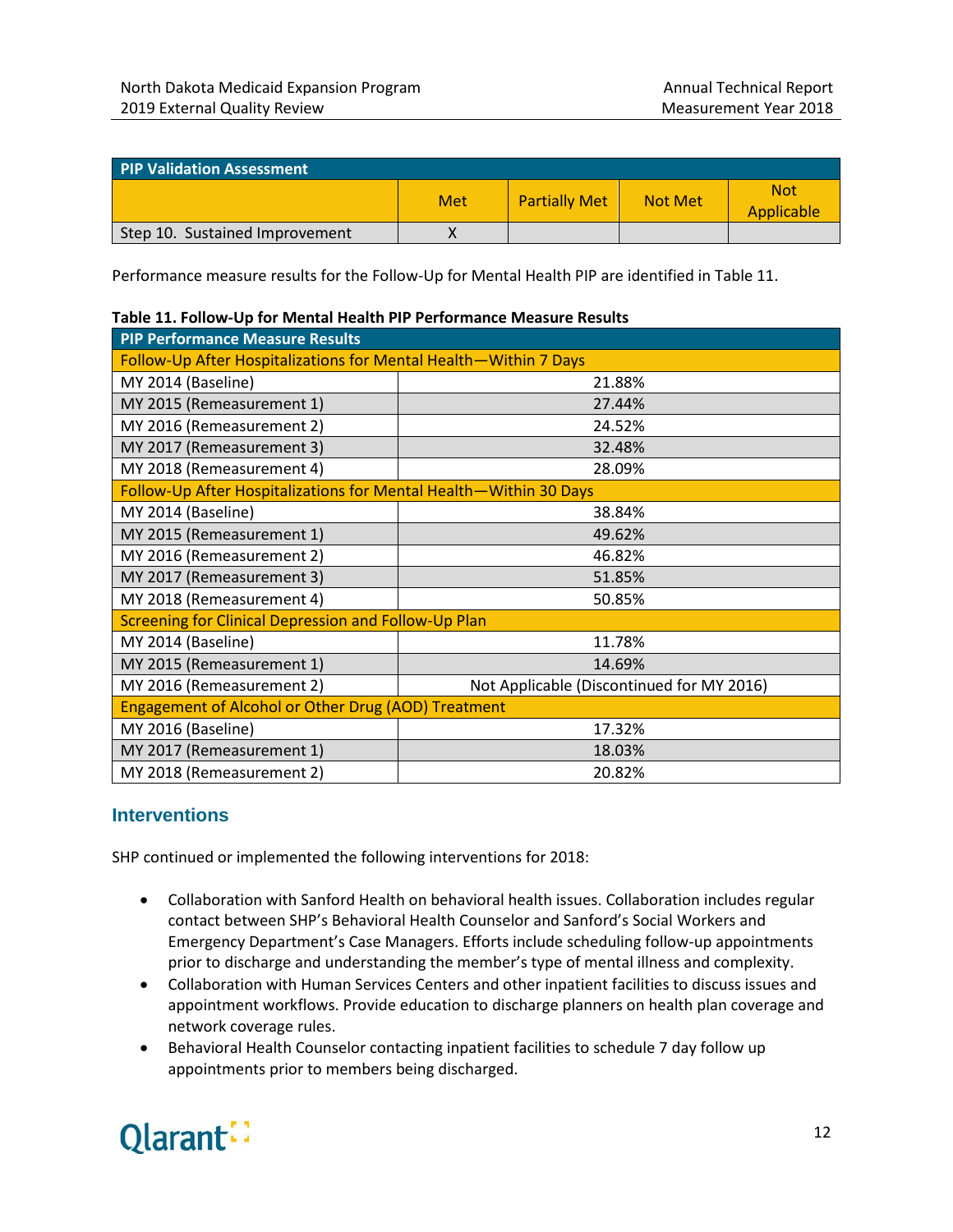| PIP Validation Assessment | | | | |
|---|---|---|---|---|
| | Met | Partially Met | Not Met | Not Applicable |
| Step 10. Sustained Improvement | X | | | |

Performance measure results for the Follow-Up for Mental Health PIP are identified in Table 11.

**Table 11. Follow-Up for Mental Health PIP Performance Measure Results**

| PIP Performance Measure Results | |
|---|---|
| **Follow-Up After Hospitalizations for Mental Health—Within 7 Days** | |
| MY 2014 (Baseline) | 21.88% |
| MY 2015 (Remeasurement 1) | 27.44% |
| MY 2016 (Remeasurement 2) | 24.52% |
| MY 2017 (Remeasurement 3) | 32.48% |
| MY 2018 (Remeasurement 4) | 28.09% |
| **Follow-Up After Hospitalizations for Mental Health—Within 30 Days** | |
| MY 2014 (Baseline) | 38.84% |
| MY 2015 (Remeasurement 1) | 49.62% |
| MY 2016 (Remeasurement 2) | 46.82% |
| MY 2017 (Remeasurement 3) | 51.85% |
| MY 2018 (Remeasurement 4) | 50.85% |
| **Screening for Clinical Depression and Follow-Up Plan** | |
| MY 2014 (Baseline) | 11.78% |
| MY 2015 (Remeasurement 1) | 14.69% |
| MY 2016 (Remeasurement 2) | Not Applicable (Discontinued for MY 2016) |
| **Engagement of Alcohol or Other Drug (AOD) Treatment** | |
| MY 2016 (Baseline) | 17.32% |
| MY 2017 (Remeasurement 1) | 18.03% |
| MY 2018 (Remeasurement 2) | 20.82% |

## Interventions

SHP continued or implemented the following interventions for 2018:

- Collaboration with Sanford Health on behavioral health issues. Collaboration includes regular contact between SHP's Behavioral Health Counselor and Sanford's Social Workers and Emergency Department's Case Managers. Efforts include scheduling follow-up appointments prior to discharge and understanding the member's type of mental illness and complexity.
- Collaboration with Human Services Centers and other inpatient facilities to discuss issues and appointment workflows. Provide education to discharge planners on health plan coverage and network coverage rules.
- Behavioral Health Counselor contacting inpatient facilities to schedule 7 day follow up appointments prior to members being discharged.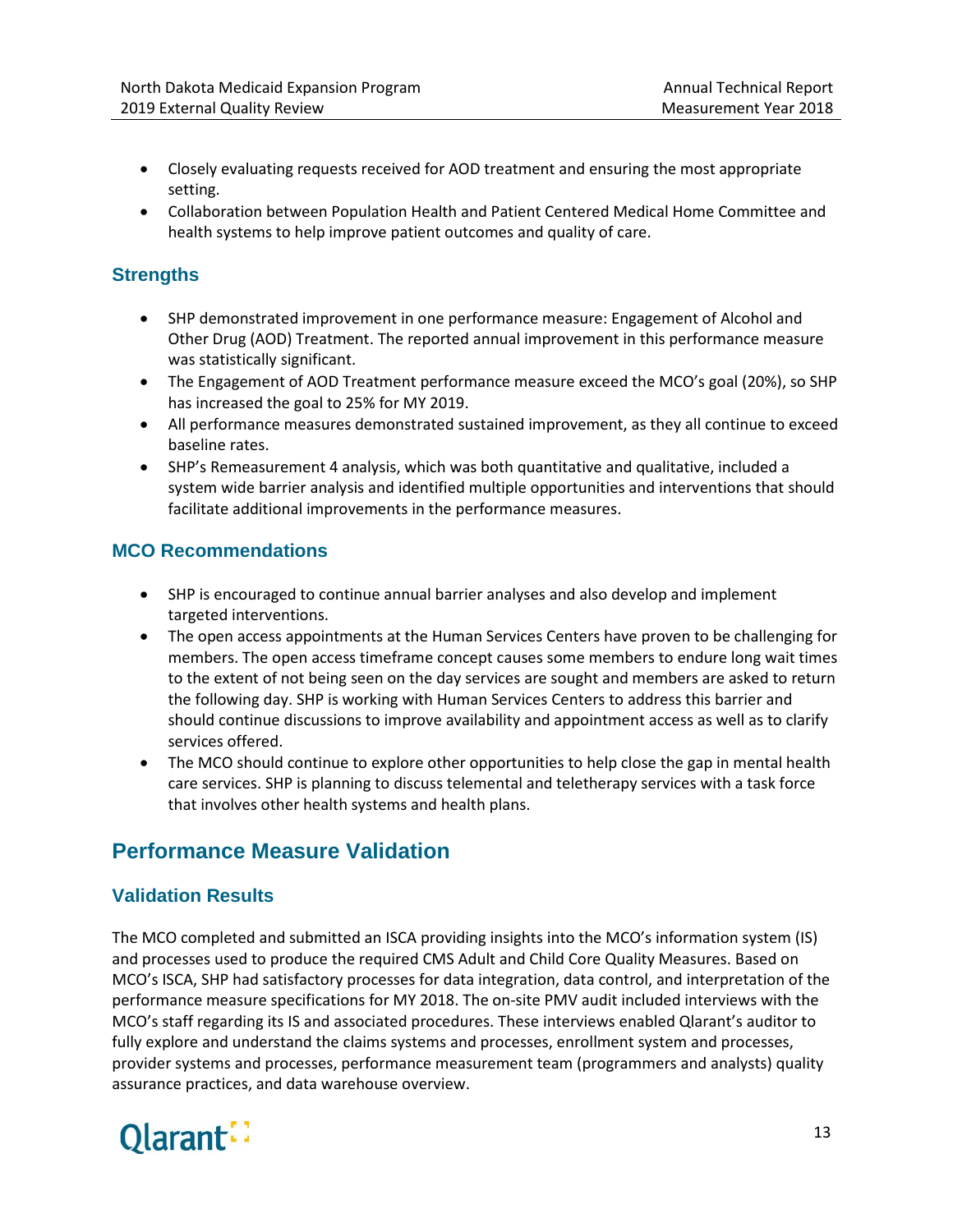- Closely evaluating requests received for AOD treatment and ensuring the most appropriate setting.
- Collaboration between Population Health and Patient Centered Medical Home Committee and health systems to help improve patient outcomes and quality of care.

### Strengths

- SHP demonstrated improvement in one performance measure: Engagement of Alcohol and Other Drug (AOD) Treatment. The reported annual improvement in this performance measure was statistically significant.
- The Engagement of AOD Treatment performance measure exceed the MCO's goal (20%), so SHP has increased the goal to 25% for MY 2019.
- All performance measures demonstrated sustained improvement, as they all continue to exceed baseline rates.
- SHP's Remeasurement 4 analysis, which was both quantitative and qualitative, included a system wide barrier analysis and identified multiple opportunities and interventions that should facilitate additional improvements in the performance measures.

### MCO Recommendations

- SHP is encouraged to continue annual barrier analyses and also develop and implement targeted interventions.
- The open access appointments at the Human Services Centers have proven to be challenging for members. The open access timeframe concept causes some members to endure long wait times to the extent of not being seen on the day services are sought and members are asked to return the following day. SHP is working with Human Services Centers to address this barrier and should continue discussions to improve availability and appointment access as well as to clarify services offered.
- The MCO should continue to explore other opportunities to help close the gap in mental health care services. SHP is planning to discuss telemental and teletherapy services with a task force that involves other health systems and health plans.

## Performance Measure Validation

### Validation Results

The MCO completed and submitted an ISCA providing insights into the MCO's information system (IS) and processes used to produce the required CMS Adult and Child Core Quality Measures. Based on MCO's ISCA, SHP had satisfactory processes for data integration, data control, and interpretation of the performance measure specifications for MY 2018. The on-site PMV audit included interviews with the MCO's staff regarding its IS and associated procedures. These interviews enabled Qlarant's auditor to fully explore and understand the claims systems and processes, enrollment system and processes, provider systems and processes, performance measurement team (programmers and analysts) quality assurance practices, and data warehouse overview.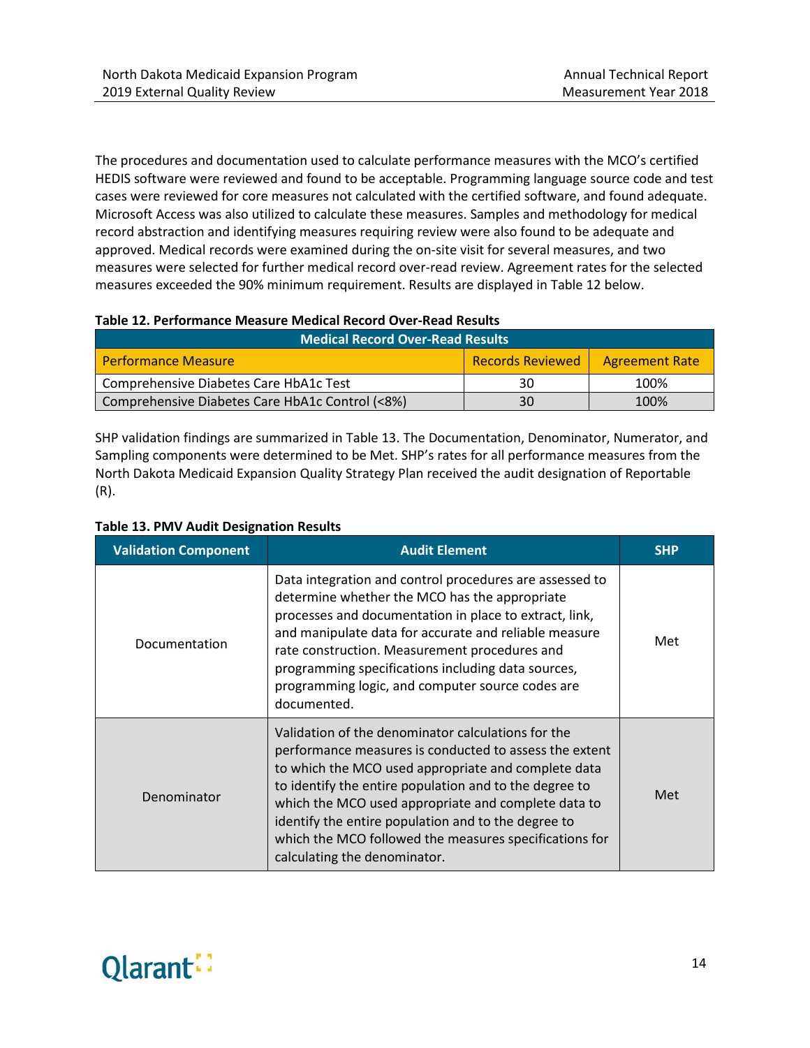The procedures and documentation used to calculate performance measures with the MCO's certified HEDIS software were reviewed and found to be acceptable. Programming language source code and test cases were reviewed for core measures not calculated with the certified software, and found adequate. Microsoft Access was also utilized to calculate these measures. Samples and methodology for medical record abstraction and identifying measures requiring review were also found to be adequate and approved. Medical records were examined during the on-site visit for several measures, and two measures were selected for further medical record over-read review. Agreement rates for the selected measures exceeded the 90% minimum requirement. Results are displayed in Table 12 below.

**Table 12. Performance Measure Medical Record Over-Read Results**

| Medical Record Over-Read Results | | |
|---|---|---|
| Performance Measure | Records Reviewed | Agreement Rate |
| Comprehensive Diabetes Care HbA1c Test | 30 | 100% |
| Comprehensive Diabetes Care HbA1c Control (<8%) | 30 | 100% |

SHP validation findings are summarized in Table 13. The Documentation, Denominator, Numerator, and Sampling components were determined to be Met. SHP's rates for all performance measures from the North Dakota Medicaid Expansion Quality Strategy Plan received the audit designation of Reportable (R).

**Table 13. PMV Audit Designation Results**

| Validation Component | Audit Element | SHP |
|---|---|---|
| Documentation | Data integration and control procedures are assessed to determine whether the MCO has the appropriate processes and documentation in place to extract, link, and manipulate data for accurate and reliable measure rate construction. Measurement procedures and programming specifications including data sources, programming logic, and computer source codes are documented. | Met |
| Denominator | Validation of the denominator calculations for the performance measures is conducted to assess the extent to which the MCO used appropriate and complete data to identify the entire population and to the degree to which the MCO used appropriate and complete data to identify the entire population and to the degree to which the MCO followed the measures specifications for calculating the denominator. | Met |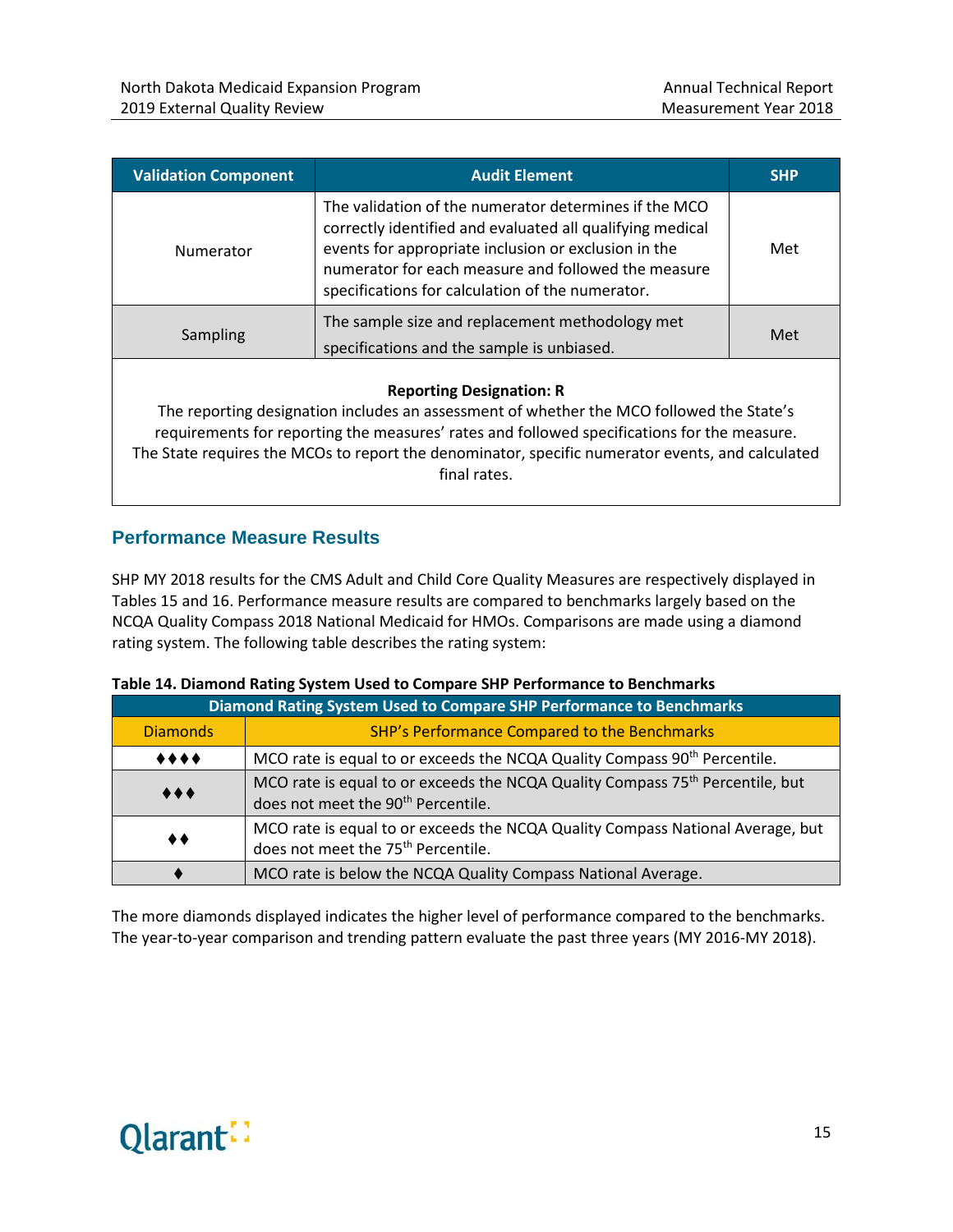| Validation Component | Audit Element | SHP |
| --- | --- | --- |
| Numerator | The validation of the numerator determines if the MCO correctly identified and evaluated all qualifying medical events for appropriate inclusion or exclusion in the numerator for each measure and followed the measure specifications for calculation of the numerator. | Met |
| Sampling | The sample size and replacement methodology met specifications and the sample is unbiased. | Met |

**Reporting Designation: R**

The reporting designation includes an assessment of whether the MCO followed the State's requirements for reporting the measures' rates and followed specifications for the measure. The State requires the MCOs to report the denominator, specific numerator events, and calculated final rates.

## Performance Measure Results

SHP MY 2018 results for the CMS Adult and Child Core Quality Measures are respectively displayed in Tables 15 and 16. Performance measure results are compared to benchmarks largely based on the NCQA Quality Compass 2018 National Medicaid for HMOs. Comparisons are made using a diamond rating system. The following table describes the rating system:

**Table 14. Diamond Rating System Used to Compare SHP Performance to Benchmarks**

| Diamond Rating System Used to Compare SHP Performance to Benchmarks | |
| --- | --- |
| Diamonds | SHP's Performance Compared to the Benchmarks |
| ♦♦♦♦ | MCO rate is equal to or exceeds the NCQA Quality Compass 90th Percentile. |
| ♦♦♦ | MCO rate is equal to or exceeds the NCQA Quality Compass 75th Percentile, but does not meet the 90th Percentile. |
| ♦♦ | MCO rate is equal to or exceeds the NCQA Quality Compass National Average, but does not meet the 75th Percentile. |
| ♦ | MCO rate is below the NCQA Quality Compass National Average. |

The more diamonds displayed indicates the higher level of performance compared to the benchmarks. The year-to-year comparison and trending pattern evaluate the past three years (MY 2016-MY 2018).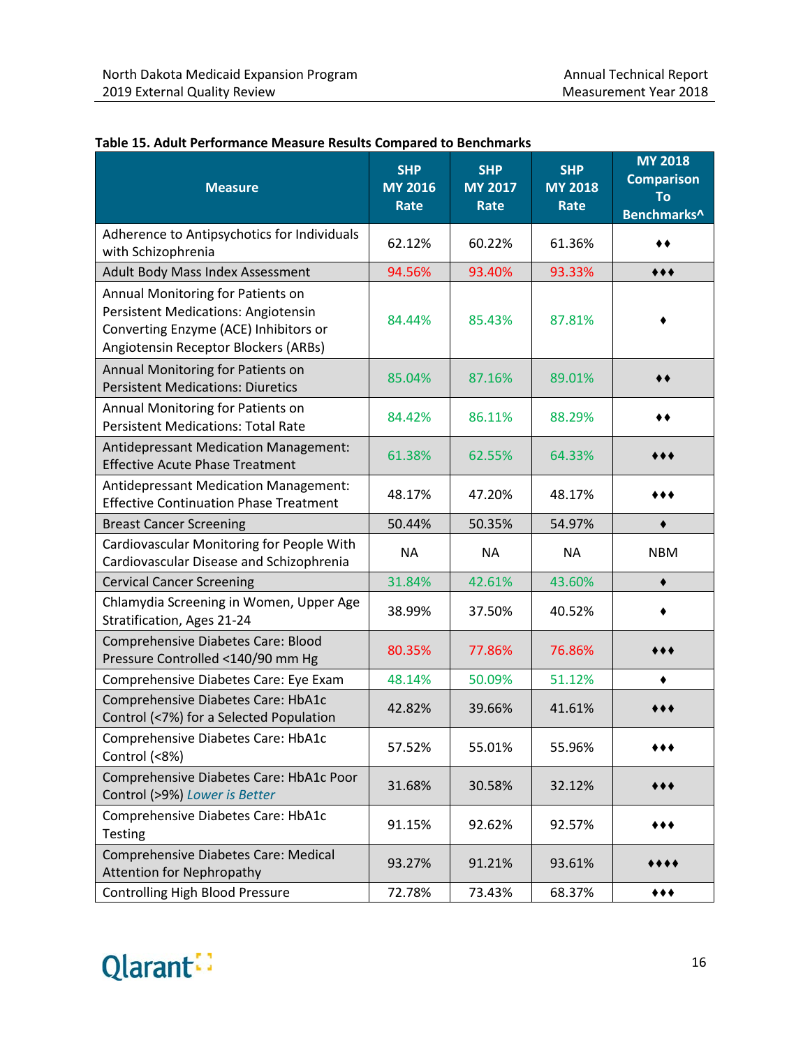**Table 15. Adult Performance Measure Results Compared to Benchmarks**

| Measure | SHP MY 2016 Rate | SHP MY 2017 Rate | SHP MY 2018 Rate | MY 2018 Comparison To Benchmarks^ |
|---|---|---|---|---|
| Adherence to Antipsychotics for Individuals with Schizophrenia | 62.12% | 60.22% | 61.36% | ♦♦ |
| Adult Body Mass Index Assessment | 94.56% | 93.40% | 93.33% | ♦♦♦ |
| Annual Monitoring for Patients on Persistent Medications: Angiotensin Converting Enzyme (ACE) Inhibitors or Angiotensin Receptor Blockers (ARBs) | 84.44% | 85.43% | 87.81% | ♦ |
| Annual Monitoring for Patients on Persistent Medications: Diuretics | 85.04% | 87.16% | 89.01% | ♦♦ |
| Annual Monitoring for Patients on Persistent Medications: Total Rate | 84.42% | 86.11% | 88.29% | ♦♦ |
| Antidepressant Medication Management: Effective Acute Phase Treatment | 61.38% | 62.55% | 64.33% | ♦♦♦ |
| Antidepressant Medication Management: Effective Continuation Phase Treatment | 48.17% | 47.20% | 48.17% | ♦♦♦ |
| Breast Cancer Screening | 50.44% | 50.35% | 54.97% | ♦ |
| Cardiovascular Monitoring for People With Cardiovascular Disease and Schizophrenia | NA | NA | NA | NBM |
| Cervical Cancer Screening | 31.84% | 42.61% | 43.60% | ♦ |
| Chlamydia Screening in Women, Upper Age Stratification, Ages 21-24 | 38.99% | 37.50% | 40.52% | ♦ |
| Comprehensive Diabetes Care: Blood Pressure Controlled <140/90 mm Hg | 80.35% | 77.86% | 76.86% | ♦♦♦ |
| Comprehensive Diabetes Care: Eye Exam | 48.14% | 50.09% | 51.12% | ♦ |
| Comprehensive Diabetes Care: HbA1c Control (<7%) for a Selected Population | 42.82% | 39.66% | 41.61% | ♦♦♦ |
| Comprehensive Diabetes Care: HbA1c Control (<8%) | 57.52% | 55.01% | 55.96% | ♦♦♦ |
| Comprehensive Diabetes Care: HbA1c Poor Control (>9%) *Lower is Better* | 31.68% | 30.58% | 32.12% | ♦♦♦ |
| Comprehensive Diabetes Care: HbA1c Testing | 91.15% | 92.62% | 92.57% | ♦♦♦ |
| Comprehensive Diabetes Care: Medical Attention for Nephropathy | 93.27% | 91.21% | 93.61% | ♦♦♦♦ |
| Controlling High Blood Pressure | 72.78% | 73.43% | 68.37% | ♦♦♦ |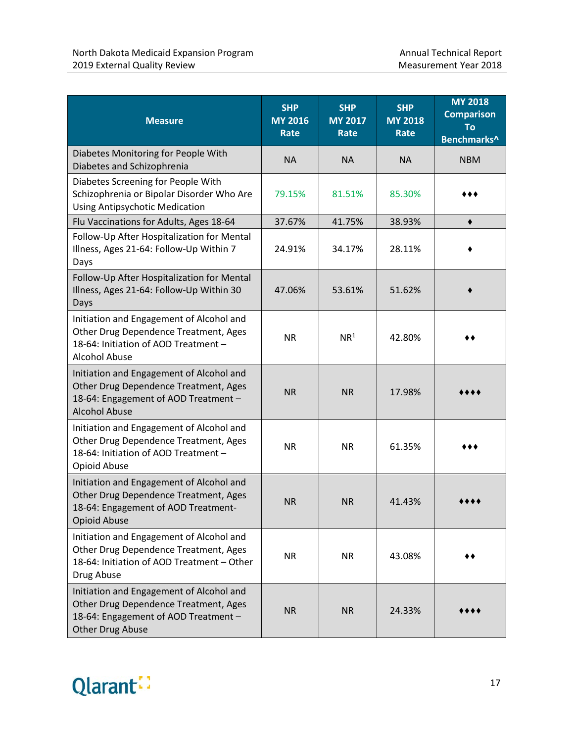| Measure | SHP MY 2016 Rate | SHP MY 2017 Rate | SHP MY 2018 Rate | MY 2018 Comparison To Benchmarks^ |
|---|---|---|---|---|
| Diabetes Monitoring for People With Diabetes and Schizophrenia | NA | NA | NA | NBM |
| Diabetes Screening for People With Schizophrenia or Bipolar Disorder Who Are Using Antipsychotic Medication | 79.15% | 81.51% | 85.30% | ♦♦♦ |
| Flu Vaccinations for Adults, Ages 18-64 | 37.67% | 41.75% | 38.93% | ♦ |
| Follow-Up After Hospitalization for Mental Illness, Ages 21-64: Follow-Up Within 7 Days | 24.91% | 34.17% | 28.11% | ♦ |
| Follow-Up After Hospitalization for Mental Illness, Ages 21-64: Follow-Up Within 30 Days | 47.06% | 53.61% | 51.62% | ♦ |
| Initiation and Engagement of Alcohol and Other Drug Dependence Treatment, Ages 18-64: Initiation of AOD Treatment – Alcohol Abuse | NR | NR[1] | 42.80% | ♦♦ |
| Initiation and Engagement of Alcohol and Other Drug Dependence Treatment, Ages 18-64: Engagement of AOD Treatment – Alcohol Abuse | NR | NR | 17.98% | ♦♦♦♦ |
| Initiation and Engagement of Alcohol and Other Drug Dependence Treatment, Ages 18-64: Initiation of AOD Treatment – Opioid Abuse | NR | NR | 61.35% | ♦♦♦ |
| Initiation and Engagement of Alcohol and Other Drug Dependence Treatment, Ages 18-64: Engagement of AOD Treatment- Opioid Abuse | NR | NR | 41.43% | ♦♦♦♦ |
| Initiation and Engagement of Alcohol and Other Drug Dependence Treatment, Ages 18-64: Initiation of AOD Treatment – Other Drug Abuse | NR | NR | 43.08% | ♦♦ |
| Initiation and Engagement of Alcohol and Other Drug Dependence Treatment, Ages 18-64: Engagement of AOD Treatment – Other Drug Abuse | NR | NR | 24.33% | ♦♦♦♦ |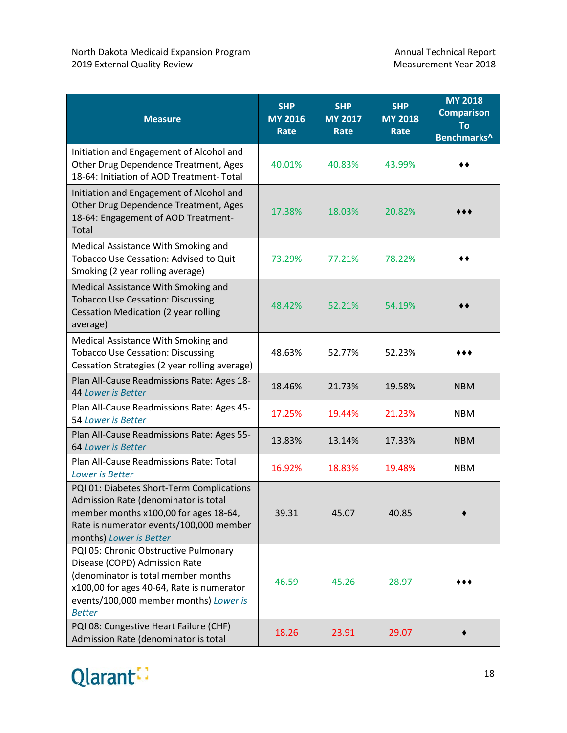| Measure | SHP MY 2016 Rate | SHP MY 2017 Rate | SHP MY 2018 Rate | MY 2018 Comparison To Benchmarks^ |
|---|---|---|---|---|
| Initiation and Engagement of Alcohol and Other Drug Dependence Treatment, Ages 18-64: Initiation of AOD Treatment- Total | 40.01% | 40.83% | 43.99% | ♦♦ |
| Initiation and Engagement of Alcohol and Other Drug Dependence Treatment, Ages 18-64: Engagement of AOD Treatment-Total | 17.38% | 18.03% | 20.82% | ♦♦♦ |
| Medical Assistance With Smoking and Tobacco Use Cessation: Advised to Quit Smoking (2 year rolling average) | 73.29% | 77.21% | 78.22% | ♦♦ |
| Medical Assistance With Smoking and Tobacco Use Cessation: Discussing Cessation Medication (2 year rolling average) | 48.42% | 52.21% | 54.19% | ♦♦ |
| Medical Assistance With Smoking and Tobacco Use Cessation: Discussing Cessation Strategies (2 year rolling average) | 48.63% | 52.77% | 52.23% | ♦♦♦ |
| Plan All-Cause Readmissions Rate: Ages 18-44 *Lower is Better* | 18.46% | 21.73% | 19.58% | NBM |
| Plan All-Cause Readmissions Rate: Ages 45-54 *Lower is Better* | 17.25% | 19.44% | 21.23% | NBM |
| Plan All-Cause Readmissions Rate: Ages 55-64 *Lower is Better* | 13.83% | 13.14% | 17.33% | NBM |
| Plan All-Cause Readmissions Rate: Total *Lower is Better* | 16.92% | 18.83% | 19.48% | NBM |
| PQI 01: Diabetes Short-Term Complications Admission Rate (denominator is total member months x100,00 for ages 18-64, Rate is numerator events/100,000 member months) *Lower is Better* | 39.31 | 45.07 | 40.85 | ♦ |
| PQI 05: Chronic Obstructive Pulmonary Disease (COPD) Admission Rate (denominator is total member months x100,00 for ages 40-64, Rate is numerator events/100,000 member months) *Lower is Better* | 46.59 | 45.26 | 28.97 | ♦♦♦ |
| PQI 08: Congestive Heart Failure (CHF) Admission Rate (denominator is total | 18.26 | 23.91 | 29.07 | ♦ |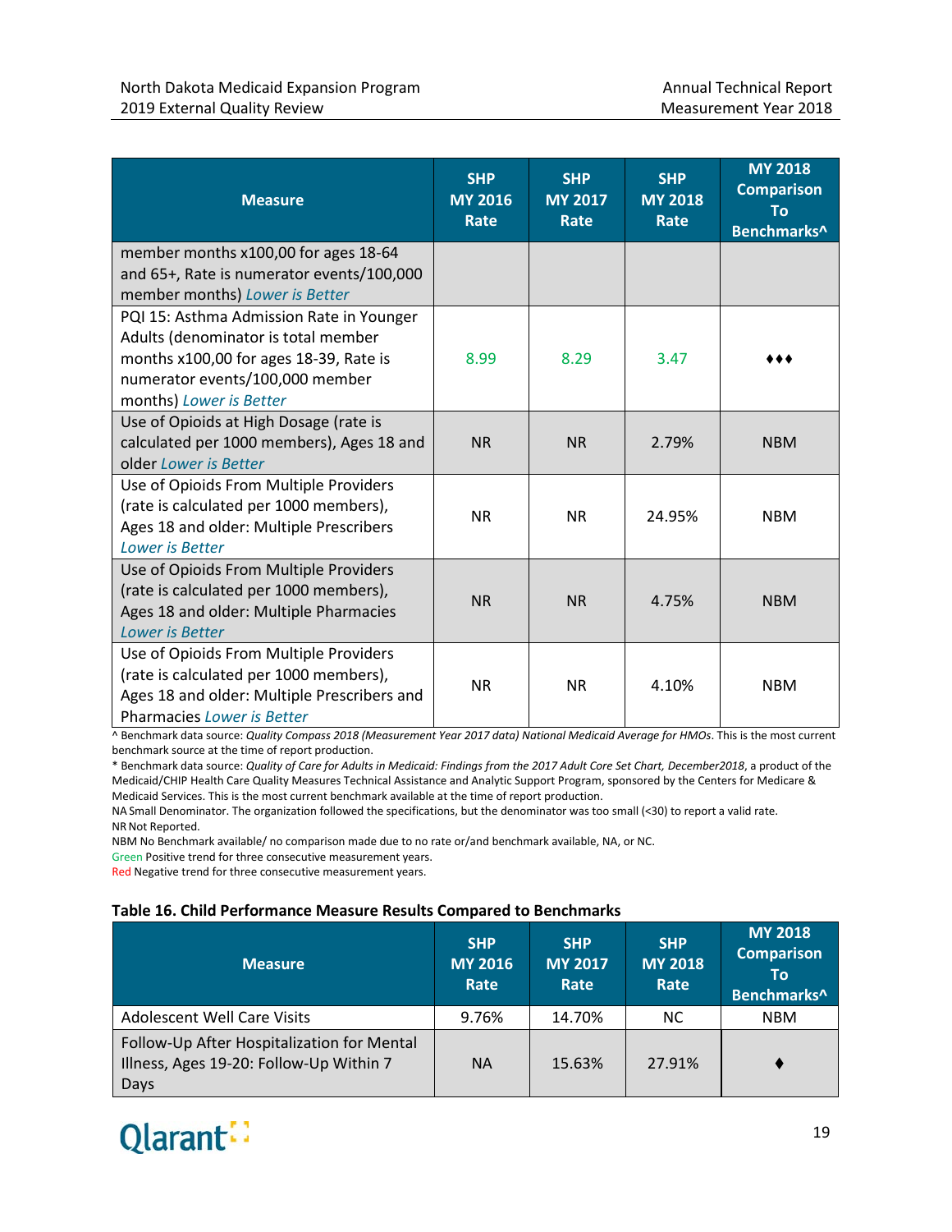| Measure | SHP MY 2016 Rate | SHP MY 2017 Rate | SHP MY 2018 Rate | MY 2018 Comparison To Benchmarks^ |
|---|---|---|---|---|
| member months x100,00 for ages 18-64 and 65+, Rate is numerator events/100,000 member months) *Lower is Better* | | | | |
| PQI 15: Asthma Admission Rate in Younger Adults (denominator is total member months x100,00 for ages 18-39, Rate is numerator events/100,000 member months) *Lower is Better* | 8.99 | 8.29 | 3.47 | ♦♦♦ |
| Use of Opioids at High Dosage (rate is calculated per 1000 members), Ages 18 and older *Lower is Better* | NR | NR | 2.79% | NBM |
| Use of Opioids From Multiple Providers (rate is calculated per 1000 members), Ages 18 and older: Multiple Prescribers *Lower is Better* | NR | NR | 24.95% | NBM |
| Use of Opioids From Multiple Providers (rate is calculated per 1000 members), Ages 18 and older: Multiple Pharmacies *Lower is Better* | NR | NR | 4.75% | NBM |
| Use of Opioids From Multiple Providers (rate is calculated per 1000 members), Ages 18 and older: Multiple Prescribers and Pharmacies *Lower is Better* | NR | NR | 4.10% | NBM |

^ Benchmark data source: *Quality Compass 2018 (Measurement Year 2017 data) National Medicaid Average for HMOs*. This is the most current benchmark source at the time of report production.
* Benchmark data source: *Quality of Care for Adults in Medicaid: Findings from the 2017 Adult Core Set Chart, December2018*, a product of the Medicaid/CHIP Health Care Quality Measures Technical Assistance and Analytic Support Program, sponsored by the Centers for Medicare & Medicaid Services. This is the most current benchmark available at the time of report production.
NA Small Denominator. The organization followed the specifications, but the denominator was too small (<30) to report a valid rate.
NR Not Reported.
NBM No Benchmark available/ no comparison made due to no rate or/and benchmark available, NA, or NC.
Green Positive trend for three consecutive measurement years.
Red Negative trend for three consecutive measurement years.

**Table 16. Child Performance Measure Results Compared to Benchmarks**

| Measure | SHP MY 2016 Rate | SHP MY 2017 Rate | SHP MY 2018 Rate | MY 2018 Comparison To Benchmarks^ |
|---|---|---|---|---|
| Adolescent Well Care Visits | 9.76% | 14.70% | NC | NBM |
| Follow-Up After Hospitalization for Mental Illness, Ages 19-20: Follow-Up Within 7 Days | NA | 15.63% | 27.91% | ♦ |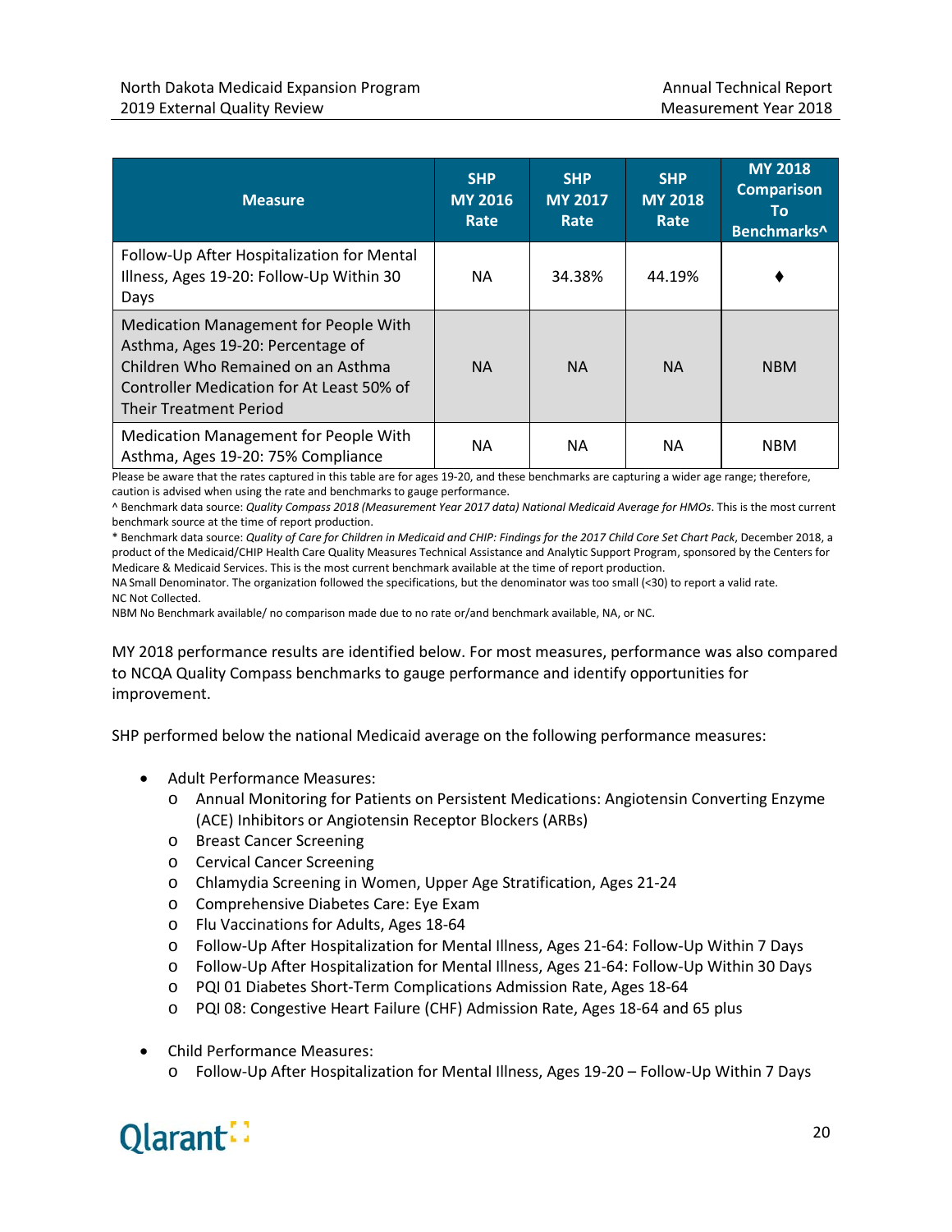| Measure | SHP MY 2016 Rate | SHP MY 2017 Rate | SHP MY 2018 Rate | MY 2018 Comparison To Benchmarks^ |
|---|---|---|---|---|
| Follow-Up After Hospitalization for Mental Illness, Ages 19-20: Follow-Up Within 30 Days | NA | 34.38% | 44.19% | ♦ |
| Medication Management for People With Asthma, Ages 19-20: Percentage of Children Who Remained on an Asthma Controller Medication for At Least 50% of Their Treatment Period | NA | NA | NA | NBM |
| Medication Management for People With Asthma, Ages 19-20: 75% Compliance | NA | NA | NA | NBM |

Please be aware that the rates captured in this table are for ages 19-20, and these benchmarks are capturing a wider age range; therefore, caution is advised when using the rate and benchmarks to gauge performance.

^ Benchmark data source: *Quality Compass 2018 (Measurement Year 2017 data) National Medicaid Average for HMOs*. This is the most current benchmark source at the time of report production.

* Benchmark data source: *Quality of Care for Children in Medicaid and CHIP: Findings for the 2017 Child Core Set Chart Pack*, December 2018, a product of the Medicaid/CHIP Health Care Quality Measures Technical Assistance and Analytic Support Program, sponsored by the Centers for Medicare & Medicaid Services. This is the most current benchmark available at the time of report production.

NA Small Denominator. The organization followed the specifications, but the denominator was too small (<30) to report a valid rate.

NC Not Collected.

NBM No Benchmark available/ no comparison made due to no rate or/and benchmark available, NA, or NC.

MY 2018 performance results are identified below. For most measures, performance was also compared to NCQA Quality Compass benchmarks to gauge performance and identify opportunities for improvement.

SHP performed below the national Medicaid average on the following performance measures:

- Adult Performance Measures:
  - Annual Monitoring for Patients on Persistent Medications: Angiotensin Converting Enzyme (ACE) Inhibitors or Angiotensin Receptor Blockers (ARBs)
  - Breast Cancer Screening
  - Cervical Cancer Screening
  - Chlamydia Screening in Women, Upper Age Stratification, Ages 21-24
  - Comprehensive Diabetes Care: Eye Exam
  - Flu Vaccinations for Adults, Ages 18-64
  - Follow-Up After Hospitalization for Mental Illness, Ages 21-64: Follow-Up Within 7 Days
  - Follow-Up After Hospitalization for Mental Illness, Ages 21-64: Follow-Up Within 30 Days
  - PQI 01 Diabetes Short-Term Complications Admission Rate, Ages 18-64
  - PQI 08: Congestive Heart Failure (CHF) Admission Rate, Ages 18-64 and 65 plus

- Child Performance Measures:
  - Follow-Up After Hospitalization for Mental Illness, Ages 19-20 – Follow-Up Within 7 Days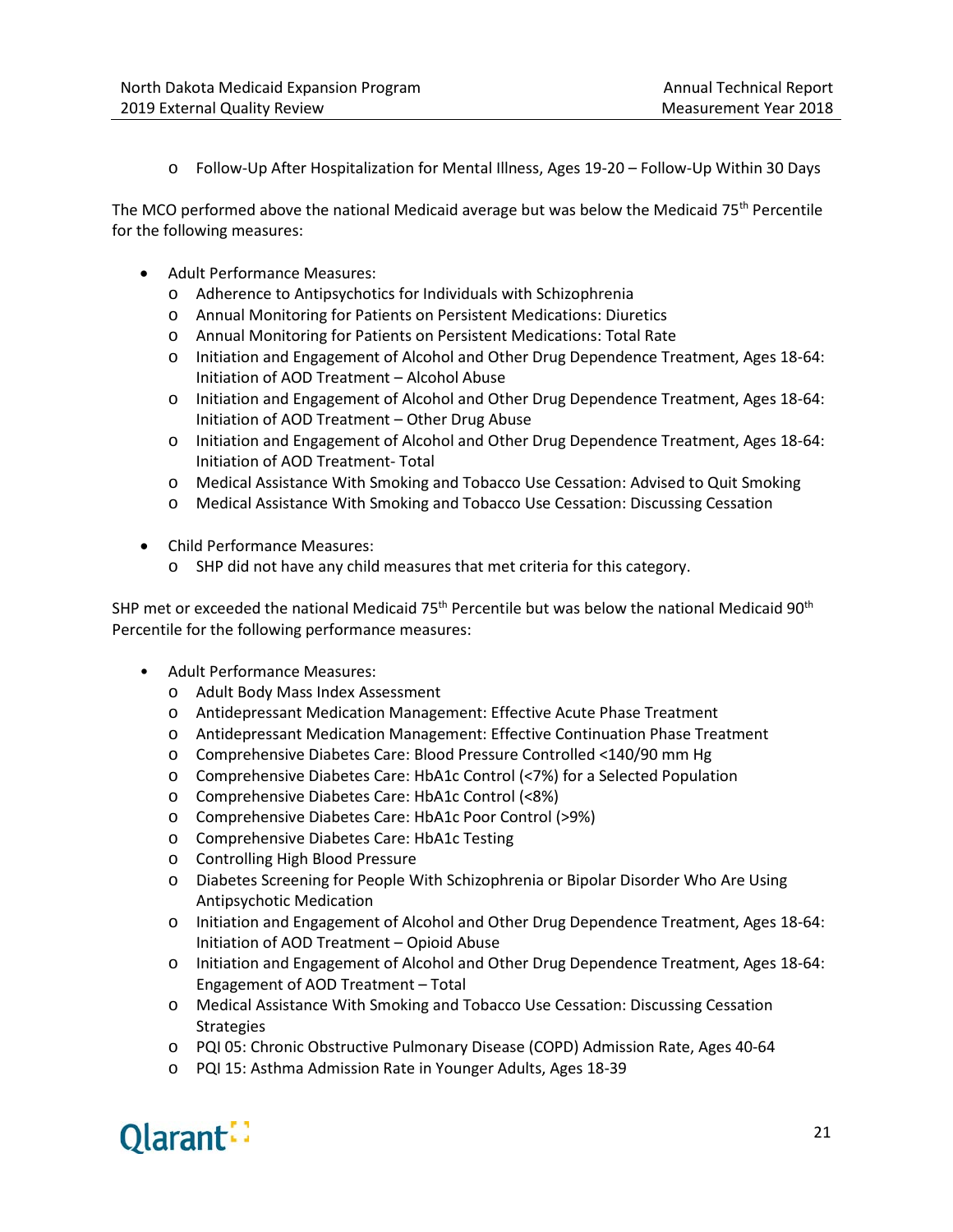- Follow-Up After Hospitalization for Mental Illness, Ages 19-20 – Follow-Up Within 30 Days

The MCO performed above the national Medicaid average but was below the Medicaid 75th Percentile for the following measures:

- Adult Performance Measures:
  - Adherence to Antipsychotics for Individuals with Schizophrenia
  - Annual Monitoring for Patients on Persistent Medications: Diuretics
  - Annual Monitoring for Patients on Persistent Medications: Total Rate
  - Initiation and Engagement of Alcohol and Other Drug Dependence Treatment, Ages 18-64: Initiation of AOD Treatment – Alcohol Abuse
  - Initiation and Engagement of Alcohol and Other Drug Dependence Treatment, Ages 18-64: Initiation of AOD Treatment – Other Drug Abuse
  - Initiation and Engagement of Alcohol and Other Drug Dependence Treatment, Ages 18-64: Initiation of AOD Treatment- Total
  - Medical Assistance With Smoking and Tobacco Use Cessation: Advised to Quit Smoking
  - Medical Assistance With Smoking and Tobacco Use Cessation: Discussing Cessation

- Child Performance Measures:
  - SHP did not have any child measures that met criteria for this category.

SHP met or exceeded the national Medicaid 75th Percentile but was below the national Medicaid 90th Percentile for the following performance measures:

- Adult Performance Measures:
  - Adult Body Mass Index Assessment
  - Antidepressant Medication Management: Effective Acute Phase Treatment
  - Antidepressant Medication Management: Effective Continuation Phase Treatment
  - Comprehensive Diabetes Care: Blood Pressure Controlled <140/90 mm Hg
  - Comprehensive Diabetes Care: HbA1c Control (<7%) for a Selected Population
  - Comprehensive Diabetes Care: HbA1c Control (<8%)
  - Comprehensive Diabetes Care: HbA1c Poor Control (>9%)
  - Comprehensive Diabetes Care: HbA1c Testing
  - Controlling High Blood Pressure
  - Diabetes Screening for People With Schizophrenia or Bipolar Disorder Who Are Using Antipsychotic Medication
  - Initiation and Engagement of Alcohol and Other Drug Dependence Treatment, Ages 18-64: Initiation of AOD Treatment – Opioid Abuse
  - Initiation and Engagement of Alcohol and Other Drug Dependence Treatment, Ages 18-64: Engagement of AOD Treatment – Total
  - Medical Assistance With Smoking and Tobacco Use Cessation: Discussing Cessation Strategies
  - PQI 05: Chronic Obstructive Pulmonary Disease (COPD) Admission Rate, Ages 40-64
  - PQI 15: Asthma Admission Rate in Younger Adults, Ages 18-39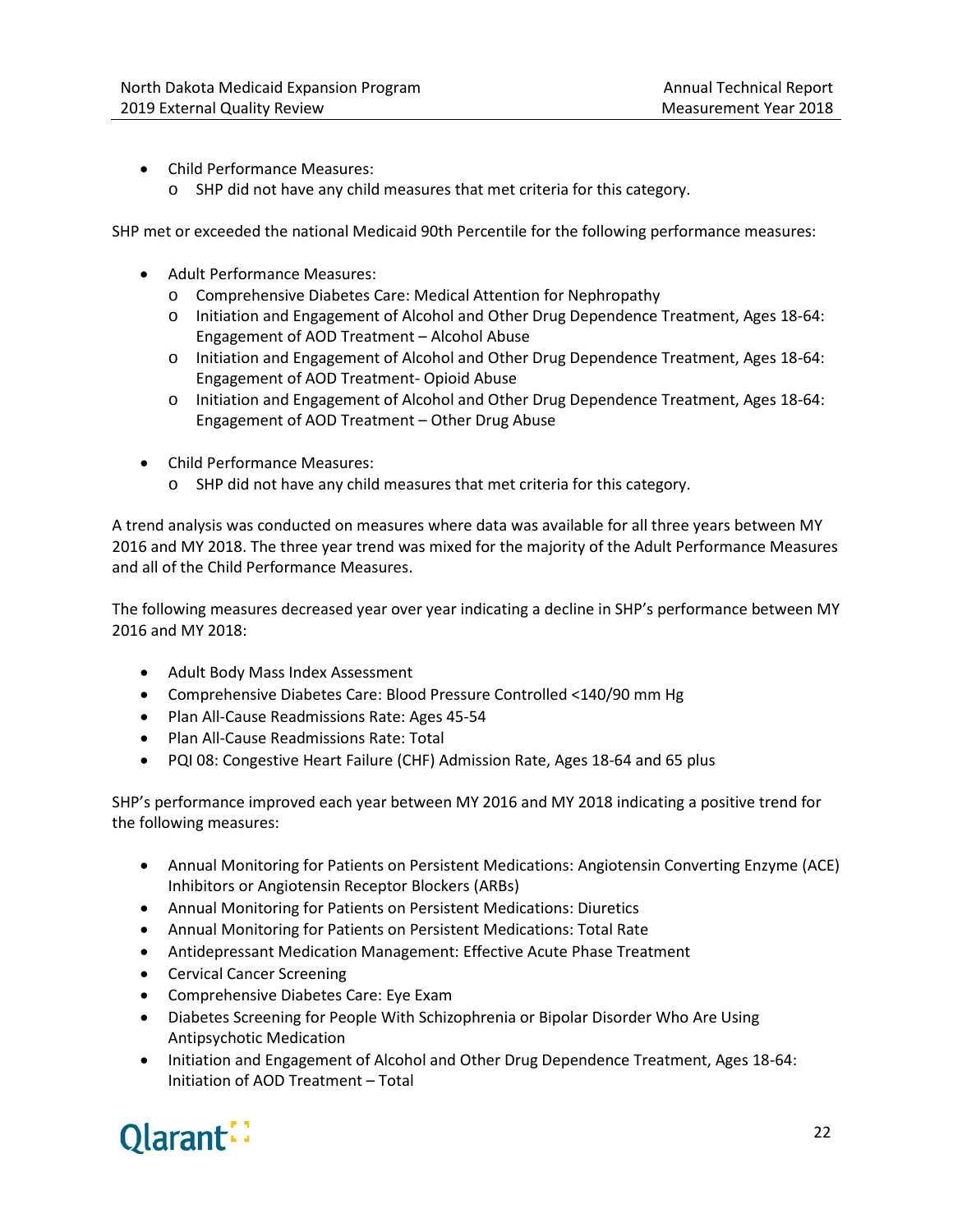- Child Performance Measures:
    - SHP did not have any child measures that met criteria for this category.

SHP met or exceeded the national Medicaid 90th Percentile for the following performance measures:

- Adult Performance Measures:
    - Comprehensive Diabetes Care: Medical Attention for Nephropathy
    - Initiation and Engagement of Alcohol and Other Drug Dependence Treatment, Ages 18-64: Engagement of AOD Treatment – Alcohol Abuse
    - Initiation and Engagement of Alcohol and Other Drug Dependence Treatment, Ages 18-64: Engagement of AOD Treatment- Opioid Abuse
    - Initiation and Engagement of Alcohol and Other Drug Dependence Treatment, Ages 18-64: Engagement of AOD Treatment – Other Drug Abuse

- Child Performance Measures:
    - SHP did not have any child measures that met criteria for this category.

A trend analysis was conducted on measures where data was available for all three years between MY 2016 and MY 2018. The three year trend was mixed for the majority of the Adult Performance Measures and all of the Child Performance Measures.

The following measures decreased year over year indicating a decline in SHP's performance between MY 2016 and MY 2018:

- Adult Body Mass Index Assessment
- Comprehensive Diabetes Care: Blood Pressure Controlled <140/90 mm Hg
- Plan All-Cause Readmissions Rate: Ages 45-54
- Plan All-Cause Readmissions Rate: Total
- PQI 08: Congestive Heart Failure (CHF) Admission Rate, Ages 18-64 and 65 plus

SHP's performance improved each year between MY 2016 and MY 2018 indicating a positive trend for the following measures:

- Annual Monitoring for Patients on Persistent Medications: Angiotensin Converting Enzyme (ACE) Inhibitors or Angiotensin Receptor Blockers (ARBs)
- Annual Monitoring for Patients on Persistent Medications: Diuretics
- Annual Monitoring for Patients on Persistent Medications: Total Rate
- Antidepressant Medication Management: Effective Acute Phase Treatment
- Cervical Cancer Screening
- Comprehensive Diabetes Care: Eye Exam
- Diabetes Screening for People With Schizophrenia or Bipolar Disorder Who Are Using Antipsychotic Medication
- Initiation and Engagement of Alcohol and Other Drug Dependence Treatment, Ages 18-64: Initiation of AOD Treatment – Total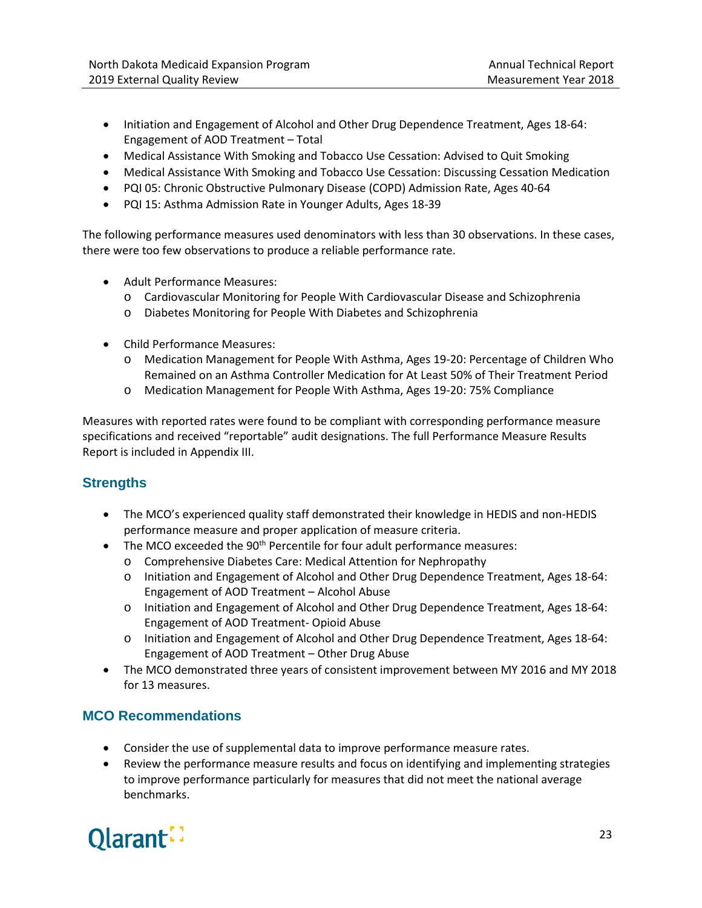- Initiation and Engagement of Alcohol and Other Drug Dependence Treatment, Ages 18-64: Engagement of AOD Treatment – Total
- Medical Assistance With Smoking and Tobacco Use Cessation: Advised to Quit Smoking
- Medical Assistance With Smoking and Tobacco Use Cessation: Discussing Cessation Medication
- PQI 05: Chronic Obstructive Pulmonary Disease (COPD) Admission Rate, Ages 40-64
- PQI 15: Asthma Admission Rate in Younger Adults, Ages 18-39

The following performance measures used denominators with less than 30 observations. In these cases, there were too few observations to produce a reliable performance rate.

- Adult Performance Measures:
  - Cardiovascular Monitoring for People With Cardiovascular Disease and Schizophrenia
  - Diabetes Monitoring for People With Diabetes and Schizophrenia

- Child Performance Measures:
  - Medication Management for People With Asthma, Ages 19-20: Percentage of Children Who Remained on an Asthma Controller Medication for At Least 50% of Their Treatment Period
  - Medication Management for People With Asthma, Ages 19-20: 75% Compliance

Measures with reported rates were found to be compliant with corresponding performance measure specifications and received "reportable" audit designations. The full Performance Measure Results Report is included in Appendix III.

## Strengths

- The MCO's experienced quality staff demonstrated their knowledge in HEDIS and non-HEDIS performance measure and proper application of measure criteria.
- The MCO exceeded the 90th Percentile for four adult performance measures:
  - Comprehensive Diabetes Care: Medical Attention for Nephropathy
  - Initiation and Engagement of Alcohol and Other Drug Dependence Treatment, Ages 18-64: Engagement of AOD Treatment – Alcohol Abuse
  - Initiation and Engagement of Alcohol and Other Drug Dependence Treatment, Ages 18-64: Engagement of AOD Treatment- Opioid Abuse
  - Initiation and Engagement of Alcohol and Other Drug Dependence Treatment, Ages 18-64: Engagement of AOD Treatment – Other Drug Abuse
- The MCO demonstrated three years of consistent improvement between MY 2016 and MY 2018 for 13 measures.

## MCO Recommendations

- Consider the use of supplemental data to improve performance measure rates.
- Review the performance measure results and focus on identifying and implementing strategies to improve performance particularly for measures that did not meet the national average benchmarks.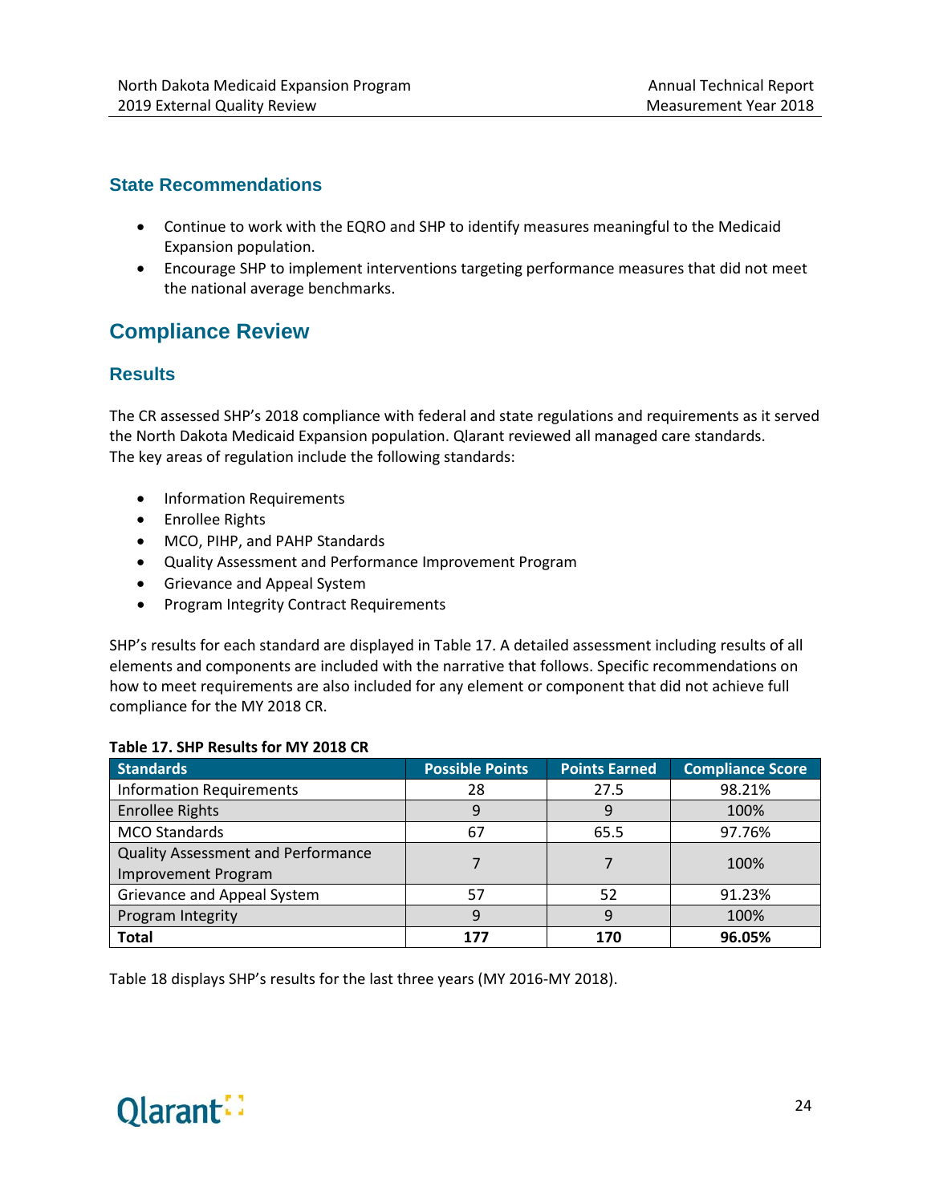### State Recommendations

- Continue to work with the EQRO and SHP to identify measures meaningful to the Medicaid Expansion population.
- Encourage SHP to implement interventions targeting performance measures that did not meet the national average benchmarks.

## Compliance Review

### Results

The CR assessed SHP's 2018 compliance with federal and state regulations and requirements as it served the North Dakota Medicaid Expansion population. Qlarant reviewed all managed care standards. The key areas of regulation include the following standards:

- Information Requirements
- Enrollee Rights
- MCO, PIHP, and PAHP Standards
- Quality Assessment and Performance Improvement Program
- Grievance and Appeal System
- Program Integrity Contract Requirements

SHP's results for each standard are displayed in Table 17. A detailed assessment including results of all elements and components are included with the narrative that follows. Specific recommendations on how to meet requirements are also included for any element or component that did not achieve full compliance for the MY 2018 CR.

**Table 17. SHP Results for MY 2018 CR**

| Standards | Possible Points | Points Earned | Compliance Score |
|---|---|---|---|
| Information Requirements | 28 | 27.5 | 98.21% |
| Enrollee Rights | 9 | 9 | 100% |
| MCO Standards | 67 | 65.5 | 97.76% |
| Quality Assessment and Performance Improvement Program | 7 | 7 | 100% |
| Grievance and Appeal System | 57 | 52 | 91.23% |
| Program Integrity | 9 | 9 | 100% |
| **Total** | **177** | **170** | **96.05%** |

Table 18 displays SHP's results for the last three years (MY 2016-MY 2018).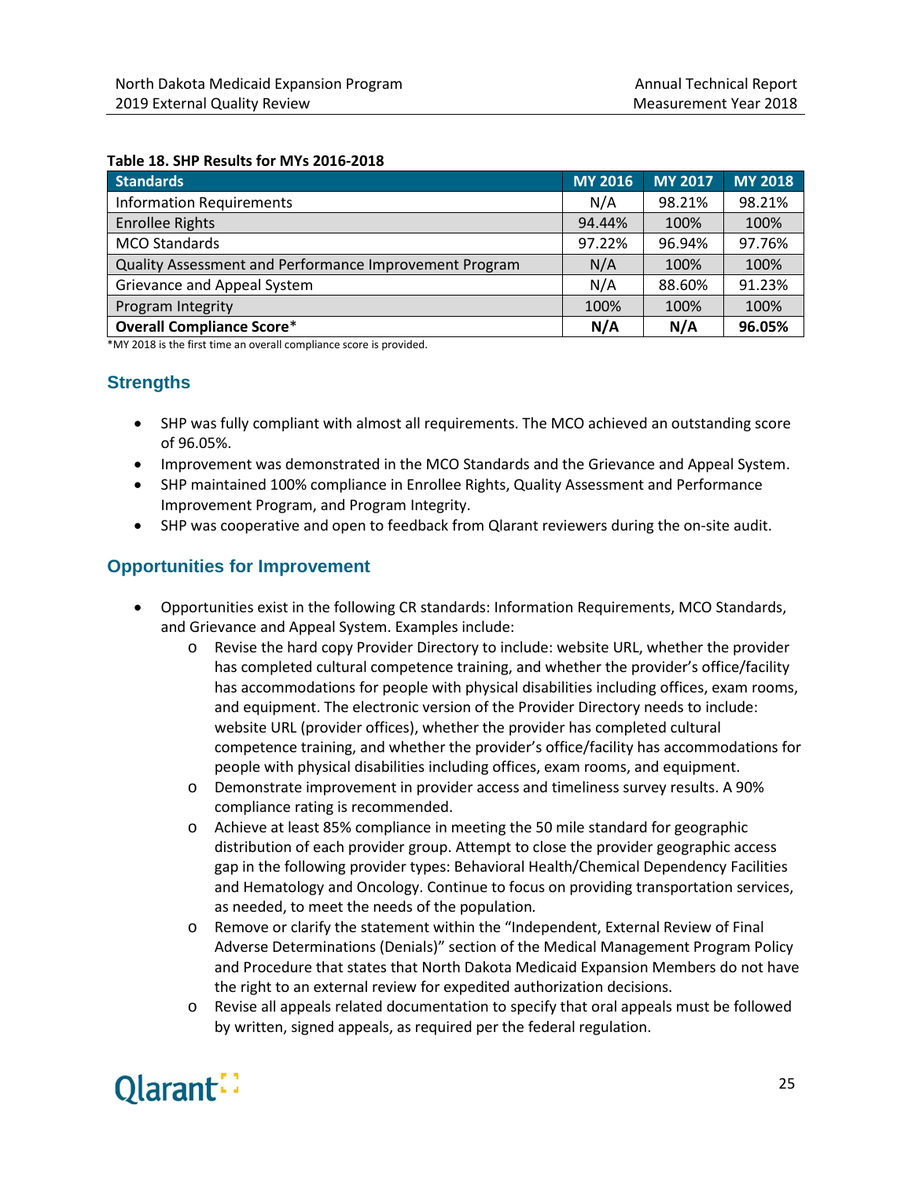**Table 18. SHP Results for MYs 2016-2018**

| Standards | MY 2016 | MY 2017 | MY 2018 |
|---|---|---|---|
| Information Requirements | N/A | 98.21% | 98.21% |
| Enrollee Rights | 94.44% | 100% | 100% |
| MCO Standards | 97.22% | 96.94% | 97.76% |
| Quality Assessment and Performance Improvement Program | N/A | 100% | 100% |
| Grievance and Appeal System | N/A | 88.60% | 91.23% |
| Program Integrity | 100% | 100% | 100% |
| **Overall Compliance Score*** | **N/A** | **N/A** | **96.05%** |

*MY 2018 is the first time an overall compliance score is provided.

## Strengths

- SHP was fully compliant with almost all requirements. The MCO achieved an outstanding score of 96.05%.
- Improvement was demonstrated in the MCO Standards and the Grievance and Appeal System.
- SHP maintained 100% compliance in Enrollee Rights, Quality Assessment and Performance Improvement Program, and Program Integrity.
- SHP was cooperative and open to feedback from Qlarant reviewers during the on-site audit.

## Opportunities for Improvement

- Opportunities exist in the following CR standards: Information Requirements, MCO Standards, and Grievance and Appeal System. Examples include:
  - Revise the hard copy Provider Directory to include: website URL, whether the provider has completed cultural competence training, and whether the provider's office/facility has accommodations for people with physical disabilities including offices, exam rooms, and equipment. The electronic version of the Provider Directory needs to include: website URL (provider offices), whether the provider has completed cultural competence training, and whether the provider's office/facility has accommodations for people with physical disabilities including offices, exam rooms, and equipment.
  - Demonstrate improvement in provider access and timeliness survey results. A 90% compliance rating is recommended.
  - Achieve at least 85% compliance in meeting the 50 mile standard for geographic distribution of each provider group. Attempt to close the provider geographic access gap in the following provider types: Behavioral Health/Chemical Dependency Facilities and Hematology and Oncology. Continue to focus on providing transportation services, as needed, to meet the needs of the population.
  - Remove or clarify the statement within the "Independent, External Review of Final Adverse Determinations (Denials)" section of the Medical Management Program Policy and Procedure that states that North Dakota Medicaid Expansion Members do not have the right to an external review for expedited authorization decisions.
  - Revise all appeals related documentation to specify that oral appeals must be followed by written, signed appeals, as required per the federal regulation.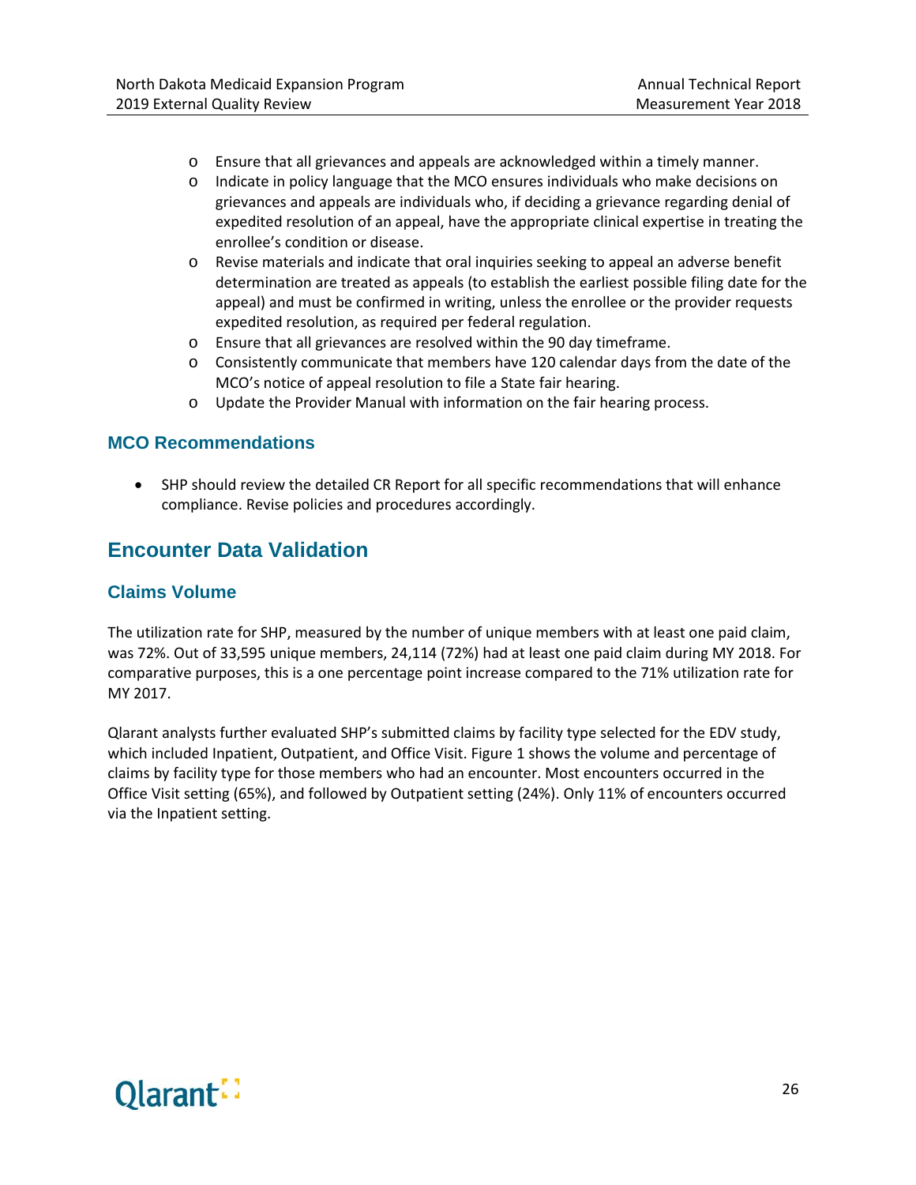- Ensure that all grievances and appeals are acknowledged within a timely manner.
- Indicate in policy language that the MCO ensures individuals who make decisions on grievances and appeals are individuals who, if deciding a grievance regarding denial of expedited resolution of an appeal, have the appropriate clinical expertise in treating the enrollee's condition or disease.
- Revise materials and indicate that oral inquiries seeking to appeal an adverse benefit determination are treated as appeals (to establish the earliest possible filing date for the appeal) and must be confirmed in writing, unless the enrollee or the provider requests expedited resolution, as required per federal regulation.
- Ensure that all grievances are resolved within the 90 day timeframe.
- Consistently communicate that members have 120 calendar days from the date of the MCO's notice of appeal resolution to file a State fair hearing.
- Update the Provider Manual with information on the fair hearing process.

### MCO Recommendations

- SHP should review the detailed CR Report for all specific recommendations that will enhance compliance. Revise policies and procedures accordingly.

## Encounter Data Validation

### Claims Volume

The utilization rate for SHP, measured by the number of unique members with at least one paid claim, was 72%. Out of 33,595 unique members, 24,114 (72%) had at least one paid claim during MY 2018. For comparative purposes, this is a one percentage point increase compared to the 71% utilization rate for MY 2017.

Qlarant analysts further evaluated SHP's submitted claims by facility type selected for the EDV study, which included Inpatient, Outpatient, and Office Visit. Figure 1 shows the volume and percentage of claims by facility type for those members who had an encounter. Most encounters occurred in the Office Visit setting (65%), and followed by Outpatient setting (24%). Only 11% of encounters occurred via the Inpatient setting.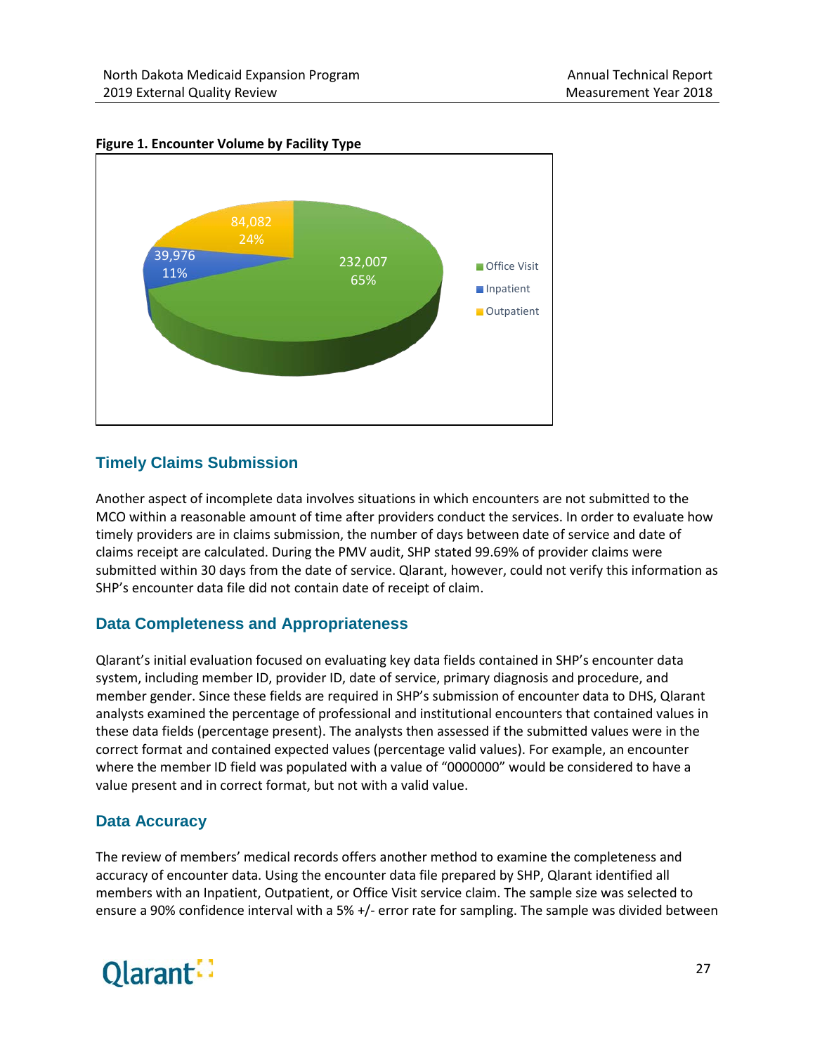**Figure 1. Encounter Volume by Facility Type**

| Facility Type | Encounters | Percent |
|---|---|---|
| Office Visit | 232,007 | 65% |
| Inpatient | 39,976 | 11% |
| Outpatient | 84,082 | 24% |

## Timely Claims Submission

Another aspect of incomplete data involves situations in which encounters are not submitted to the MCO within a reasonable amount of time after providers conduct the services. In order to evaluate how timely providers are in claims submission, the number of days between date of service and date of claims receipt are calculated. During the PMV audit, SHP stated 99.69% of provider claims were submitted within 30 days from the date of service. Qlarant, however, could not verify this information as SHP's encounter data file did not contain date of receipt of claim.

## Data Completeness and Appropriateness

Qlarant's initial evaluation focused on evaluating key data fields contained in SHP's encounter data system, including member ID, provider ID, date of service, primary diagnosis and procedure, and member gender. Since these fields are required in SHP's submission of encounter data to DHS, Qlarant analysts examined the percentage of professional and institutional encounters that contained values in these data fields (percentage present). The analysts then assessed if the submitted values were in the correct format and contained expected values (percentage valid values). For example, an encounter where the member ID field was populated with a value of "0000000" would be considered to have a value present and in correct format, but not with a valid value.

## Data Accuracy

The review of members' medical records offers another method to examine the completeness and accuracy of encounter data. Using the encounter data file prepared by SHP, Qlarant identified all members with an Inpatient, Outpatient, or Office Visit service claim. The sample size was selected to ensure a 90% confidence interval with a 5% +/- error rate for sampling. The sample was divided between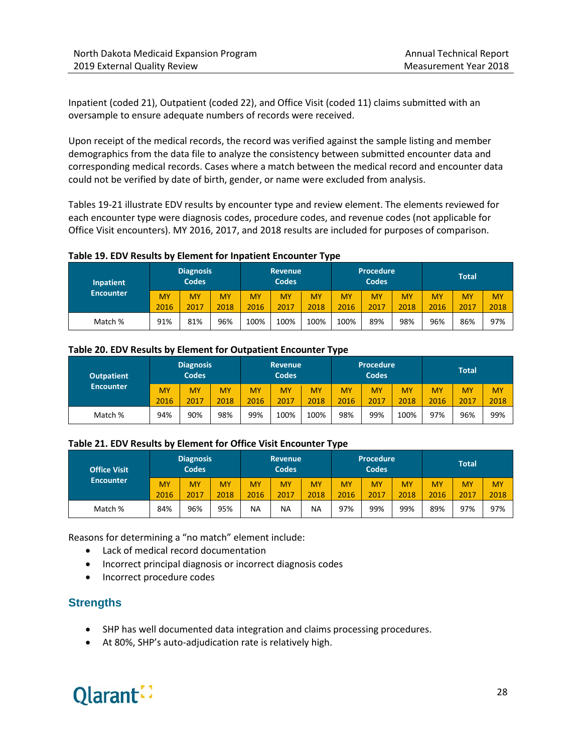Inpatient (coded 21), Outpatient (coded 22), and Office Visit (coded 11) claims submitted with an oversample to ensure adequate numbers of records were received.

Upon receipt of the medical records, the record was verified against the sample listing and member demographics from the data file to analyze the consistency between submitted encounter data and corresponding medical records. Cases where a match between the medical record and encounter data could not be verified by date of birth, gender, or name were excluded from analysis.

Tables 19-21 illustrate EDV results by encounter type and review element. The elements reviewed for each encounter type were diagnosis codes, procedure codes, and revenue codes (not applicable for Office Visit encounters). MY 2016, 2017, and 2018 results are included for purposes of comparison.

**Table 19. EDV Results by Element for Inpatient Encounter Type**

| Inpatient Encounter | Diagnosis Codes | | | Revenue Codes | | | Procedure Codes | | | Total | | |
|---|---|---|---|---|---|---|---|---|---|---|---|---|
| | MY 2016 | MY 2017 | MY 2018 | MY 2016 | MY 2017 | MY 2018 | MY 2016 | MY 2017 | MY 2018 | MY 2016 | MY 2017 | MY 2018 |
| Match % | 91% | 81% | 96% | 100% | 100% | 100% | 100% | 89% | 98% | 96% | 86% | 97% |

**Table 20. EDV Results by Element for Outpatient Encounter Type**

| Outpatient Encounter | Diagnosis Codes | | | Revenue Codes | | | Procedure Codes | | | Total | | |
|---|---|---|---|---|---|---|---|---|---|---|---|---|
| | MY 2016 | MY 2017 | MY 2018 | MY 2016 | MY 2017 | MY 2018 | MY 2016 | MY 2017 | MY 2018 | MY 2016 | MY 2017 | MY 2018 |
| Match % | 94% | 90% | 98% | 99% | 100% | 100% | 98% | 99% | 100% | 97% | 96% | 99% |

**Table 21. EDV Results by Element for Office Visit Encounter Type**

| Office Visit Encounter | Diagnosis Codes | | | Revenue Codes | | | Procedure Codes | | | Total | | |
|---|---|---|---|---|---|---|---|---|---|---|---|---|
| | MY 2016 | MY 2017 | MY 2018 | MY 2016 | MY 2017 | MY 2018 | MY 2016 | MY 2017 | MY 2018 | MY 2016 | MY 2017 | MY 2018 |
| Match % | 84% | 96% | 95% | NA | NA | NA | 97% | 99% | 99% | 89% | 97% | 97% |

Reasons for determining a "no match" element include:

- Lack of medical record documentation
- Incorrect principal diagnosis or incorrect diagnosis codes
- Incorrect procedure codes

## Strengths

- SHP has well documented data integration and claims processing procedures.
- At 80%, SHP's auto-adjudication rate is relatively high.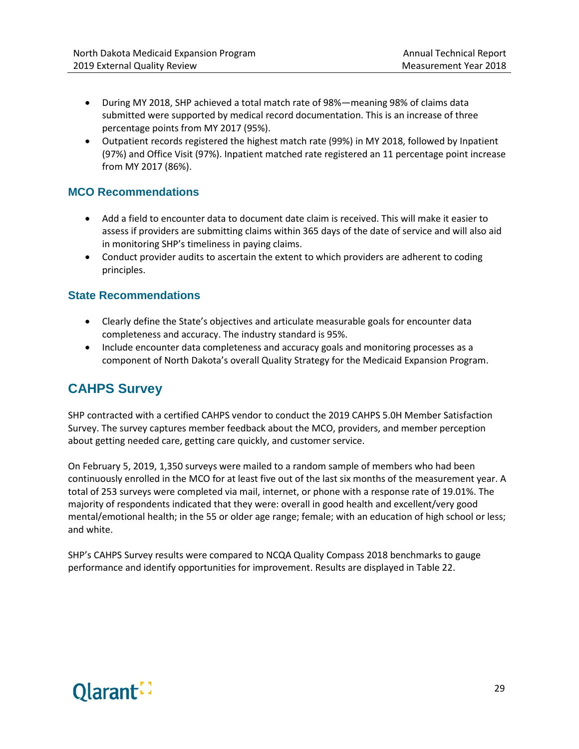- During MY 2018, SHP achieved a total match rate of 98%—meaning 98% of claims data submitted were supported by medical record documentation. This is an increase of three percentage points from MY 2017 (95%).
- Outpatient records registered the highest match rate (99%) in MY 2018, followed by Inpatient (97%) and Office Visit (97%). Inpatient matched rate registered an 11 percentage point increase from MY 2017 (86%).

### MCO Recommendations

- Add a field to encounter data to document date claim is received. This will make it easier to assess if providers are submitting claims within 365 days of the date of service and will also aid in monitoring SHP's timeliness in paying claims.
- Conduct provider audits to ascertain the extent to which providers are adherent to coding principles.

### State Recommendations

- Clearly define the State's objectives and articulate measurable goals for encounter data completeness and accuracy. The industry standard is 95%.
- Include encounter data completeness and accuracy goals and monitoring processes as a component of North Dakota's overall Quality Strategy for the Medicaid Expansion Program.

## CAHPS Survey

SHP contracted with a certified CAHPS vendor to conduct the 2019 CAHPS 5.0H Member Satisfaction Survey. The survey captures member feedback about the MCO, providers, and member perception about getting needed care, getting care quickly, and customer service.

On February 5, 2019, 1,350 surveys were mailed to a random sample of members who had been continuously enrolled in the MCO for at least five out of the last six months of the measurement year. A total of 253 surveys were completed via mail, internet, or phone with a response rate of 19.01%. The majority of respondents indicated that they were: overall in good health and excellent/very good mental/emotional health; in the 55 or older age range; female; with an education of high school or less; and white.

SHP's CAHPS Survey results were compared to NCQA Quality Compass 2018 benchmarks to gauge performance and identify opportunities for improvement. Results are displayed in Table 22.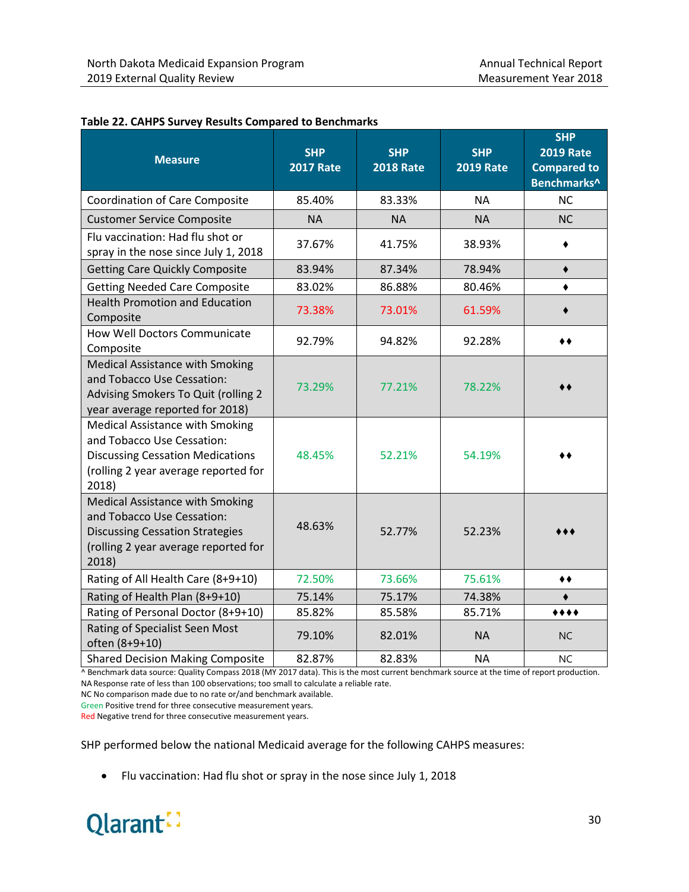**Table 22. CAHPS Survey Results Compared to Benchmarks**

| Measure | SHP 2017 Rate | SHP 2018 Rate | SHP 2019 Rate | SHP 2019 Rate Compared to Benchmarks^ |
|---|---|---|---|---|
| Coordination of Care Composite | 85.40% | 83.33% | NA | NC |
| Customer Service Composite | NA | NA | NA | NC |
| Flu vaccination: Had flu shot or spray in the nose since July 1, 2018 | 37.67% | 41.75% | 38.93% | ♦ |
| Getting Care Quickly Composite | 83.94% | 87.34% | 78.94% | ♦ |
| Getting Needed Care Composite | 83.02% | 86.88% | 80.46% | ♦ |
| Health Promotion and Education Composite | 73.38% | 73.01% | 61.59% | ♦ |
| How Well Doctors Communicate Composite | 92.79% | 94.82% | 92.28% | ♦♦ |
| Medical Assistance with Smoking and Tobacco Use Cessation: Advising Smokers To Quit (rolling 2 year average reported for 2018) | 73.29% | 77.21% | 78.22% | ♦♦ |
| Medical Assistance with Smoking and Tobacco Use Cessation: Discussing Cessation Medications (rolling 2 year average reported for 2018) | 48.45% | 52.21% | 54.19% | ♦♦ |
| Medical Assistance with Smoking and Tobacco Use Cessation: Discussing Cessation Strategies (rolling 2 year average reported for 2018) | 48.63% | 52.77% | 52.23% | ♦♦♦ |
| Rating of All Health Care (8+9+10) | 72.50% | 73.66% | 75.61% | ♦♦ |
| Rating of Health Plan (8+9+10) | 75.14% | 75.17% | 74.38% | ♦ |
| Rating of Personal Doctor (8+9+10) | 85.82% | 85.58% | 85.71% | ♦♦♦♦ |
| Rating of Specialist Seen Most often (8+9+10) | 79.10% | 82.01% | NA | NC |
| Shared Decision Making Composite | 82.87% | 82.83% | NA | NC |

^ Benchmark data source: Quality Compass 2018 (MY 2017 data). This is the most current benchmark source at the time of report production.
NA Response rate of less than 100 observations; too small to calculate a reliable rate.
NC No comparison made due to no rate or/and benchmark available.
Green Positive trend for three consecutive measurement years.
Red Negative trend for three consecutive measurement years.

SHP performed below the national Medicaid average for the following CAHPS measures:

- Flu vaccination: Had flu shot or spray in the nose since July 1, 2018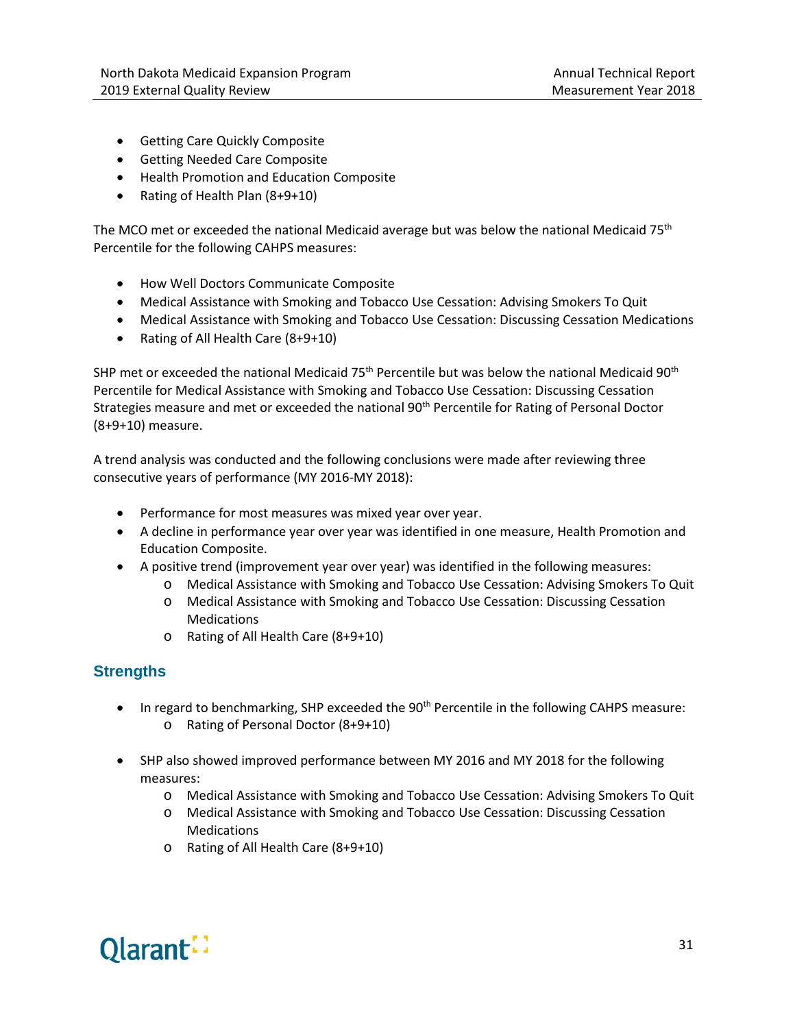- Getting Care Quickly Composite
- Getting Needed Care Composite
- Health Promotion and Education Composite
- Rating of Health Plan (8+9+10)

The MCO met or exceeded the national Medicaid average but was below the national Medicaid 75th Percentile for the following CAHPS measures:

- How Well Doctors Communicate Composite
- Medical Assistance with Smoking and Tobacco Use Cessation: Advising Smokers To Quit
- Medical Assistance with Smoking and Tobacco Use Cessation: Discussing Cessation Medications
- Rating of All Health Care (8+9+10)

SHP met or exceeded the national Medicaid 75th Percentile but was below the national Medicaid 90th Percentile for Medical Assistance with Smoking and Tobacco Use Cessation: Discussing Cessation Strategies measure and met or exceeded the national 90th Percentile for Rating of Personal Doctor (8+9+10) measure.

A trend analysis was conducted and the following conclusions were made after reviewing three consecutive years of performance (MY 2016-MY 2018):

- Performance for most measures was mixed year over year.
- A decline in performance year over year was identified in one measure, Health Promotion and Education Composite.
- A positive trend (improvement year over year) was identified in the following measures:
  - Medical Assistance with Smoking and Tobacco Use Cessation: Advising Smokers To Quit
  - Medical Assistance with Smoking and Tobacco Use Cessation: Discussing Cessation Medications
  - Rating of All Health Care (8+9+10)

## Strengths

- In regard to benchmarking, SHP exceeded the 90th Percentile in the following CAHPS measure:
  - Rating of Personal Doctor (8+9+10)

- SHP also showed improved performance between MY 2016 and MY 2018 for the following measures:
  - Medical Assistance with Smoking and Tobacco Use Cessation: Advising Smokers To Quit
  - Medical Assistance with Smoking and Tobacco Use Cessation: Discussing Cessation Medications
  - Rating of All Health Care (8+9+10)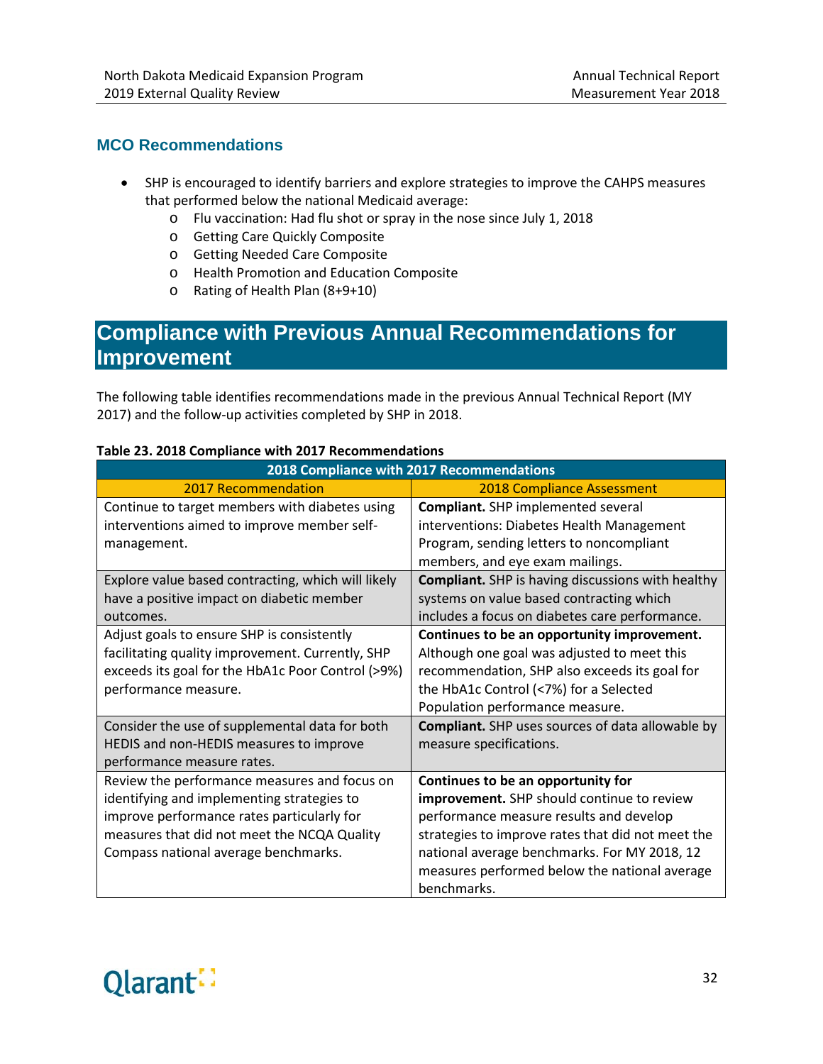## MCO Recommendations

- SHP is encouraged to identify barriers and explore strategies to improve the CAHPS measures that performed below the national Medicaid average:
  - Flu vaccination: Had flu shot or spray in the nose since July 1, 2018
  - Getting Care Quickly Composite
  - Getting Needed Care Composite
  - Health Promotion and Education Composite
  - Rating of Health Plan (8+9+10)

# Compliance with Previous Annual Recommendations for Improvement

The following table identifies recommendations made in the previous Annual Technical Report (MY 2017) and the follow-up activities completed by SHP in 2018.

**Table 23. 2018 Compliance with 2017 Recommendations**

| 2018 Compliance with 2017 Recommendations | |
|---|---|
| **2017 Recommendation** | **2018 Compliance Assessment** |
| Continue to target members with diabetes using interventions aimed to improve member self-management. | **Compliant.** SHP implemented several interventions: Diabetes Health Management Program, sending letters to noncompliant members, and eye exam mailings. |
| Explore value based contracting, which will likely have a positive impact on diabetic member outcomes. | **Compliant.** SHP is having discussions with healthy systems on value based contracting which includes a focus on diabetes care performance. |
| Adjust goals to ensure SHP is consistently facilitating quality improvement. Currently, SHP exceeds its goal for the HbA1c Poor Control (>9%) performance measure. | **Continues to be an opportunity improvement.** Although one goal was adjusted to meet this recommendation, SHP also exceeds its goal for the HbA1c Control (<7%) for a Selected Population performance measure. |
| Consider the use of supplemental data for both HEDIS and non-HEDIS measures to improve performance measure rates. | **Compliant.** SHP uses sources of data allowable by measure specifications. |
| Review the performance measures and focus on identifying and implementing strategies to improve performance rates particularly for measures that did not meet the NCQA Quality Compass national average benchmarks. | **Continues to be an opportunity for improvement.** SHP should continue to review performance measure results and develop strategies to improve rates that did not meet the national average benchmarks. For MY 2018, 12 measures performed below the national average benchmarks. |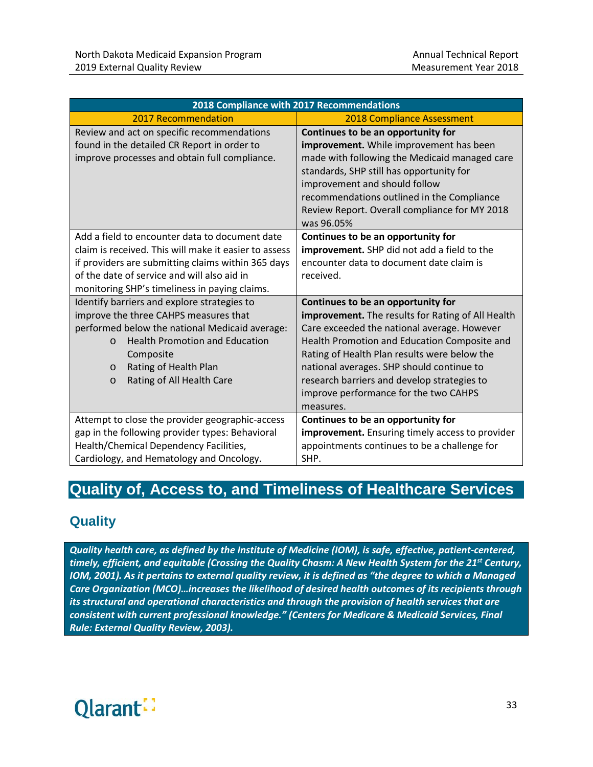| 2018 Compliance with 2017 Recommendations | |
|---|---|
| 2017 Recommendation | 2018 Compliance Assessment |
| Review and act on specific recommendations found in the detailed CR Report in order to improve processes and obtain full compliance. | **Continues to be an opportunity for improvement.** While improvement has been made with following the Medicaid managed care standards, SHP still has opportunity for improvement and should follow recommendations outlined in the Compliance Review Report. Overall compliance for MY 2018 was 96.05% |
| Add a field to encounter data to document date claim is received. This will make it easier to assess if providers are submitting claims within 365 days of the date of service and will also aid in monitoring SHP's timeliness in paying claims. | **Continues to be an opportunity for improvement.** SHP did not add a field to the encounter data to document date claim is received. |
| Identify barriers and explore strategies to improve the three CAHPS measures that performed below the national Medicaid average:<br>o Health Promotion and Education Composite<br>o Rating of Health Plan<br>o Rating of All Health Care | **Continues to be an opportunity for improvement.** The results for Rating of All Health Care exceeded the national average. However Health Promotion and Education Composite and Rating of Health Plan results were below the national averages. SHP should continue to research barriers and develop strategies to improve performance for the two CAHPS measures. |
| Attempt to close the provider geographic-access gap in the following provider types: Behavioral Health/Chemical Dependency Facilities, Cardiology, and Hematology and Oncology. | **Continues to be an opportunity for improvement.** Ensuring timely access to provider appointments continues to be a challenge for SHP. |

# Quality of, Access to, and Timeliness of Healthcare Services

## Quality

***Quality health care, as defined by the Institute of Medicine (IOM), is safe, effective, patient-centered, timely, efficient, and equitable (Crossing the Quality Chasm: A New Health System for the 21st Century, IOM, 2001). As it pertains to external quality review, it is defined as "the degree to which a Managed Care Organization (MCO)…increases the likelihood of desired health outcomes of its recipients through its structural and operational characteristics and through the provision of health services that are consistent with current professional knowledge." (Centers for Medicare & Medicaid Services, Final Rule: External Quality Review, 2003).***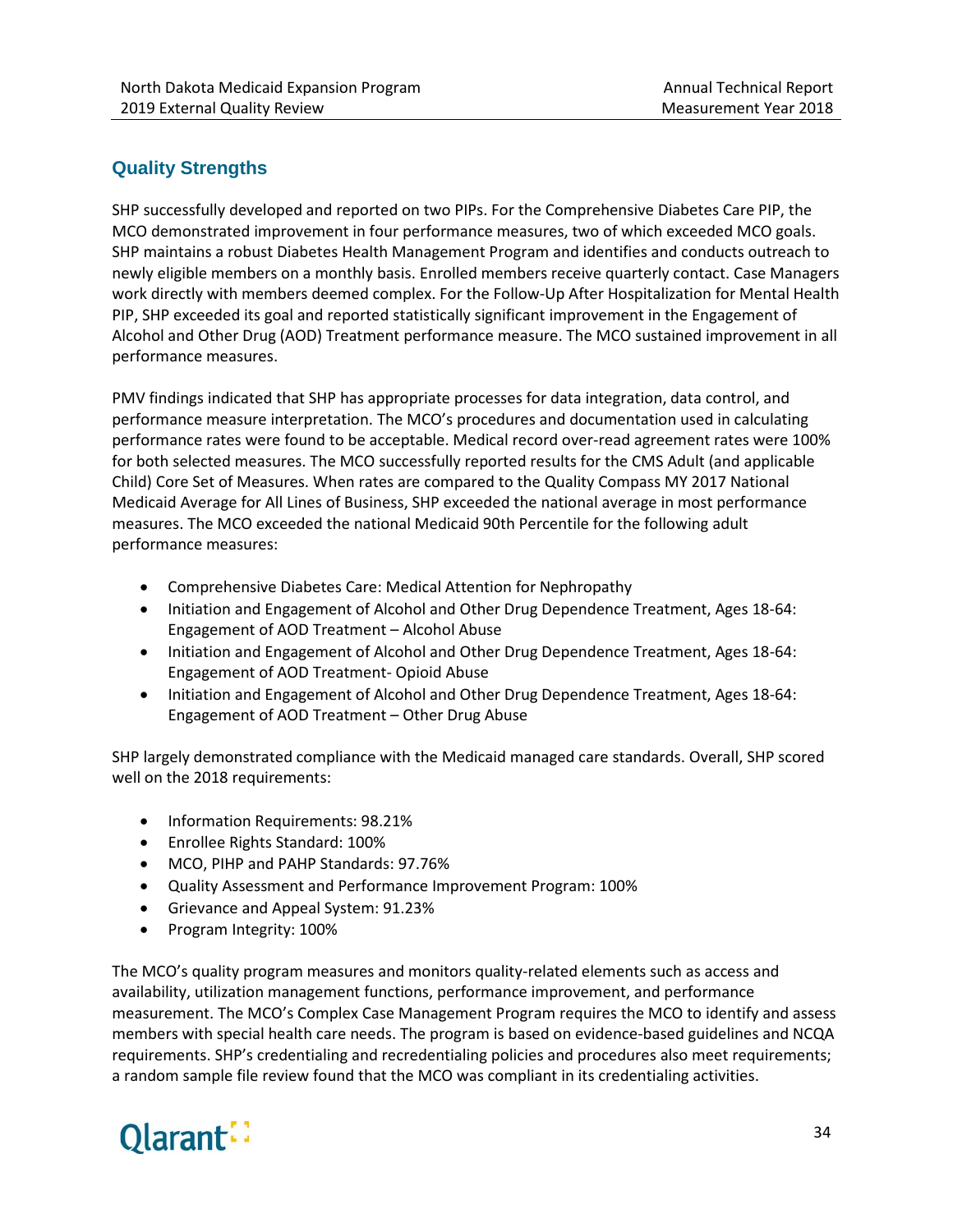## Quality Strengths

SHP successfully developed and reported on two PIPs. For the Comprehensive Diabetes Care PIP, the MCO demonstrated improvement in four performance measures, two of which exceeded MCO goals. SHP maintains a robust Diabetes Health Management Program and identifies and conducts outreach to newly eligible members on a monthly basis. Enrolled members receive quarterly contact. Case Managers work directly with members deemed complex. For the Follow-Up After Hospitalization for Mental Health PIP, SHP exceeded its goal and reported statistically significant improvement in the Engagement of Alcohol and Other Drug (AOD) Treatment performance measure. The MCO sustained improvement in all performance measures.

PMV findings indicated that SHP has appropriate processes for data integration, data control, and performance measure interpretation. The MCO's procedures and documentation used in calculating performance rates were found to be acceptable. Medical record over-read agreement rates were 100% for both selected measures. The MCO successfully reported results for the CMS Adult (and applicable Child) Core Set of Measures. When rates are compared to the Quality Compass MY 2017 National Medicaid Average for All Lines of Business, SHP exceeded the national average in most performance measures. The MCO exceeded the national Medicaid 90th Percentile for the following adult performance measures:

- Comprehensive Diabetes Care: Medical Attention for Nephropathy
- Initiation and Engagement of Alcohol and Other Drug Dependence Treatment, Ages 18-64: Engagement of AOD Treatment – Alcohol Abuse
- Initiation and Engagement of Alcohol and Other Drug Dependence Treatment, Ages 18-64: Engagement of AOD Treatment- Opioid Abuse
- Initiation and Engagement of Alcohol and Other Drug Dependence Treatment, Ages 18-64: Engagement of AOD Treatment – Other Drug Abuse

SHP largely demonstrated compliance with the Medicaid managed care standards. Overall, SHP scored well on the 2018 requirements:

- Information Requirements: 98.21%
- Enrollee Rights Standard: 100%
- MCO, PIHP and PAHP Standards: 97.76%
- Quality Assessment and Performance Improvement Program: 100%
- Grievance and Appeal System: 91.23%
- Program Integrity: 100%

The MCO's quality program measures and monitors quality-related elements such as access and availability, utilization management functions, performance improvement, and performance measurement. The MCO's Complex Case Management Program requires the MCO to identify and assess members with special health care needs. The program is based on evidence-based guidelines and NCQA requirements. SHP's credentialing and recredentialing policies and procedures also meet requirements; a random sample file review found that the MCO was compliant in its credentialing activities.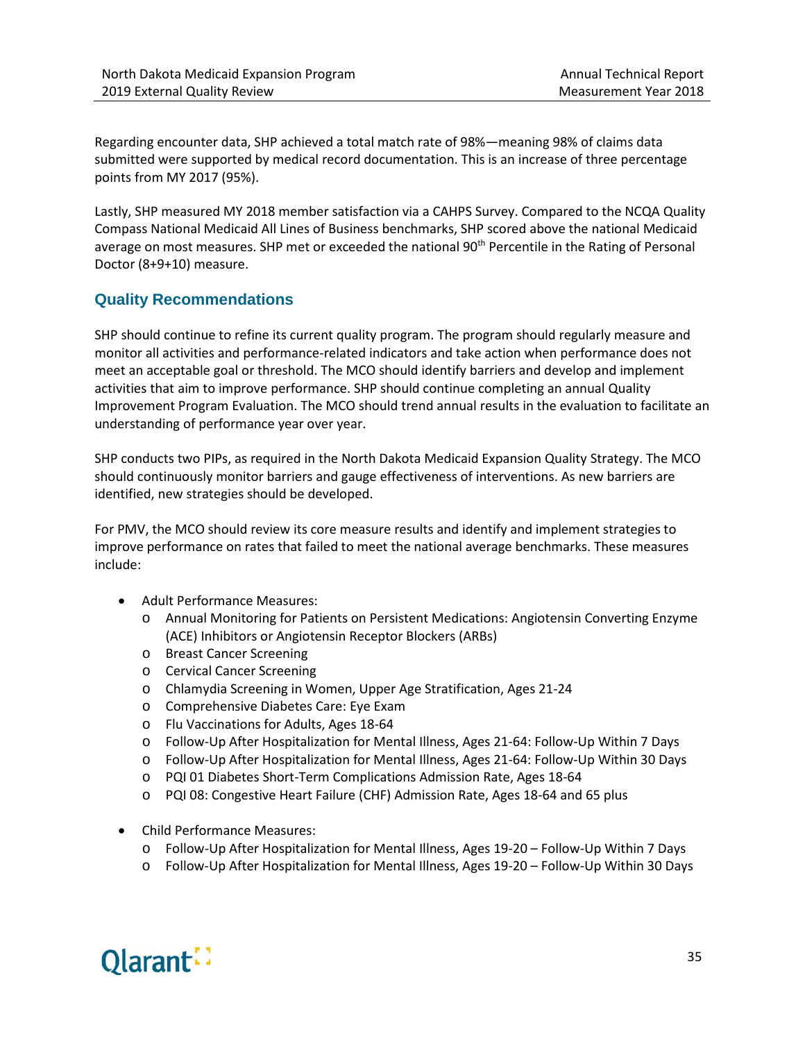Regarding encounter data, SHP achieved a total match rate of 98%—meaning 98% of claims data submitted were supported by medical record documentation. This is an increase of three percentage points from MY 2017 (95%).

Lastly, SHP measured MY 2018 member satisfaction via a CAHPS Survey. Compared to the NCQA Quality Compass National Medicaid All Lines of Business benchmarks, SHP scored above the national Medicaid average on most measures. SHP met or exceeded the national 90th Percentile in the Rating of Personal Doctor (8+9+10) measure.

## Quality Recommendations

SHP should continue to refine its current quality program. The program should regularly measure and monitor all activities and performance-related indicators and take action when performance does not meet an acceptable goal or threshold. The MCO should identify barriers and develop and implement activities that aim to improve performance. SHP should continue completing an annual Quality Improvement Program Evaluation. The MCO should trend annual results in the evaluation to facilitate an understanding of performance year over year.

SHP conducts two PIPs, as required in the North Dakota Medicaid Expansion Quality Strategy. The MCO should continuously monitor barriers and gauge effectiveness of interventions. As new barriers are identified, new strategies should be developed.

For PMV, the MCO should review its core measure results and identify and implement strategies to improve performance on rates that failed to meet the national average benchmarks. These measures include:

- Adult Performance Measures:
  - Annual Monitoring for Patients on Persistent Medications: Angiotensin Converting Enzyme (ACE) Inhibitors or Angiotensin Receptor Blockers (ARBs)
  - Breast Cancer Screening
  - Cervical Cancer Screening
  - Chlamydia Screening in Women, Upper Age Stratification, Ages 21-24
  - Comprehensive Diabetes Care: Eye Exam
  - Flu Vaccinations for Adults, Ages 18-64
  - Follow-Up After Hospitalization for Mental Illness, Ages 21-64: Follow-Up Within 7 Days
  - Follow-Up After Hospitalization for Mental Illness, Ages 21-64: Follow-Up Within 30 Days
  - PQI 01 Diabetes Short-Term Complications Admission Rate, Ages 18-64
  - PQI 08: Congestive Heart Failure (CHF) Admission Rate, Ages 18-64 and 65 plus

- Child Performance Measures:
  - Follow-Up After Hospitalization for Mental Illness, Ages 19-20 – Follow-Up Within 7 Days
  - Follow-Up After Hospitalization for Mental Illness, Ages 19-20 – Follow-Up Within 30 Days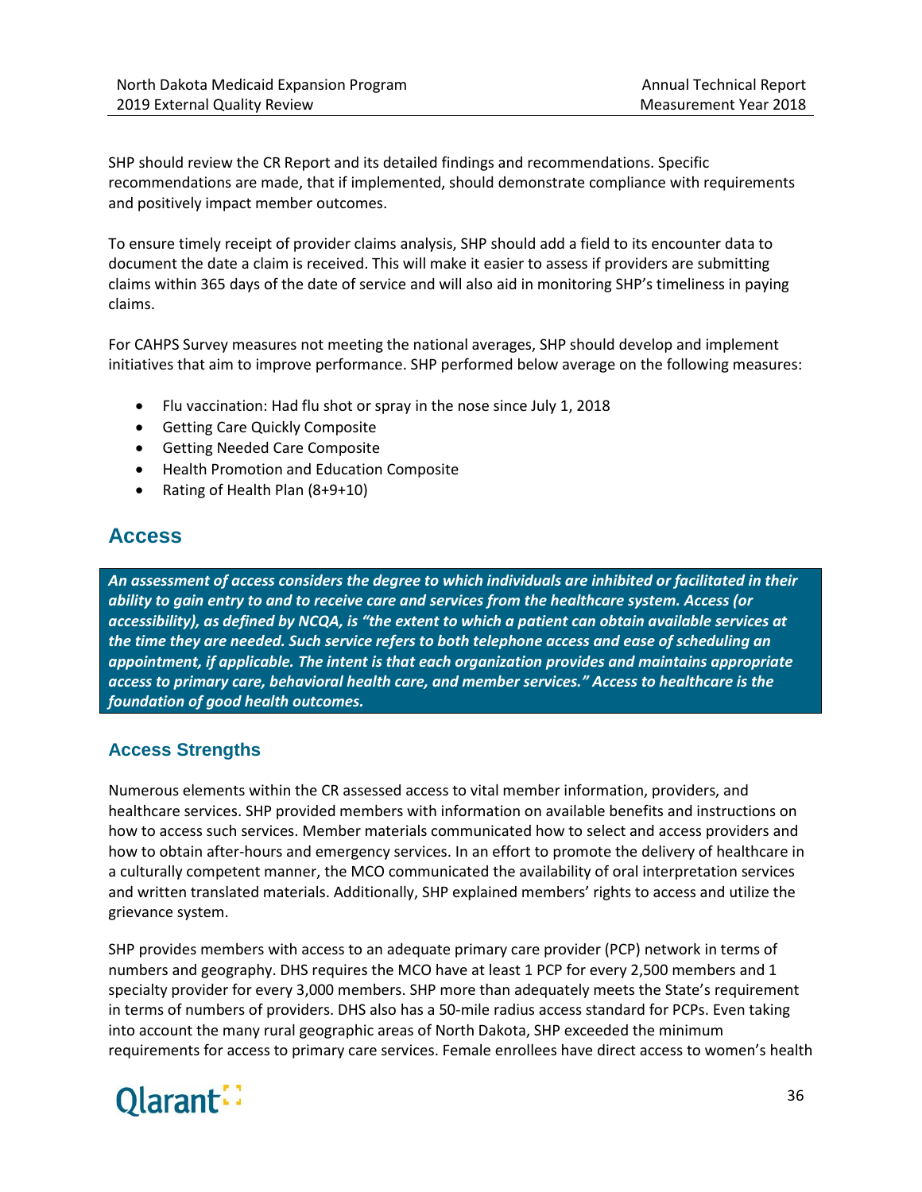SHP should review the CR Report and its detailed findings and recommendations. Specific recommendations are made, that if implemented, should demonstrate compliance with requirements and positively impact member outcomes.

To ensure timely receipt of provider claims analysis, SHP should add a field to its encounter data to document the date a claim is received. This will make it easier to assess if providers are submitting claims within 365 days of the date of service and will also aid in monitoring SHP's timeliness in paying claims.

For CAHPS Survey measures not meeting the national averages, SHP should develop and implement initiatives that aim to improve performance. SHP performed below average on the following measures:

- Flu vaccination: Had flu shot or spray in the nose since July 1, 2018
- Getting Care Quickly Composite
- Getting Needed Care Composite
- Health Promotion and Education Composite
- Rating of Health Plan (8+9+10)

## Access

***An assessment of access considers the degree to which individuals are inhibited or facilitated in their ability to gain entry to and to receive care and services from the healthcare system. Access (or accessibility), as defined by NCQA, is "the extent to which a patient can obtain available services at the time they are needed. Such service refers to both telephone access and ease of scheduling an appointment, if applicable. The intent is that each organization provides and maintains appropriate access to primary care, behavioral health care, and member services." Access to healthcare is the foundation of good health outcomes.***

### Access Strengths

Numerous elements within the CR assessed access to vital member information, providers, and healthcare services. SHP provided members with information on available benefits and instructions on how to access such services. Member materials communicated how to select and access providers and how to obtain after-hours and emergency services. In an effort to promote the delivery of healthcare in a culturally competent manner, the MCO communicated the availability of oral interpretation services and written translated materials. Additionally, SHP explained members' rights to access and utilize the grievance system.

SHP provides members with access to an adequate primary care provider (PCP) network in terms of numbers and geography. DHS requires the MCO have at least 1 PCP for every 2,500 members and 1 specialty provider for every 3,000 members. SHP more than adequately meets the State's requirement in terms of numbers of providers. DHS also has a 50-mile radius access standard for PCPs. Even taking into account the many rural geographic areas of North Dakota, SHP exceeded the minimum requirements for access to primary care services. Female enrollees have direct access to women's health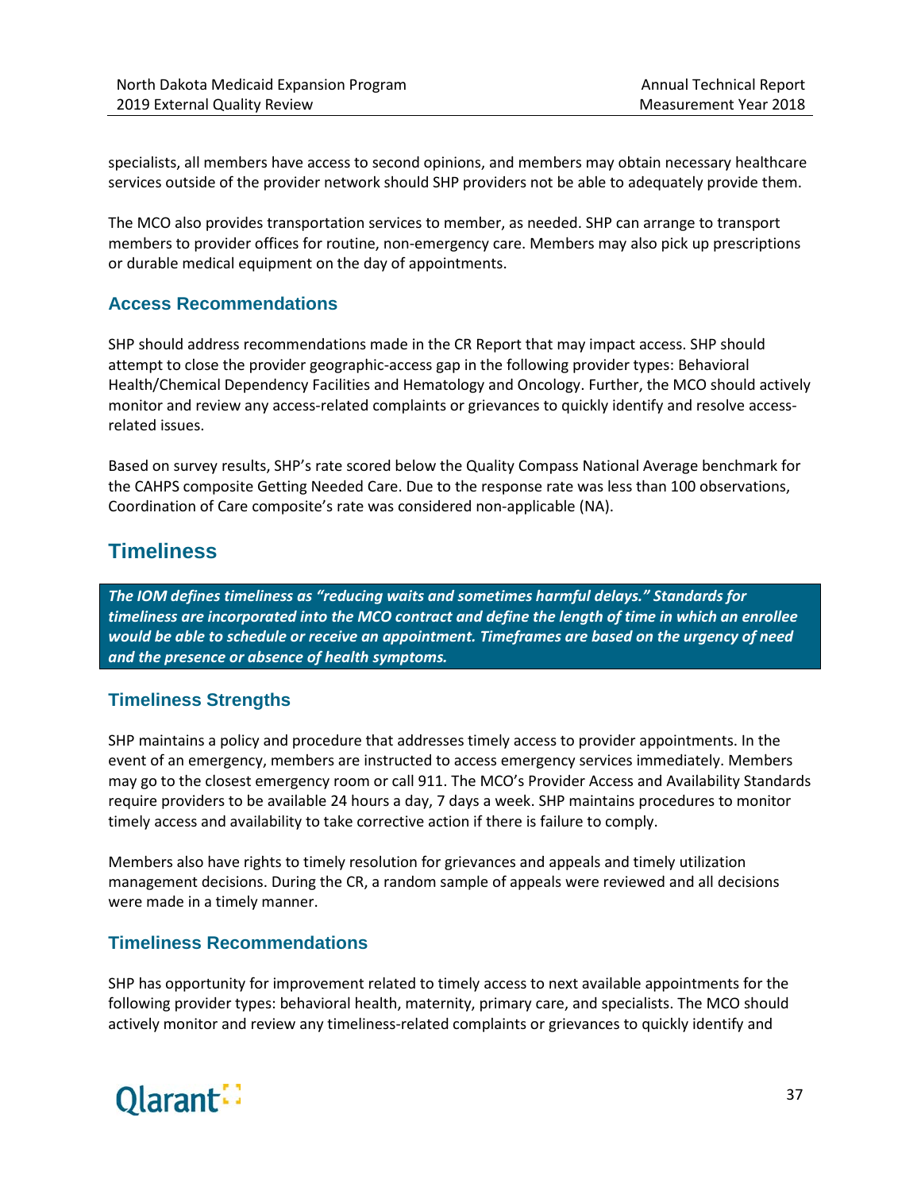specialists, all members have access to second opinions, and members may obtain necessary healthcare services outside of the provider network should SHP providers not be able to adequately provide them.

The MCO also provides transportation services to member, as needed. SHP can arrange to transport members to provider offices for routine, non-emergency care. Members may also pick up prescriptions or durable medical equipment on the day of appointments.

### Access Recommendations

SHP should address recommendations made in the CR Report that may impact access. SHP should attempt to close the provider geographic-access gap in the following provider types: Behavioral Health/Chemical Dependency Facilities and Hematology and Oncology. Further, the MCO should actively monitor and review any access-related complaints or grievances to quickly identify and resolve access-related issues.

Based on survey results, SHP's rate scored below the Quality Compass National Average benchmark for the CAHPS composite Getting Needed Care. Due to the response rate was less than 100 observations, Coordination of Care composite's rate was considered non-applicable (NA).

## Timeliness

***The IOM defines timeliness as "reducing waits and sometimes harmful delays." Standards for timeliness are incorporated into the MCO contract and define the length of time in which an enrollee would be able to schedule or receive an appointment. Timeframes are based on the urgency of need and the presence or absence of health symptoms.***

### Timeliness Strengths

SHP maintains a policy and procedure that addresses timely access to provider appointments. In the event of an emergency, members are instructed to access emergency services immediately. Members may go to the closest emergency room or call 911. The MCO's Provider Access and Availability Standards require providers to be available 24 hours a day, 7 days a week. SHP maintains procedures to monitor timely access and availability to take corrective action if there is failure to comply.

Members also have rights to timely resolution for grievances and appeals and timely utilization management decisions. During the CR, a random sample of appeals were reviewed and all decisions were made in a timely manner.

### Timeliness Recommendations

SHP has opportunity for improvement related to timely access to next available appointments for the following provider types: behavioral health, maternity, primary care, and specialists. The MCO should actively monitor and review any timeliness-related complaints or grievances to quickly identify and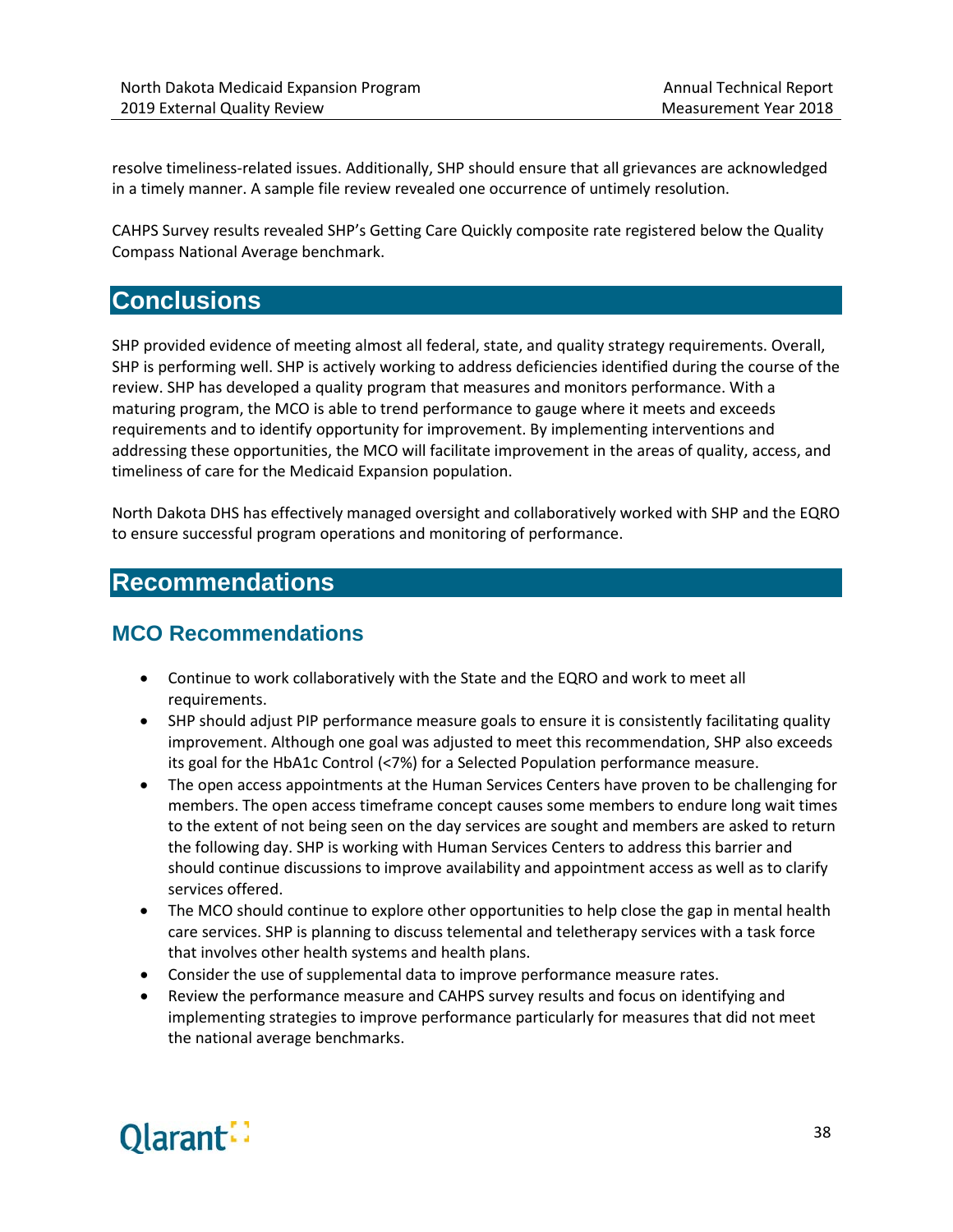resolve timeliness-related issues. Additionally, SHP should ensure that all grievances are acknowledged in a timely manner. A sample file review revealed one occurrence of untimely resolution.

CAHPS Survey results revealed SHP's Getting Care Quickly composite rate registered below the Quality Compass National Average benchmark.

# Conclusions

SHP provided evidence of meeting almost all federal, state, and quality strategy requirements. Overall, SHP is performing well. SHP is actively working to address deficiencies identified during the course of the review. SHP has developed a quality program that measures and monitors performance. With a maturing program, the MCO is able to trend performance to gauge where it meets and exceeds requirements and to identify opportunity for improvement. By implementing interventions and addressing these opportunities, the MCO will facilitate improvement in the areas of quality, access, and timeliness of care for the Medicaid Expansion population.

North Dakota DHS has effectively managed oversight and collaboratively worked with SHP and the EQRO to ensure successful program operations and monitoring of performance.

# Recommendations

## MCO Recommendations

- Continue to work collaboratively with the State and the EQRO and work to meet all requirements.
- SHP should adjust PIP performance measure goals to ensure it is consistently facilitating quality improvement. Although one goal was adjusted to meet this recommendation, SHP also exceeds its goal for the HbA1c Control (<7%) for a Selected Population performance measure.
- The open access appointments at the Human Services Centers have proven to be challenging for members. The open access timeframe concept causes some members to endure long wait times to the extent of not being seen on the day services are sought and members are asked to return the following day. SHP is working with Human Services Centers to address this barrier and should continue discussions to improve availability and appointment access as well as to clarify services offered.
- The MCO should continue to explore other opportunities to help close the gap in mental health care services. SHP is planning to discuss telemental and teletherapy services with a task force that involves other health systems and health plans.
- Consider the use of supplemental data to improve performance measure rates.
- Review the performance measure and CAHPS survey results and focus on identifying and implementing strategies to improve performance particularly for measures that did not meet the national average benchmarks.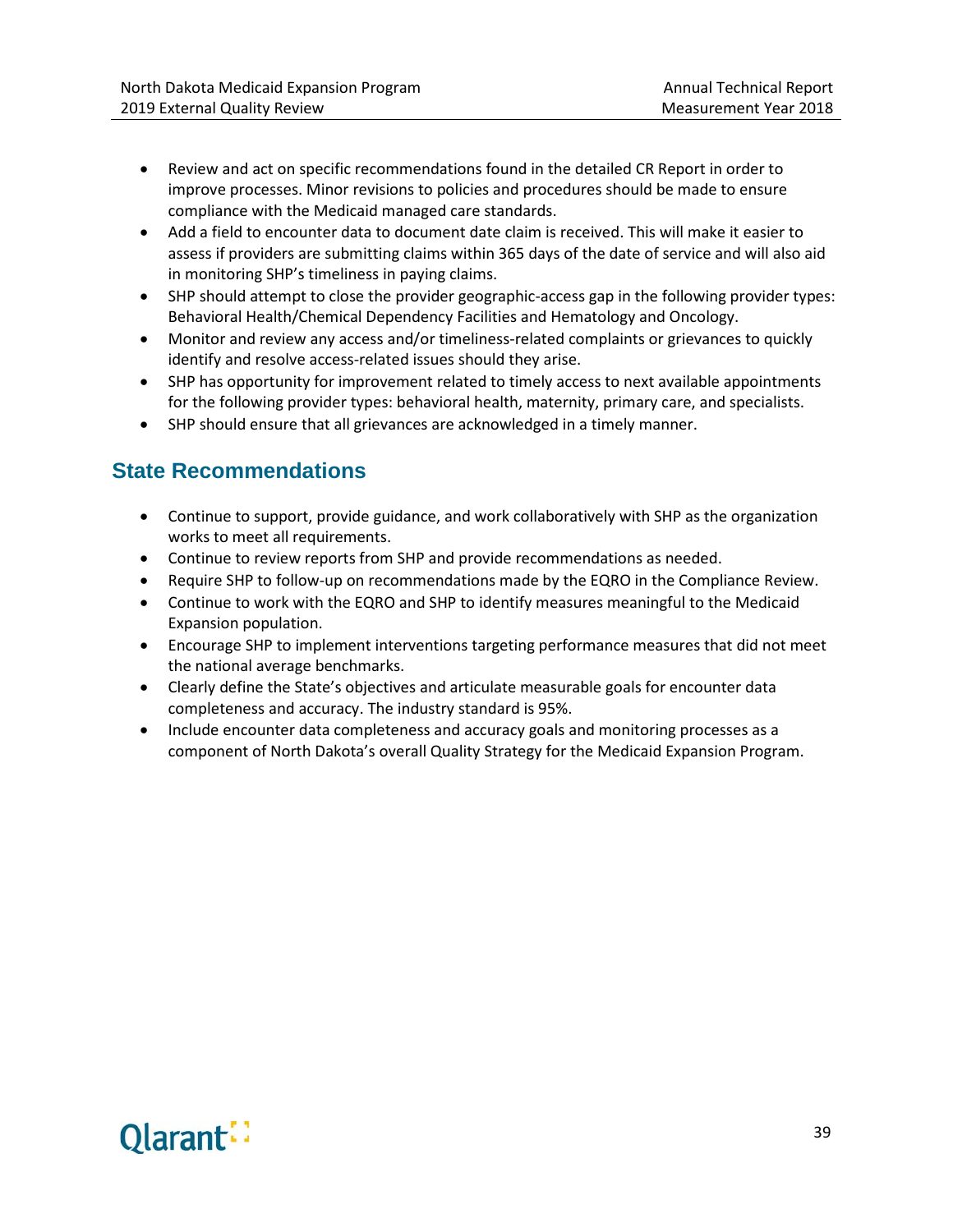- Review and act on specific recommendations found in the detailed CR Report in order to improve processes. Minor revisions to policies and procedures should be made to ensure compliance with the Medicaid managed care standards.
- Add a field to encounter data to document date claim is received. This will make it easier to assess if providers are submitting claims within 365 days of the date of service and will also aid in monitoring SHP's timeliness in paying claims.
- SHP should attempt to close the provider geographic-access gap in the following provider types: Behavioral Health/Chemical Dependency Facilities and Hematology and Oncology.
- Monitor and review any access and/or timeliness-related complaints or grievances to quickly identify and resolve access-related issues should they arise.
- SHP has opportunity for improvement related to timely access to next available appointments for the following provider types: behavioral health, maternity, primary care, and specialists.
- SHP should ensure that all grievances are acknowledged in a timely manner.

## State Recommendations

- Continue to support, provide guidance, and work collaboratively with SHP as the organization works to meet all requirements.
- Continue to review reports from SHP and provide recommendations as needed.
- Require SHP to follow-up on recommendations made by the EQRO in the Compliance Review.
- Continue to work with the EQRO and SHP to identify measures meaningful to the Medicaid Expansion population.
- Encourage SHP to implement interventions targeting performance measures that did not meet the national average benchmarks.
- Clearly define the State's objectives and articulate measurable goals for encounter data completeness and accuracy. The industry standard is 95%.
- Include encounter data completeness and accuracy goals and monitoring processes as a component of North Dakota's overall Quality Strategy for the Medicaid Expansion Program.